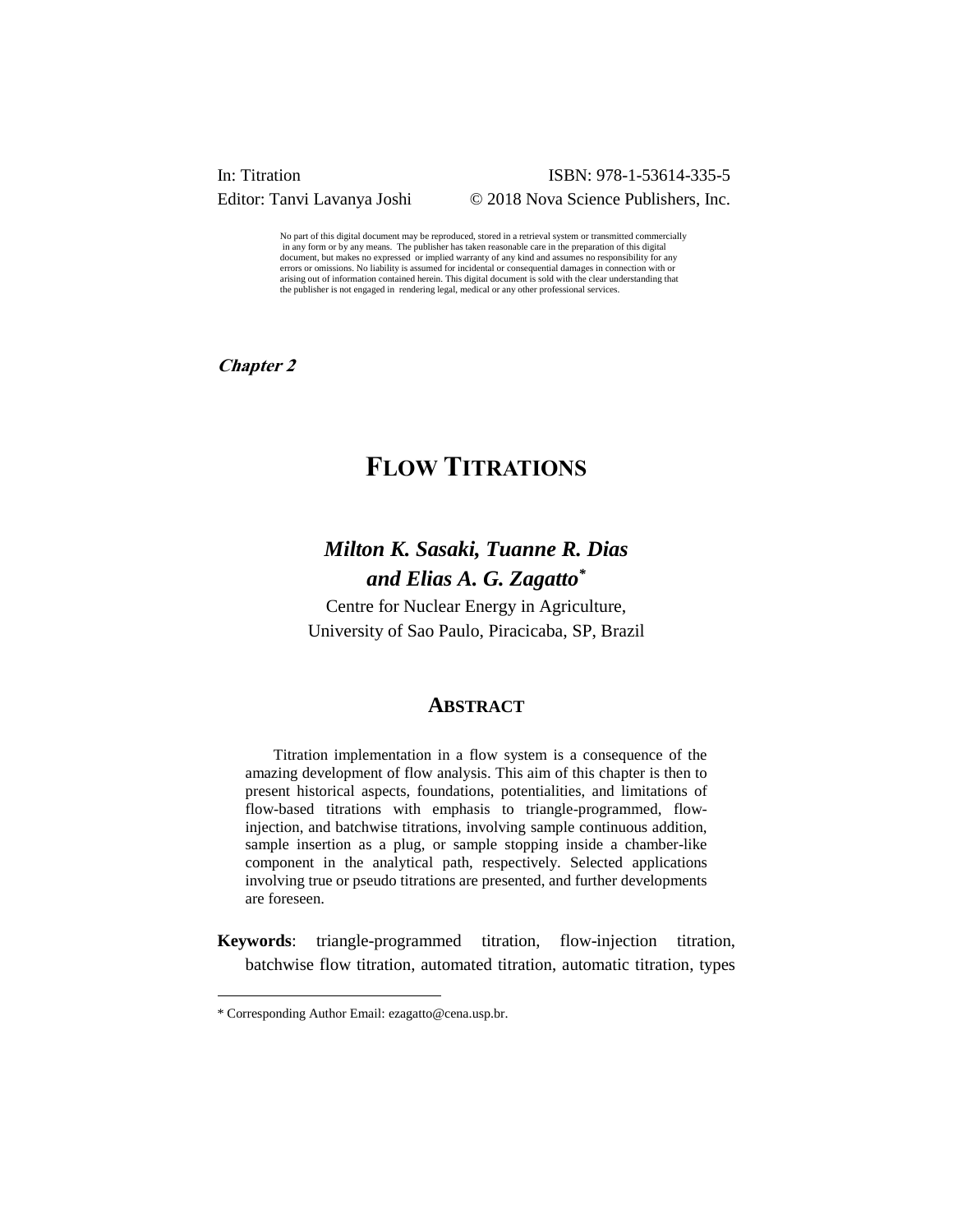In: Titration ISBN: 978-1-53614-335-5
Editor: Tanvi Lavanya Joshi © 2018 Nova Science Publishers, Inc.

No part of this digital document may be reproduced, stored in a retrieval system or transmitted commercially in any form or by any means. The publisher has taken reasonable care in the preparation of this digital document, but makes no expressed or implied warranty of any kind and assumes no responsibility for any errors or omissions. No liability is assumed for incidental or consequential damages in connection with or arising out of information contained herein. This digital document is sold with the clear understanding that the publisher is not engaged in rendering legal, medical or any other professional services.

***Chapter 2***

# FLOW TITRATIONS

***Milton K. Sasaki, Tuanne R. Dias and Elias A. G. Zagatto****

Centre for Nuclear Energy in Agriculture, University of Sao Paulo, Piracicaba, SP, Brazil

## ABSTRACT

Titration implementation in a flow system is a consequence of the amazing development of flow analysis. This aim of this chapter is then to present historical aspects, foundations, potentialities, and limitations of flow-based titrations with emphasis to triangle-programmed, flow-injection, and batchwise titrations, involving sample continuous addition, sample insertion as a plug, or sample stopping inside a chamber-like component in the analytical path, respectively. Selected applications involving true or pseudo titrations are presented, and further developments are foreseen.

**Keywords**: triangle-programmed titration, flow-injection titration, batchwise flow titration, automated titration, automatic titration, types

* Corresponding Author Email: ezagatto@cena.usp.br.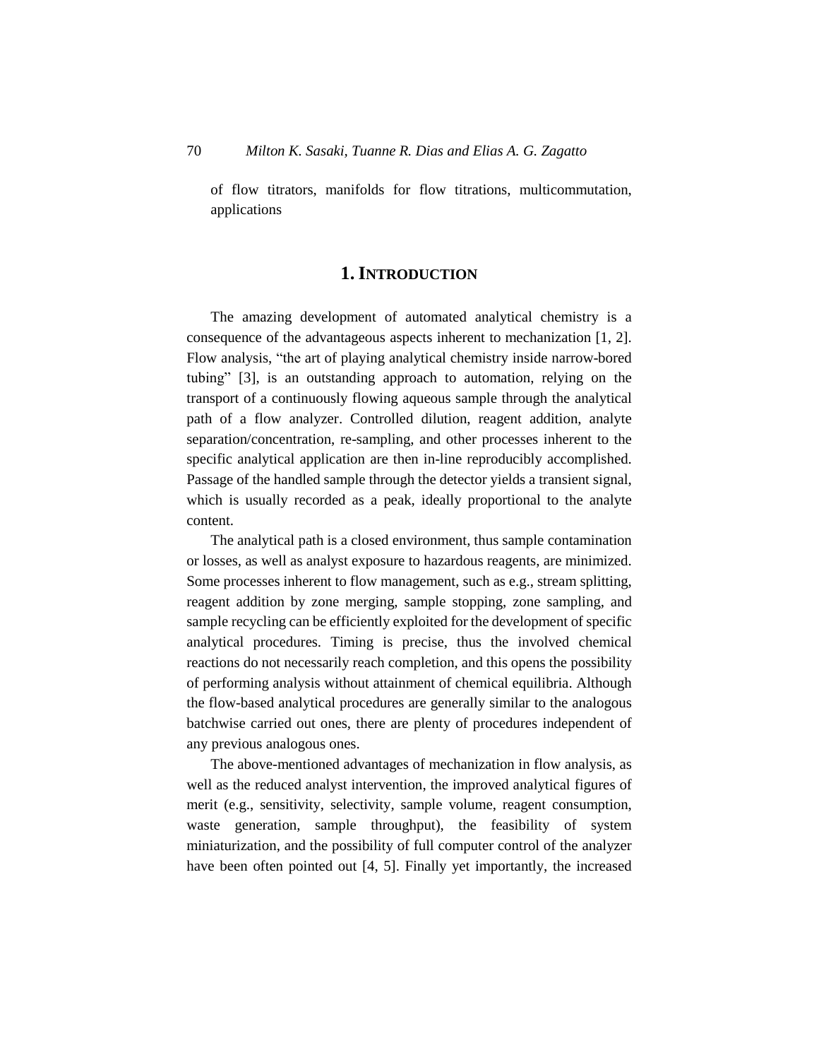of flow titrators, manifolds for flow titrations, multicommutation, applications

## 1. INTRODUCTION

The amazing development of automated analytical chemistry is a consequence of the advantageous aspects inherent to mechanization [1, 2]. Flow analysis, "the art of playing analytical chemistry inside narrow-bored tubing" [3], is an outstanding approach to automation, relying on the transport of a continuously flowing aqueous sample through the analytical path of a flow analyzer. Controlled dilution, reagent addition, analyte separation/concentration, re-sampling, and other processes inherent to the specific analytical application are then in-line reproducibly accomplished. Passage of the handled sample through the detector yields a transient signal, which is usually recorded as a peak, ideally proportional to the analyte content.

The analytical path is a closed environment, thus sample contamination or losses, as well as analyst exposure to hazardous reagents, are minimized. Some processes inherent to flow management, such as e.g., stream splitting, reagent addition by zone merging, sample stopping, zone sampling, and sample recycling can be efficiently exploited for the development of specific analytical procedures. Timing is precise, thus the involved chemical reactions do not necessarily reach completion, and this opens the possibility of performing analysis without attainment of chemical equilibria. Although the flow-based analytical procedures are generally similar to the analogous batchwise carried out ones, there are plenty of procedures independent of any previous analogous ones.

The above-mentioned advantages of mechanization in flow analysis, as well as the reduced analyst intervention, the improved analytical figures of merit (e.g., sensitivity, selectivity, sample volume, reagent consumption, waste generation, sample throughput), the feasibility of system miniaturization, and the possibility of full computer control of the analyzer have been often pointed out [4, 5]. Finally yet importantly, the increased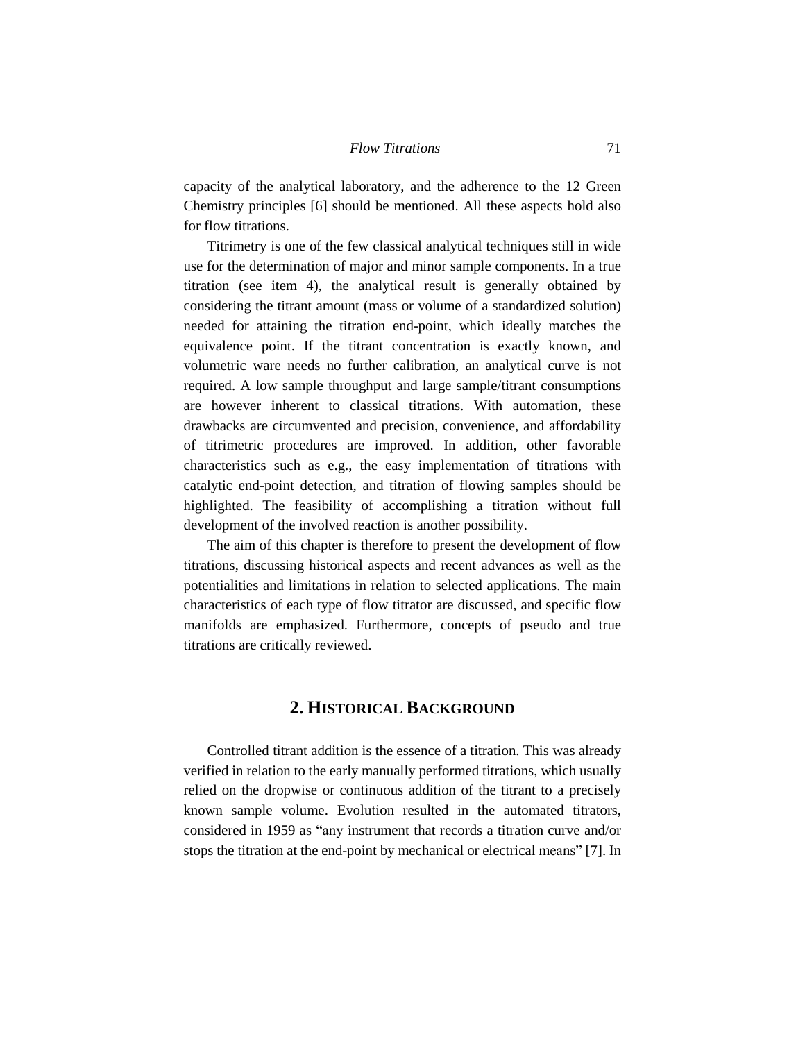capacity of the analytical laboratory, and the adherence to the 12 Green Chemistry principles [6] should be mentioned. All these aspects hold also for flow titrations.

Titrimetry is one of the few classical analytical techniques still in wide use for the determination of major and minor sample components. In a true titration (see item 4), the analytical result is generally obtained by considering the titrant amount (mass or volume of a standardized solution) needed for attaining the titration end-point, which ideally matches the equivalence point. If the titrant concentration is exactly known, and volumetric ware needs no further calibration, an analytical curve is not required. A low sample throughput and large sample/titrant consumptions are however inherent to classical titrations. With automation, these drawbacks are circumvented and precision, convenience, and affordability of titrimetric procedures are improved. In addition, other favorable characteristics such as e.g., the easy implementation of titrations with catalytic end-point detection, and titration of flowing samples should be highlighted. The feasibility of accomplishing a titration without full development of the involved reaction is another possibility.

The aim of this chapter is therefore to present the development of flow titrations, discussing historical aspects and recent advances as well as the potentialities and limitations in relation to selected applications. The main characteristics of each type of flow titrator are discussed, and specific flow manifolds are emphasized. Furthermore, concepts of pseudo and true titrations are critically reviewed.

## 2. Historical Background

Controlled titrant addition is the essence of a titration. This was already verified in relation to the early manually performed titrations, which usually relied on the dropwise or continuous addition of the titrant to a precisely known sample volume. Evolution resulted in the automated titrators, considered in 1959 as "any instrument that records a titration curve and/or stops the titration at the end-point by mechanical or electrical means" [7]. In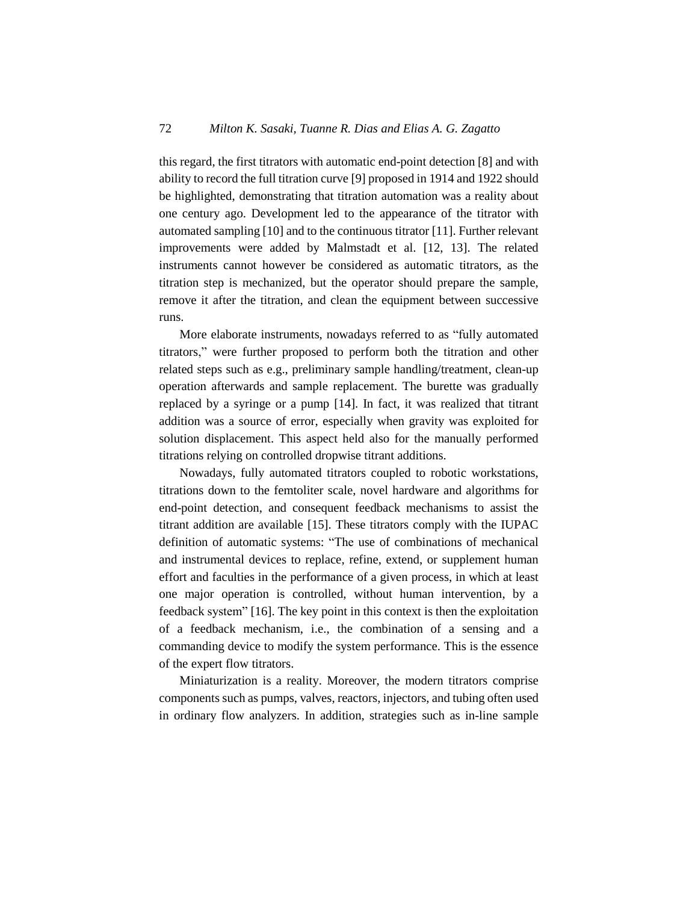this regard, the first titrators with automatic end-point detection [8] and with ability to record the full titration curve [9] proposed in 1914 and 1922 should be highlighted, demonstrating that titration automation was a reality about one century ago. Development led to the appearance of the titrator with automated sampling [10] and to the continuous titrator [11]. Further relevant improvements were added by Malmstadt et al. [12, 13]. The related instruments cannot however be considered as automatic titrators, as the titration step is mechanized, but the operator should prepare the sample, remove it after the titration, and clean the equipment between successive runs.

More elaborate instruments, nowadays referred to as "fully automated titrators," were further proposed to perform both the titration and other related steps such as e.g., preliminary sample handling/treatment, clean-up operation afterwards and sample replacement. The burette was gradually replaced by a syringe or a pump [14]. In fact, it was realized that titrant addition was a source of error, especially when gravity was exploited for solution displacement. This aspect held also for the manually performed titrations relying on controlled dropwise titrant additions.

Nowadays, fully automated titrators coupled to robotic workstations, titrations down to the femtoliter scale, novel hardware and algorithms for end-point detection, and consequent feedback mechanisms to assist the titrant addition are available [15]. These titrators comply with the IUPAC definition of automatic systems: "The use of combinations of mechanical and instrumental devices to replace, refine, extend, or supplement human effort and faculties in the performance of a given process, in which at least one major operation is controlled, without human intervention, by a feedback system" [16]. The key point in this context is then the exploitation of a feedback mechanism, i.e., the combination of a sensing and a commanding device to modify the system performance. This is the essence of the expert flow titrators.

Miniaturization is a reality. Moreover, the modern titrators comprise components such as pumps, valves, reactors, injectors, and tubing often used in ordinary flow analyzers. In addition, strategies such as in-line sample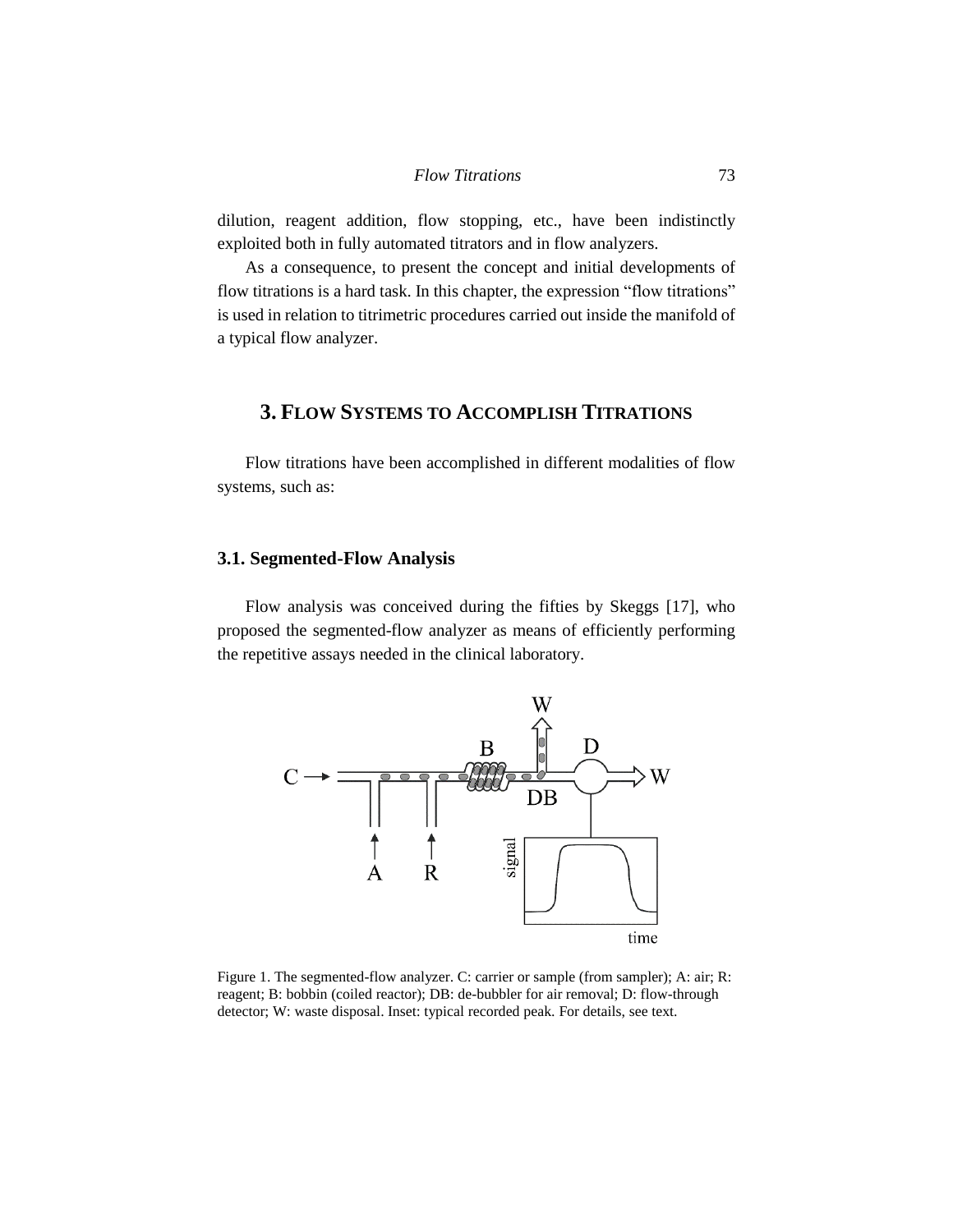dilution, reagent addition, flow stopping, etc., have been indistinctly exploited both in fully automated titrators and in flow analyzers.

As a consequence, to present the concept and initial developments of flow titrations is a hard task. In this chapter, the expression "flow titrations" is used in relation to titrimetric procedures carried out inside the manifold of a typical flow analyzer.

## 3. Flow Systems to Accomplish Titrations

Flow titrations have been accomplished in different modalities of flow systems, such as:

### 3.1. Segmented-Flow Analysis

Flow analysis was conceived during the fifties by Skeggs [17], who proposed the segmented-flow analyzer as means of efficiently performing the repetitive assays needed in the clinical laboratory.

Figure 1. The segmented-flow analyzer. C: carrier or sample (from sampler); A: air; R: reagent; B: bobbin (coiled reactor); DB: de-bubbler for air removal; D: flow-through detector; W: waste disposal. Inset: typical recorded peak. For details, see text.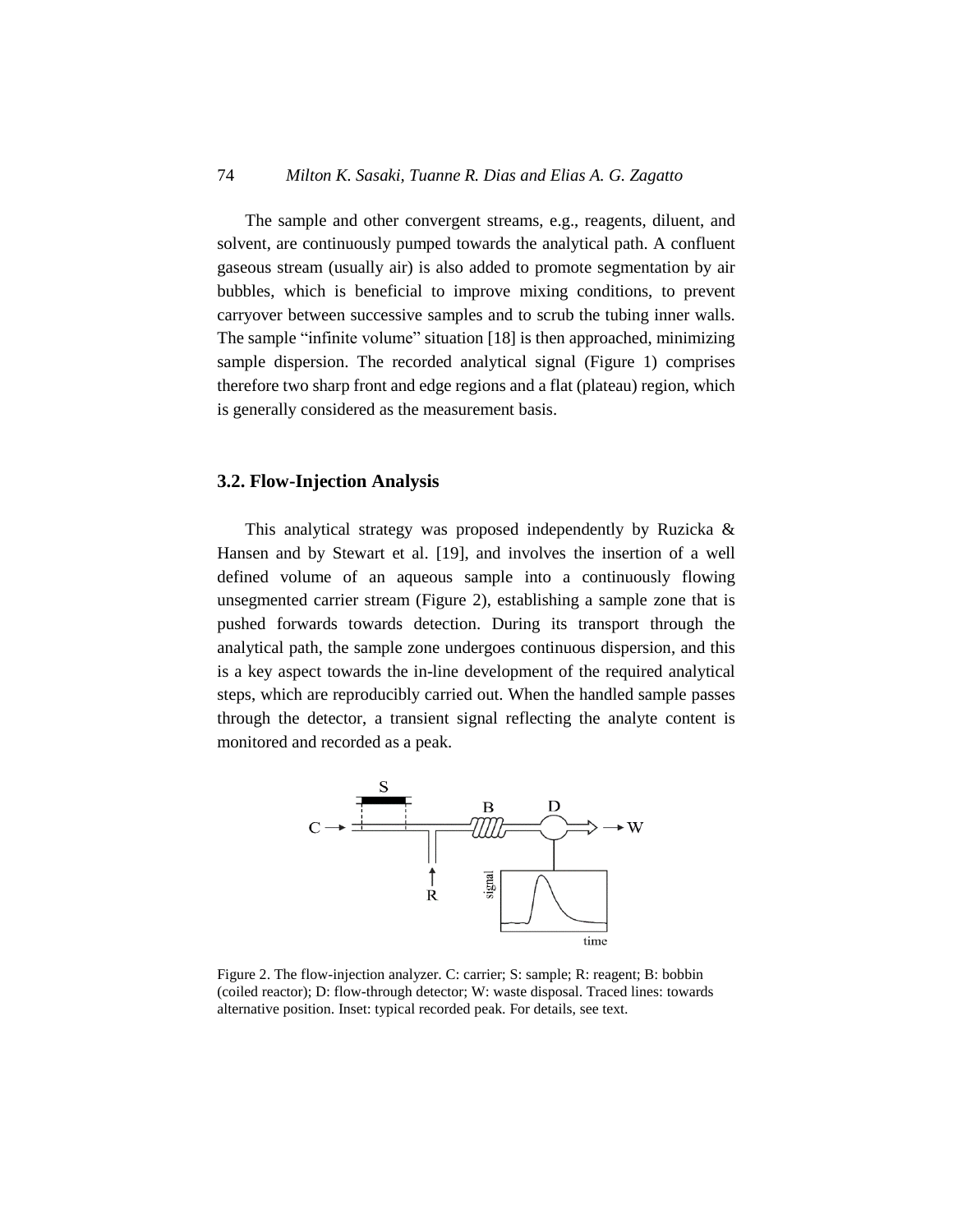The sample and other convergent streams, e.g., reagents, diluent, and solvent, are continuously pumped towards the analytical path. A confluent gaseous stream (usually air) is also added to promote segmentation by air bubbles, which is beneficial to improve mixing conditions, to prevent carryover between successive samples and to scrub the tubing inner walls. The sample "infinite volume" situation [18] is then approached, minimizing sample dispersion. The recorded analytical signal (Figure 1) comprises therefore two sharp front and edge regions and a flat (plateau) region, which is generally considered as the measurement basis.

### 3.2. Flow-Injection Analysis

This analytical strategy was proposed independently by Ruzicka & Hansen and by Stewart et al. [19], and involves the insertion of a well defined volume of an aqueous sample into a continuously flowing unsegmented carrier stream (Figure 2), establishing a sample zone that is pushed forwards towards detection. During its transport through the analytical path, the sample zone undergoes continuous dispersion, and this is a key aspect towards the in-line development of the required analytical steps, which are reproducibly carried out. When the handled sample passes through the detector, a transient signal reflecting the analyte content is monitored and recorded as a peak.

Figure 2. The flow-injection analyzer. C: carrier; S: sample; R: reagent; B: bobbin (coiled reactor); D: flow-through detector; W: waste disposal. Traced lines: towards alternative position. Inset: typical recorded peak. For details, see text.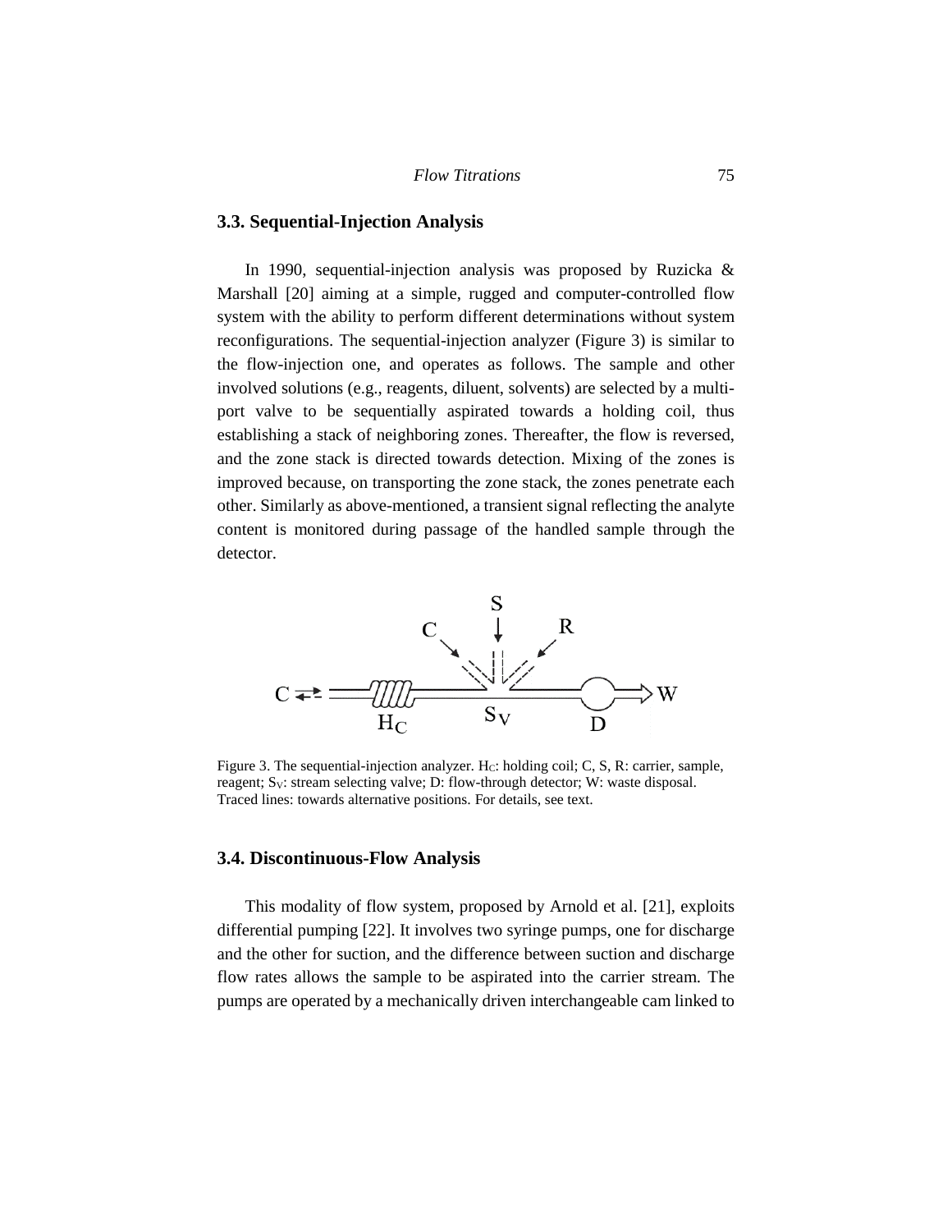### 3.3. Sequential-Injection Analysis

In 1990, sequential-injection analysis was proposed by Ruzicka & Marshall [20] aiming at a simple, rugged and computer-controlled flow system with the ability to perform different determinations without system reconfigurations. The sequential-injection analyzer (Figure 3) is similar to the flow-injection one, and operates as follows. The sample and other involved solutions (e.g., reagents, diluent, solvents) are selected by a multi-port valve to be sequentially aspirated towards a holding coil, thus establishing a stack of neighboring zones. Thereafter, the flow is reversed, and the zone stack is directed towards detection. Mixing of the zones is improved because, on transporting the zone stack, the zones penetrate each other. Similarly as above-mentioned, a transient signal reflecting the analyte content is monitored during passage of the handled sample through the detector.

Figure 3. The sequential-injection analyzer. $H_C$: holding coil; C, S, R: carrier, sample, reagent; $S_V$: stream selecting valve; D: flow-through detector; W: waste disposal. Traced lines: towards alternative positions. For details, see text.

### 3.4. Discontinuous-Flow Analysis

This modality of flow system, proposed by Arnold et al. [21], exploits differential pumping [22]. It involves two syringe pumps, one for discharge and the other for suction, and the difference between suction and discharge flow rates allows the sample to be aspirated into the carrier stream. The pumps are operated by a mechanically driven interchangeable cam linked to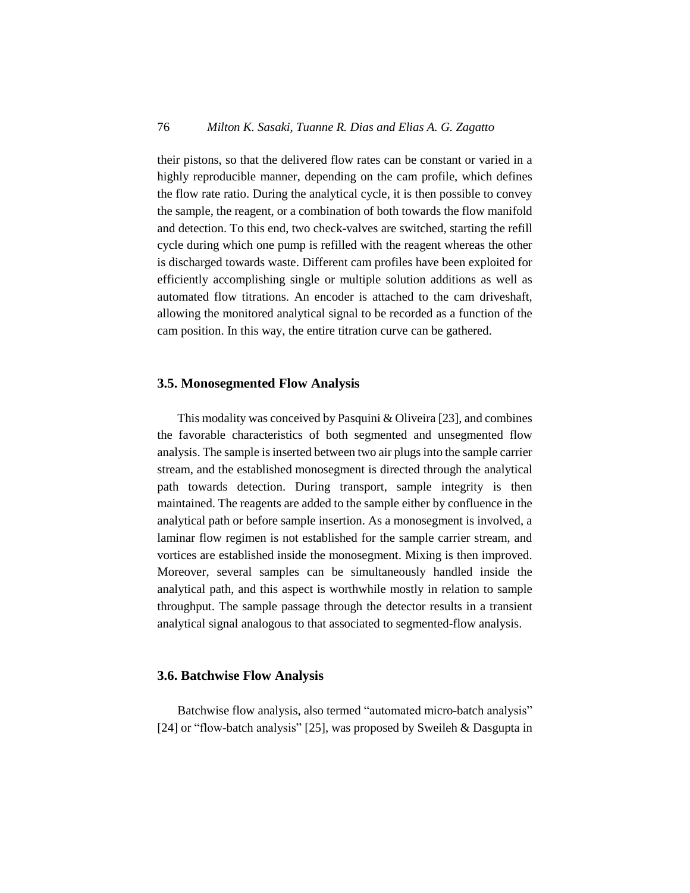their pistons, so that the delivered flow rates can be constant or varied in a highly reproducible manner, depending on the cam profile, which defines the flow rate ratio. During the analytical cycle, it is then possible to convey the sample, the reagent, or a combination of both towards the flow manifold and detection. To this end, two check-valves are switched, starting the refill cycle during which one pump is refilled with the reagent whereas the other is discharged towards waste. Different cam profiles have been exploited for efficiently accomplishing single or multiple solution additions as well as automated flow titrations. An encoder is attached to the cam driveshaft, allowing the monitored analytical signal to be recorded as a function of the cam position. In this way, the entire titration curve can be gathered.

### 3.5. Monosegmented Flow Analysis

This modality was conceived by Pasquini & Oliveira [23], and combines the favorable characteristics of both segmented and unsegmented flow analysis. The sample is inserted between two air plugs into the sample carrier stream, and the established monosegment is directed through the analytical path towards detection. During transport, sample integrity is then maintained. The reagents are added to the sample either by confluence in the analytical path or before sample insertion. As a monosegment is involved, a laminar flow regimen is not established for the sample carrier stream, and vortices are established inside the monosegment. Mixing is then improved. Moreover, several samples can be simultaneously handled inside the analytical path, and this aspect is worthwhile mostly in relation to sample throughput. The sample passage through the detector results in a transient analytical signal analogous to that associated to segmented-flow analysis.

### 3.6. Batchwise Flow Analysis

Batchwise flow analysis, also termed "automated micro-batch analysis" [24] or "flow-batch analysis" [25], was proposed by Sweileh & Dasgupta in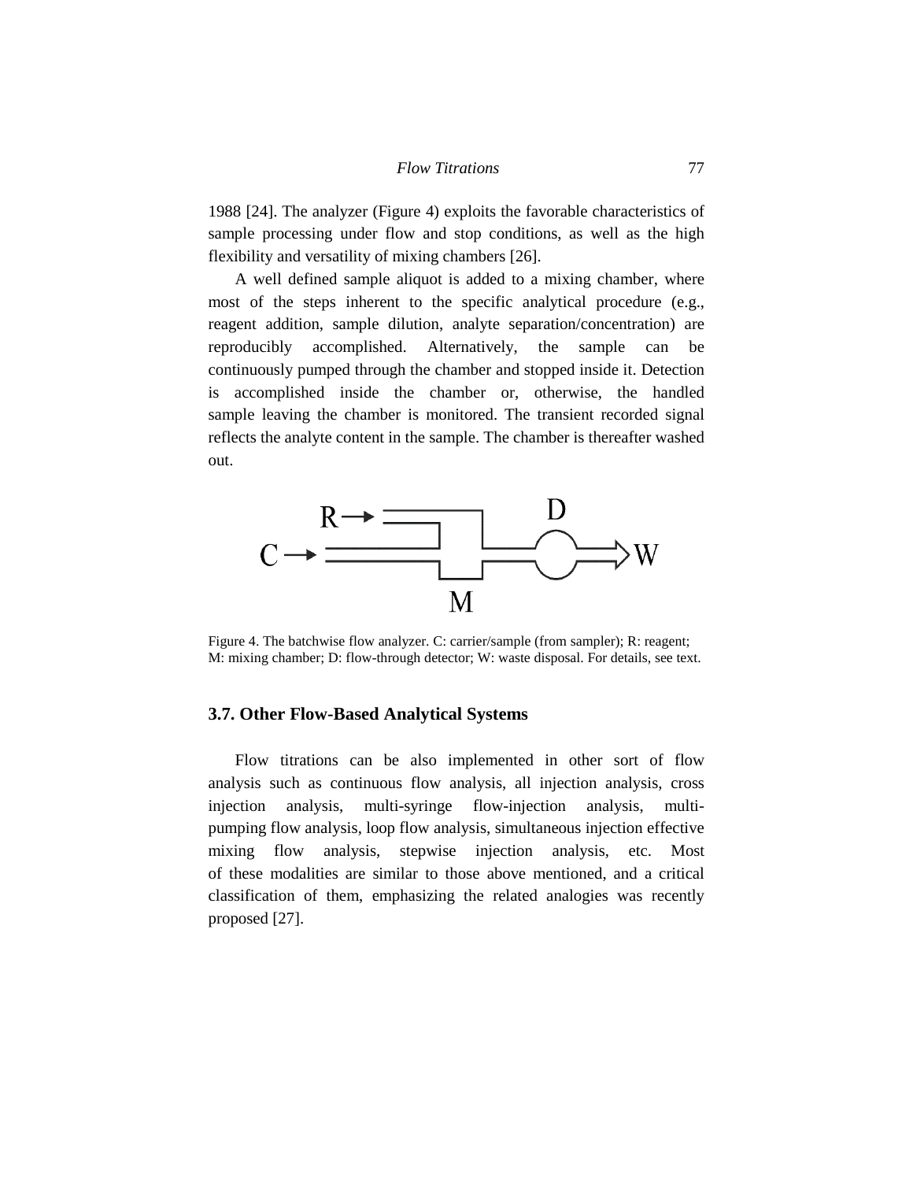1988 [24]. The analyzer (Figure 4) exploits the favorable characteristics of sample processing under flow and stop conditions, as well as the high flexibility and versatility of mixing chambers [26].

A well defined sample aliquot is added to a mixing chamber, where most of the steps inherent to the specific analytical procedure (e.g., reagent addition, sample dilution, analyte separation/concentration) are reproducibly accomplished. Alternatively, the sample can be continuously pumped through the chamber and stopped inside it. Detection is accomplished inside the chamber or, otherwise, the handled sample leaving the chamber is monitored. The transient recorded signal reflects the analyte content in the sample. The chamber is thereafter washed out.

Figure 4. The batchwise flow analyzer. C: carrier/sample (from sampler); R: reagent; M: mixing chamber; D: flow-through detector; W: waste disposal. For details, see text.

### 3.7. Other Flow-Based Analytical Systems

Flow titrations can be also implemented in other sort of flow analysis such as continuous flow analysis, all injection analysis, cross injection analysis, multi-syringe flow-injection analysis, multi-pumping flow analysis, loop flow analysis, simultaneous injection effective mixing flow analysis, stepwise injection analysis, etc. Most of these modalities are similar to those above mentioned, and a critical classification of them, emphasizing the related analogies was recently proposed [27].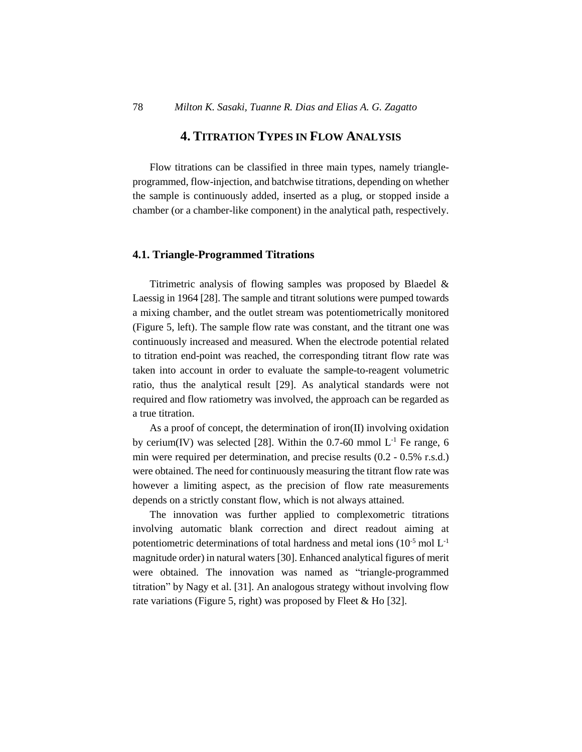## 4. TITRATION TYPES IN FLOW ANALYSIS

Flow titrations can be classified in three main types, namely triangle-programmed, flow-injection, and batchwise titrations, depending on whether the sample is continuously added, inserted as a plug, or stopped inside a chamber (or a chamber-like component) in the analytical path, respectively.

### 4.1. Triangle-Programmed Titrations

Titrimetric analysis of flowing samples was proposed by Blaedel & Laessig in 1964 [28]. The sample and titrant solutions were pumped towards a mixing chamber, and the outlet stream was potentiometrically monitored (Figure 5, left). The sample flow rate was constant, and the titrant one was continuously increased and measured. When the electrode potential related to titration end-point was reached, the corresponding titrant flow rate was taken into account in order to evaluate the sample-to-reagent volumetric ratio, thus the analytical result [29]. As analytical standards were not required and flow ratiometry was involved, the approach can be regarded as a true titration.

As a proof of concept, the determination of iron(II) involving oxidation by cerium(IV) was selected [28]. Within the 0.7-60 mmol $L^{-1}$ Fe range, 6 min were required per determination, and precise results (0.2 - 0.5% r.s.d.) were obtained. The need for continuously measuring the titrant flow rate was however a limiting aspect, as the precision of flow rate measurements depends on a strictly constant flow, which is not always attained.

The innovation was further applied to complexometric titrations involving automatic blank correction and direct readout aiming at potentiometric determinations of total hardness and metal ions ($10^{-5}$ mol $L^{-1}$ magnitude order) in natural waters [30]. Enhanced analytical figures of merit were obtained. The innovation was named as "triangle-programmed titration" by Nagy et al. [31]. An analogous strategy without involving flow rate variations (Figure 5, right) was proposed by Fleet & Ho [32].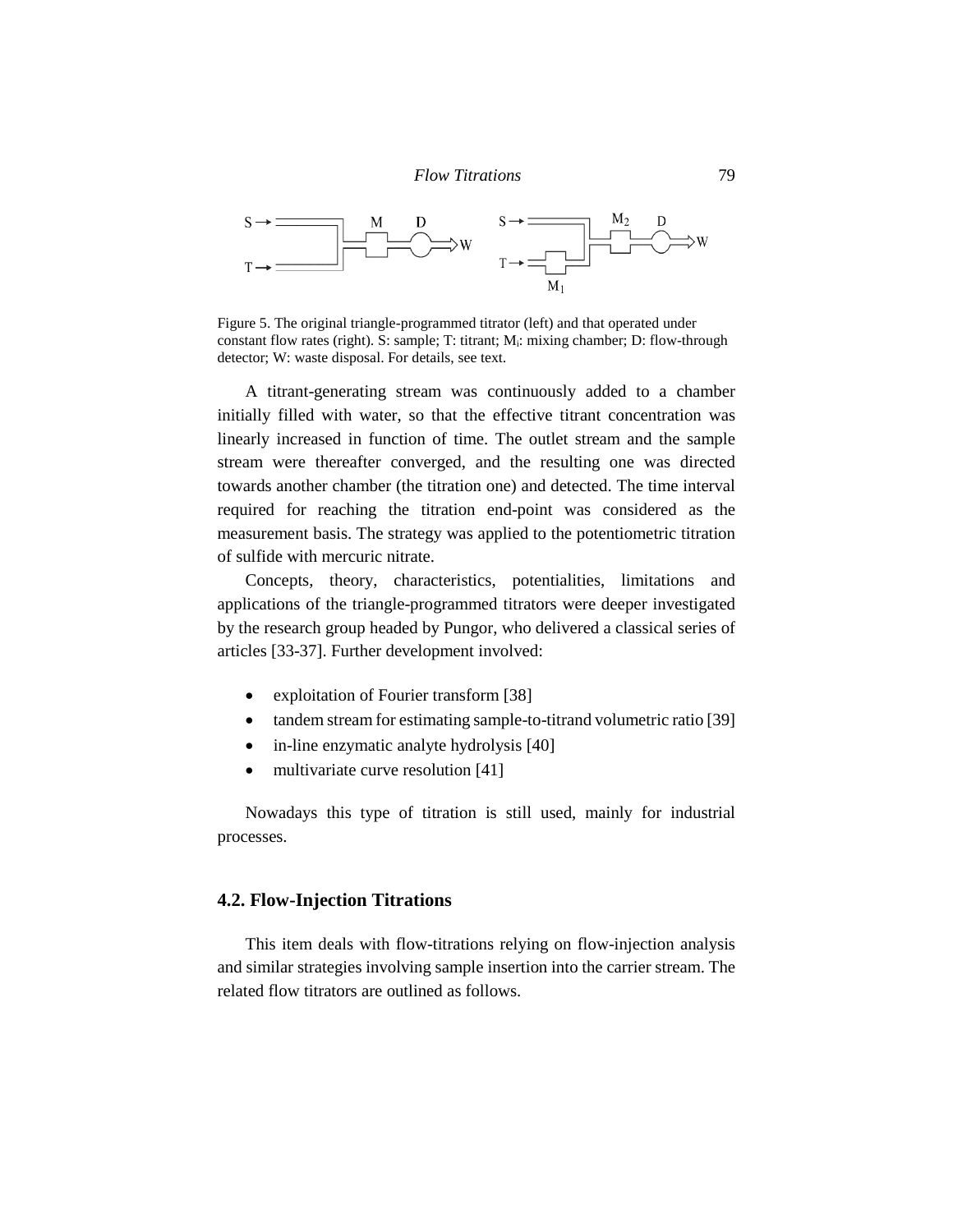Figure 5. The original triangle-programmed titrator (left) and that operated under constant flow rates (right). S: sample; T: titrant; $M_i$: mixing chamber; D: flow-through detector; W: waste disposal. For details, see text.

A titrant-generating stream was continuously added to a chamber initially filled with water, so that the effective titrant concentration was linearly increased in function of time. The outlet stream and the sample stream were thereafter converged, and the resulting one was directed towards another chamber (the titration one) and detected. The time interval required for reaching the titration end-point was considered as the measurement basis. The strategy was applied to the potentiometric titration of sulfide with mercuric nitrate.

Concepts, theory, characteristics, potentialities, limitations and applications of the triangle-programmed titrators were deeper investigated by the research group headed by Pungor, who delivered a classical series of articles [33-37]. Further development involved:

- exploitation of Fourier transform [38]
- tandem stream for estimating sample-to-titrand volumetric ratio [39]
- in-line enzymatic analyte hydrolysis [40]
- multivariate curve resolution [41]

Nowadays this type of titration is still used, mainly for industrial processes.

### 4.2. Flow-Injection Titrations

This item deals with flow-titrations relying on flow-injection analysis and similar strategies involving sample insertion into the carrier stream. The related flow titrators are outlined as follows.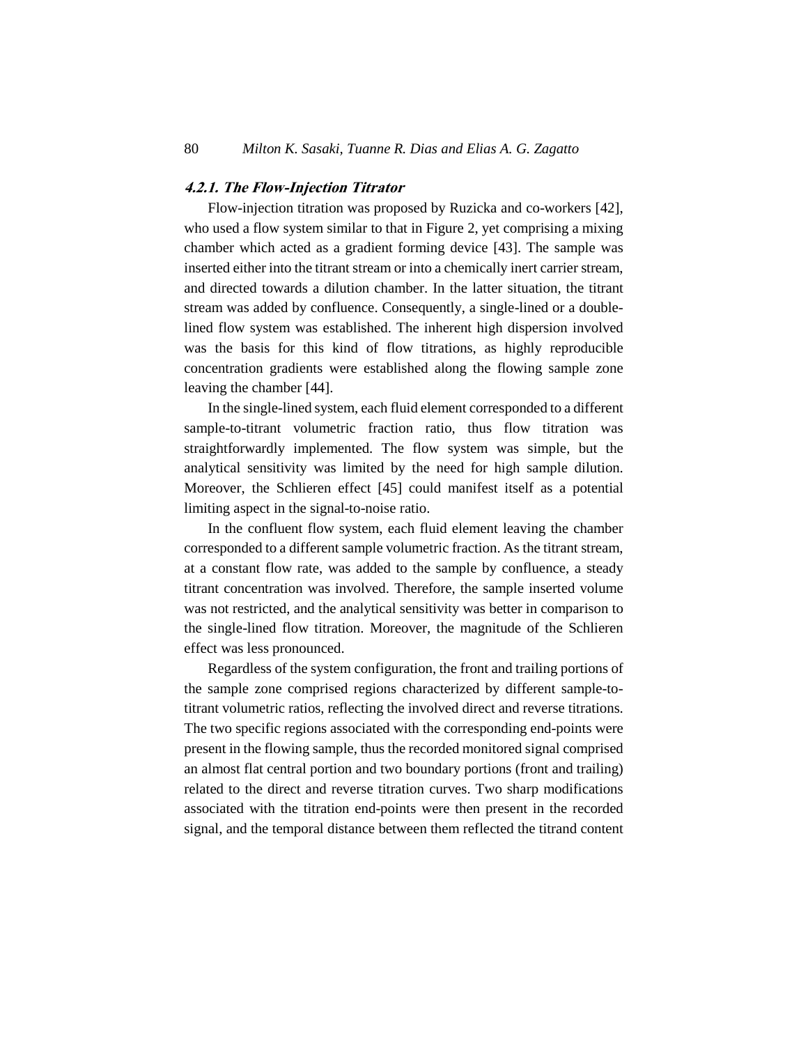#### *4.2.1. The Flow-Injection Titrator*

Flow-injection titration was proposed by Ruzicka and co-workers [42], who used a flow system similar to that in Figure 2, yet comprising a mixing chamber which acted as a gradient forming device [43]. The sample was inserted either into the titrant stream or into a chemically inert carrier stream, and directed towards a dilution chamber. In the latter situation, the titrant stream was added by confluence. Consequently, a single-lined or a double-lined flow system was established. The inherent high dispersion involved was the basis for this kind of flow titrations, as highly reproducible concentration gradients were established along the flowing sample zone leaving the chamber [44].

In the single-lined system, each fluid element corresponded to a different sample-to-titrant volumetric fraction ratio, thus flow titration was straightforwardly implemented. The flow system was simple, but the analytical sensitivity was limited by the need for high sample dilution. Moreover, the Schlieren effect [45] could manifest itself as a potential limiting aspect in the signal-to-noise ratio.

In the confluent flow system, each fluid element leaving the chamber corresponded to a different sample volumetric fraction. As the titrant stream, at a constant flow rate, was added to the sample by confluence, a steady titrant concentration was involved. Therefore, the sample inserted volume was not restricted, and the analytical sensitivity was better in comparison to the single-lined flow titration. Moreover, the magnitude of the Schlieren effect was less pronounced.

Regardless of the system configuration, the front and trailing portions of the sample zone comprised regions characterized by different sample-to-titrant volumetric ratios, reflecting the involved direct and reverse titrations. The two specific regions associated with the corresponding end-points were present in the flowing sample, thus the recorded monitored signal comprised an almost flat central portion and two boundary portions (front and trailing) related to the direct and reverse titration curves. Two sharp modifications associated with the titration end-points were then present in the recorded signal, and the temporal distance between them reflected the titrand content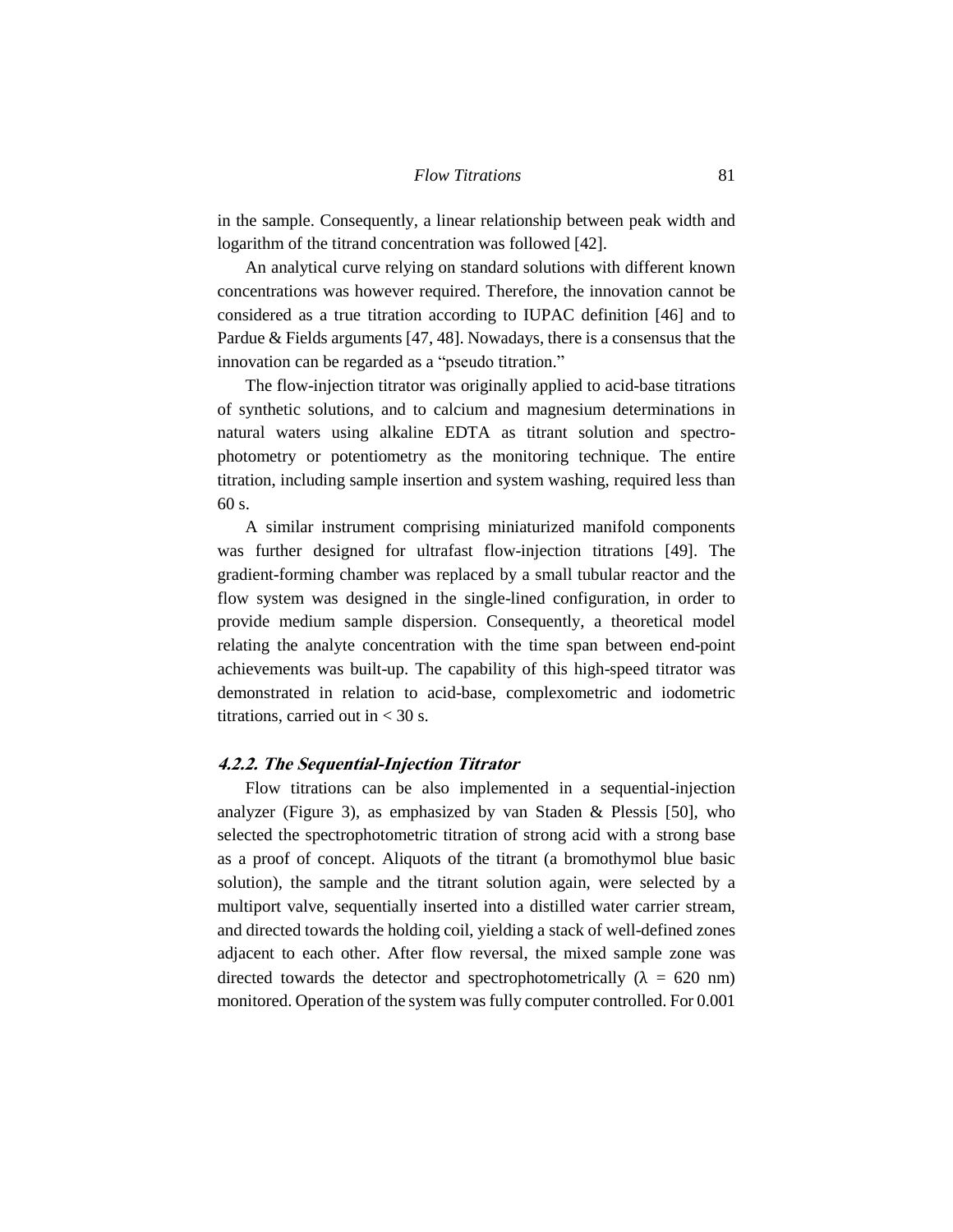in the sample. Consequently, a linear relationship between peak width and logarithm of the titrand concentration was followed [42].

An analytical curve relying on standard solutions with different known concentrations was however required. Therefore, the innovation cannot be considered as a true titration according to IUPAC definition [46] and to Pardue & Fields arguments [47, 48]. Nowadays, there is a consensus that the innovation can be regarded as a "pseudo titration."

The flow-injection titrator was originally applied to acid-base titrations of synthetic solutions, and to calcium and magnesium determinations in natural waters using alkaline EDTA as titrant solution and spectrophotometry or potentiometry as the monitoring technique. The entire titration, including sample insertion and system washing, required less than 60 s.

A similar instrument comprising miniaturized manifold components was further designed for ultrafast flow-injection titrations [49]. The gradient-forming chamber was replaced by a small tubular reactor and the flow system was designed in the single-lined configuration, in order to provide medium sample dispersion. Consequently, a theoretical model relating the analyte concentration with the time span between end-point achievements was built-up. The capability of this high-speed titrator was demonstrated in relation to acid-base, complexometric and iodometric titrations, carried out in < 30 s.

#### *4.2.2. The Sequential-Injection Titrator*

Flow titrations can be also implemented in a sequential-injection analyzer (Figure 3), as emphasized by van Staden & Plessis [50], who selected the spectrophotometric titration of strong acid with a strong base as a proof of concept. Aliquots of the titrant (a bromothymol blue basic solution), the sample and the titrant solution again, were selected by a multiport valve, sequentially inserted into a distilled water carrier stream, and directed towards the holding coil, yielding a stack of well-defined zones adjacent to each other. After flow reversal, the mixed sample zone was directed towards the detector and spectrophotometrically ($\lambda$ = 620 nm) monitored. Operation of the system was fully computer controlled. For 0.001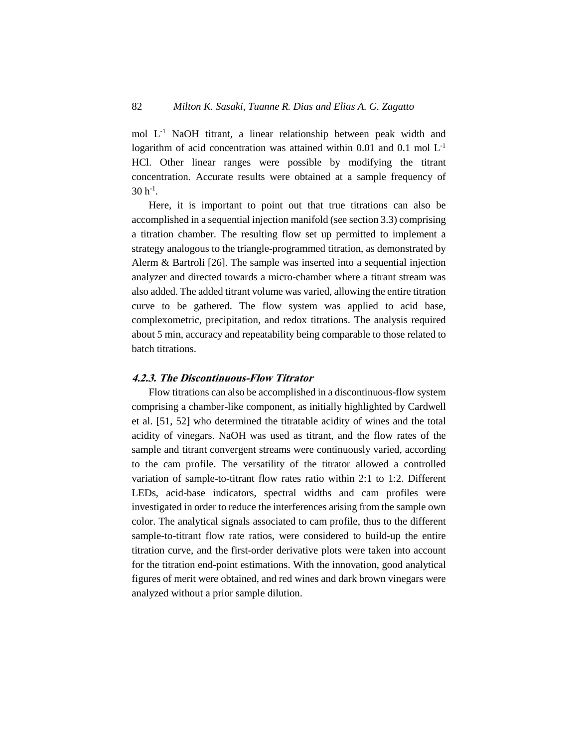mol $L^{-1}$ NaOH titrant, a linear relationship between peak width and logarithm of acid concentration was attained within 0.01 and 0.1 mol $L^{-1}$ HCl. Other linear ranges were possible by modifying the titrant concentration. Accurate results were obtained at a sample frequency of 30 $h^{-1}$.

Here, it is important to point out that true titrations can also be accomplished in a sequential injection manifold (see section 3.3) comprising a titration chamber. The resulting flow set up permitted to implement a strategy analogous to the triangle-programmed titration, as demonstrated by Alerm & Bartroli [26]. The sample was inserted into a sequential injection analyzer and directed towards a micro-chamber where a titrant stream was also added. The added titrant volume was varied, allowing the entire titration curve to be gathered. The flow system was applied to acid base, complexometric, precipitation, and redox titrations. The analysis required about 5 min, accuracy and repeatability being comparable to those related to batch titrations.

#### *4.2.3. The Discontinuous-Flow Titrator*

Flow titrations can also be accomplished in a discontinuous-flow system comprising a chamber-like component, as initially highlighted by Cardwell et al. [51, 52] who determined the titratable acidity of wines and the total acidity of vinegars. NaOH was used as titrant, and the flow rates of the sample and titrant convergent streams were continuously varied, according to the cam profile. The versatility of the titrator allowed a controlled variation of sample-to-titrant flow rates ratio within 2:1 to 1:2. Different LEDs, acid-base indicators, spectral widths and cam profiles were investigated in order to reduce the interferences arising from the sample own color. The analytical signals associated to cam profile, thus to the different sample-to-titrant flow rate ratios, were considered to build-up the entire titration curve, and the first-order derivative plots were taken into account for the titration end-point estimations. With the innovation, good analytical figures of merit were obtained, and red wines and dark brown vinegars were analyzed without a prior sample dilution.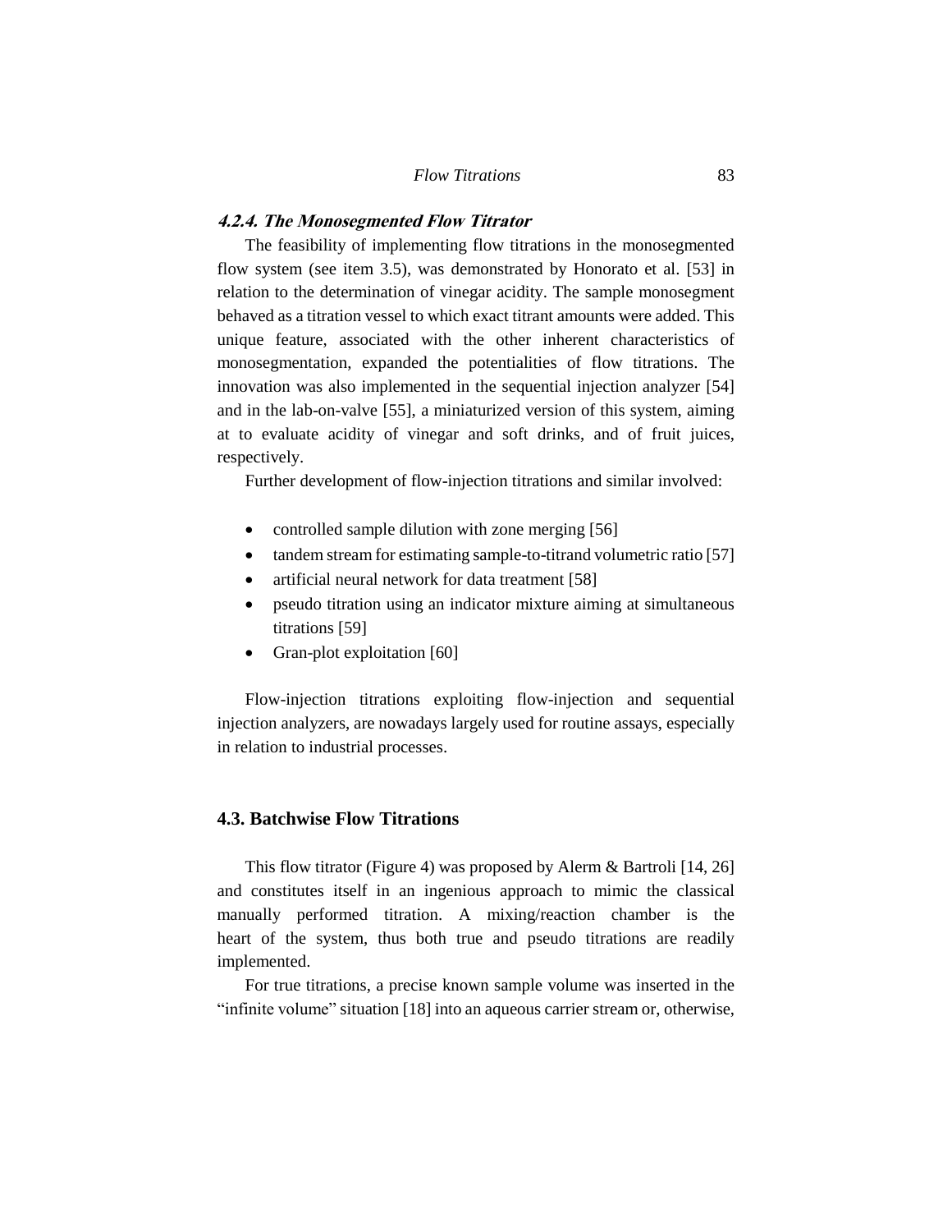#### *4.2.4. The Monosegmented Flow Titrator*

The feasibility of implementing flow titrations in the monosegmented flow system (see item 3.5), was demonstrated by Honorato et al. [53] in relation to the determination of vinegar acidity. The sample monosegment behaved as a titration vessel to which exact titrant amounts were added. This unique feature, associated with the other inherent characteristics of monosegmentation, expanded the potentialities of flow titrations. The innovation was also implemented in the sequential injection analyzer [54] and in the lab-on-valve [55], a miniaturized version of this system, aiming at to evaluate acidity of vinegar and soft drinks, and of fruit juices, respectively.

Further development of flow-injection titrations and similar involved:

- controlled sample dilution with zone merging [56]
- tandem stream for estimating sample-to-titrand volumetric ratio [57]
- artificial neural network for data treatment [58]
- pseudo titration using an indicator mixture aiming at simultaneous titrations [59]
- Gran-plot exploitation [60]

Flow-injection titrations exploiting flow-injection and sequential injection analyzers, are nowadays largely used for routine assays, especially in relation to industrial processes.

### 4.3. Batchwise Flow Titrations

This flow titrator (Figure 4) was proposed by Alerm & Bartroli [14, 26] and constitutes itself in an ingenious approach to mimic the classical manually performed titration. A mixing/reaction chamber is the heart of the system, thus both true and pseudo titrations are readily implemented.

For true titrations, a precise known sample volume was inserted in the "infinite volume" situation [18] into an aqueous carrier stream or, otherwise,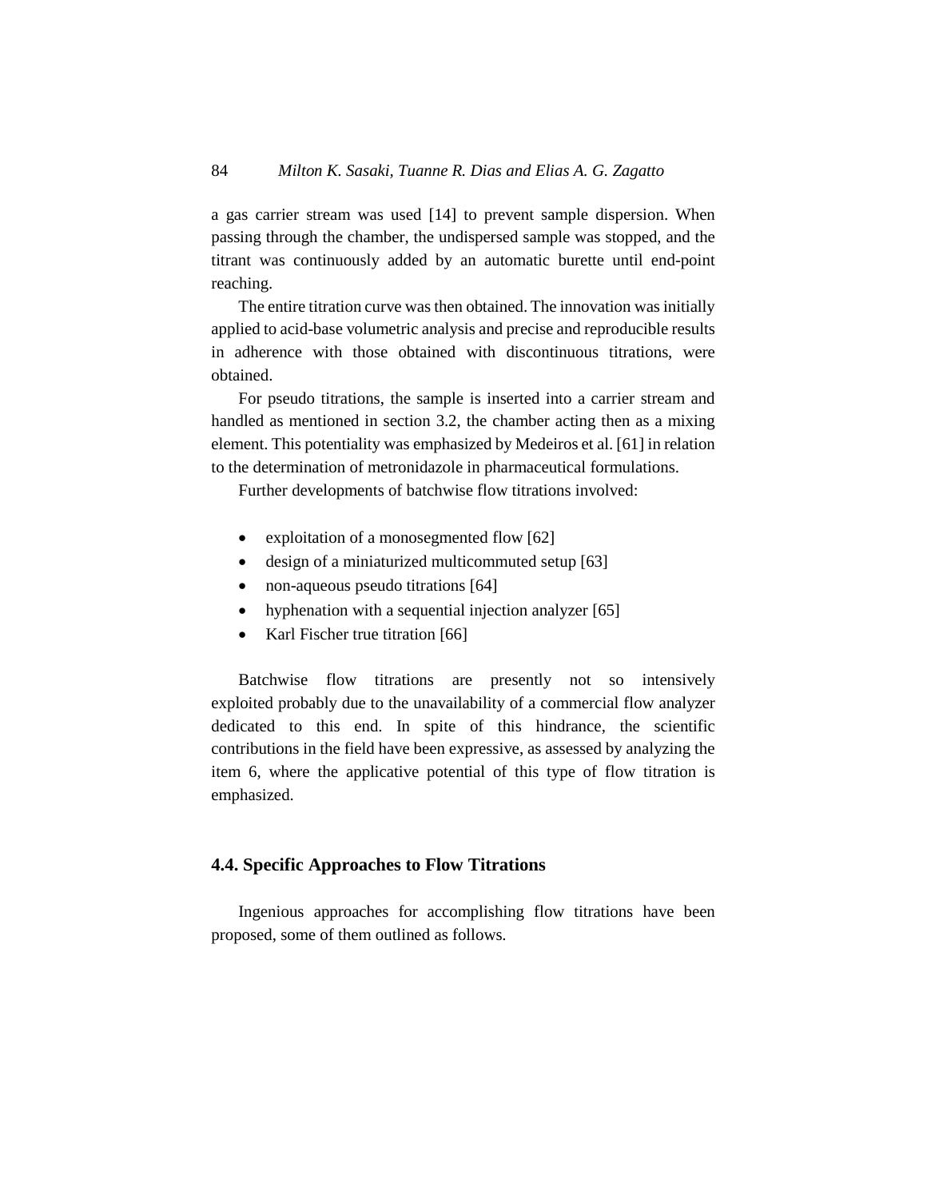a gas carrier stream was used [14] to prevent sample dispersion. When passing through the chamber, the undispersed sample was stopped, and the titrant was continuously added by an automatic burette until end-point reaching.

The entire titration curve was then obtained. The innovation was initially applied to acid-base volumetric analysis and precise and reproducible results in adherence with those obtained with discontinuous titrations, were obtained.

For pseudo titrations, the sample is inserted into a carrier stream and handled as mentioned in section 3.2, the chamber acting then as a mixing element. This potentiality was emphasized by Medeiros et al. [61] in relation to the determination of metronidazole in pharmaceutical formulations.

Further developments of batchwise flow titrations involved:

- exploitation of a monosegmented flow [62]
- design of a miniaturized multicommuted setup [63]
- non-aqueous pseudo titrations [64]
- hyphenation with a sequential injection analyzer [65]
- Karl Fischer true titration [66]

Batchwise flow titrations are presently not so intensively exploited probably due to the unavailability of a commercial flow analyzer dedicated to this end. In spite of this hindrance, the scientific contributions in the field have been expressive, as assessed by analyzing the item 6, where the applicative potential of this type of flow titration is emphasized.

### 4.4. Specific Approaches to Flow Titrations

Ingenious approaches for accomplishing flow titrations have been proposed, some of them outlined as follows.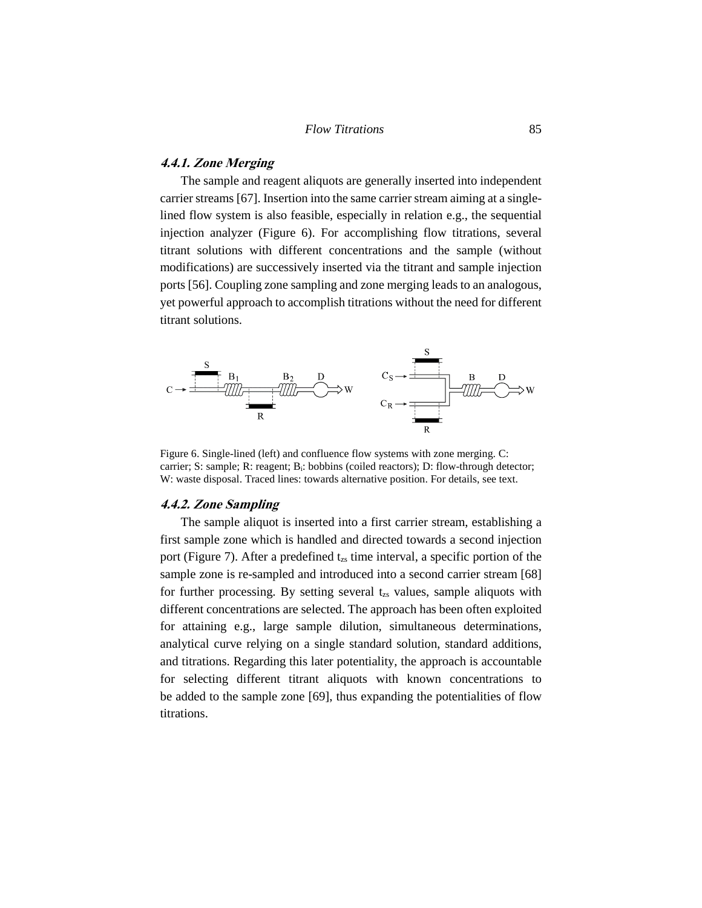#### 4.4.1. Zone Merging

The sample and reagent aliquots are generally inserted into independent carrier streams [67]. Insertion into the same carrier stream aiming at a single-lined flow system is also feasible, especially in relation e.g., the sequential injection analyzer (Figure 6). For accomplishing flow titrations, several titrant solutions with different concentrations and the sample (without modifications) are successively inserted via the titrant and sample injection ports [56]. Coupling zone sampling and zone merging leads to an analogous, yet powerful approach to accomplish titrations without the need for different titrant solutions.

Figure 6. Single-lined (left) and confluence flow systems with zone merging. C: carrier; S: sample; R: reagent; $B_i$: bobbins (coiled reactors); D: flow-through detector; W: waste disposal. Traced lines: towards alternative position. For details, see text.

#### 4.4.2. Zone Sampling

The sample aliquot is inserted into a first carrier stream, establishing a first sample zone which is handled and directed towards a second injection port (Figure 7). After a predefined $t_{zs}$ time interval, a specific portion of the sample zone is re-sampled and introduced into a second carrier stream [68] for further processing. By setting several $t_{zs}$ values, sample aliquots with different concentrations are selected. The approach has been often exploited for attaining e.g., large sample dilution, simultaneous determinations, analytical curve relying on a single standard solution, standard additions, and titrations. Regarding this later potentiality, the approach is accountable for selecting different titrant aliquots with known concentrations to be added to the sample zone [69], thus expanding the potentialities of flow titrations.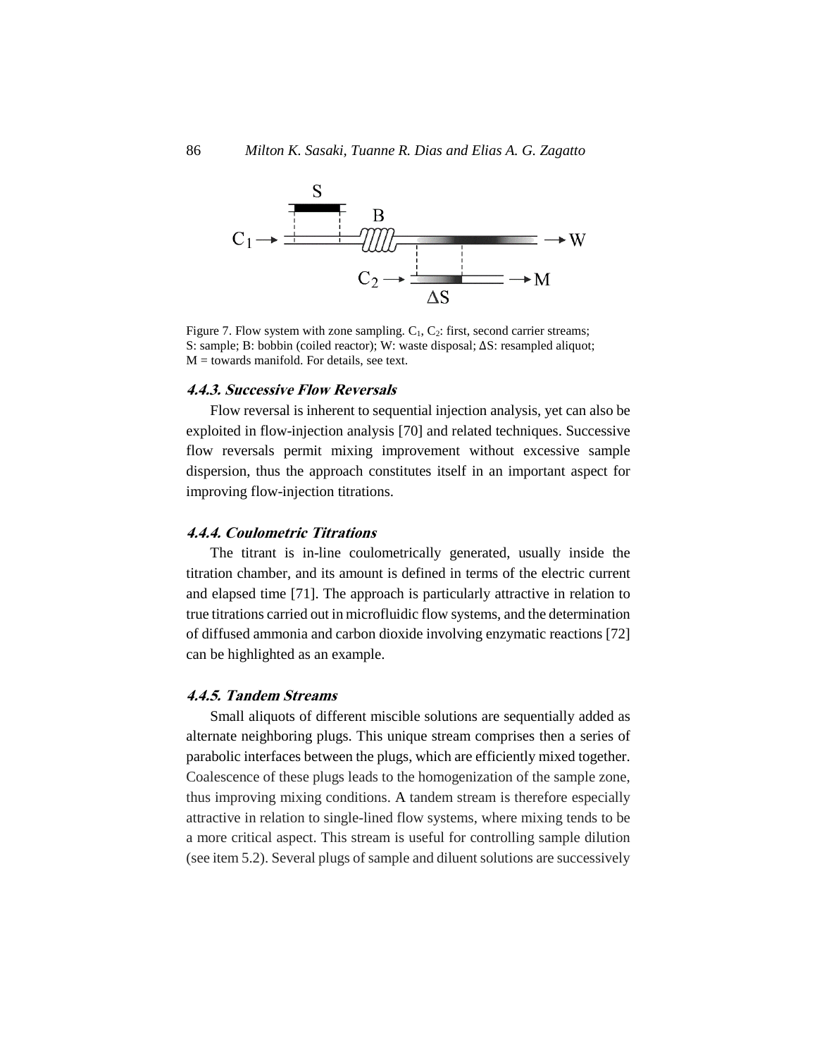Figure 7. Flow system with zone sampling. $C_1$, $C_2$: first, second carrier streams; S: sample; B: bobbin (coiled reactor); W: waste disposal; ΔS: resampled aliquot; M = towards manifold. For details, see text.

#### *4.4.3. Successive Flow Reversals*

Flow reversal is inherent to sequential injection analysis, yet can also be exploited in flow-injection analysis [70] and related techniques. Successive flow reversals permit mixing improvement without excessive sample dispersion, thus the approach constitutes itself in an important aspect for improving flow-injection titrations.

#### *4.4.4. Coulometric Titrations*

The titrant is in-line coulometrically generated, usually inside the titration chamber, and its amount is defined in terms of the electric current and elapsed time [71]. The approach is particularly attractive in relation to true titrations carried out in microfluidic flow systems, and the determination of diffused ammonia and carbon dioxide involving enzymatic reactions [72] can be highlighted as an example.

#### *4.4.5. Tandem Streams*

Small aliquots of different miscible solutions are sequentially added as alternate neighboring plugs. This unique stream comprises then a series of parabolic interfaces between the plugs, which are efficiently mixed together. Coalescence of these plugs leads to the homogenization of the sample zone, thus improving mixing conditions. A tandem stream is therefore especially attractive in relation to single-lined flow systems, where mixing tends to be a more critical aspect. This stream is useful for controlling sample dilution (see item 5.2). Several plugs of sample and diluent solutions are successively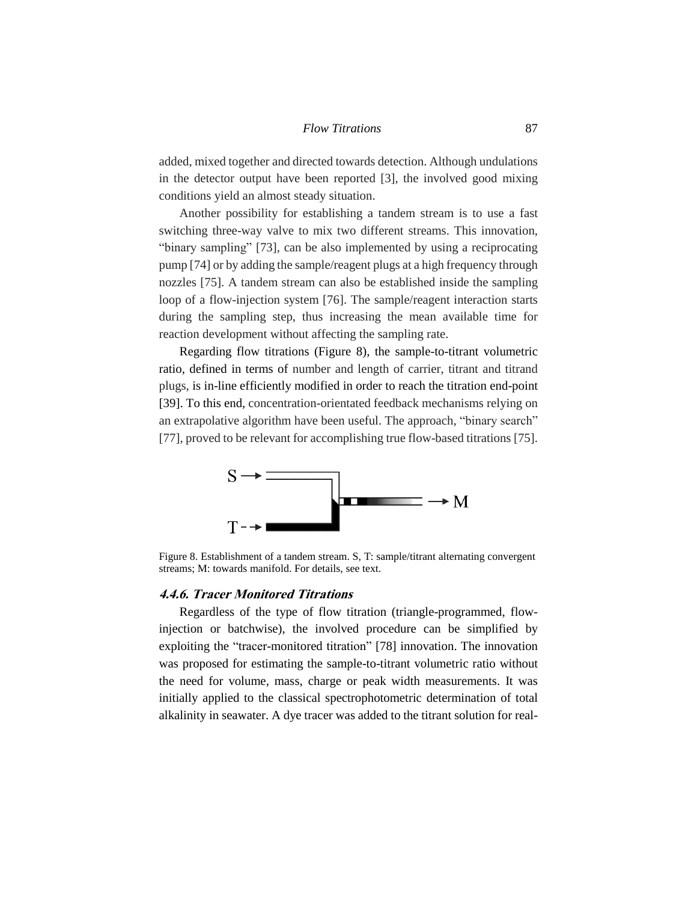added, mixed together and directed towards detection. Although undulations in the detector output have been reported [3], the involved good mixing conditions yield an almost steady situation.

Another possibility for establishing a tandem stream is to use a fast switching three-way valve to mix two different streams. This innovation, "binary sampling" [73], can be also implemented by using a reciprocating pump [74] or by adding the sample/reagent plugs at a high frequency through nozzles [75]. A tandem stream can also be established inside the sampling loop of a flow-injection system [76]. The sample/reagent interaction starts during the sampling step, thus increasing the mean available time for reaction development without affecting the sampling rate.

Regarding flow titrations (Figure 8), the sample-to-titrant volumetric ratio, defined in terms of number and length of carrier, titrant and titrand plugs, is in-line efficiently modified in order to reach the titration end-point [39]. To this end, concentration-orientated feedback mechanisms relying on an extrapolative algorithm have been useful. The approach, "binary search" [77], proved to be relevant for accomplishing true flow-based titrations [75].

Figure 8. Establishment of a tandem stream. S, T: sample/titrant alternating convergent streams; M: towards manifold. For details, see text.

#### *4.4.6. Tracer Monitored Titrations*

Regardless of the type of flow titration (triangle-programmed, flow-injection or batchwise), the involved procedure can be simplified by exploiting the "tracer-monitored titration" [78] innovation. The innovation was proposed for estimating the sample-to-titrant volumetric ratio without the need for volume, mass, charge or peak width measurements. It was initially applied to the classical spectrophotometric determination of total alkalinity in seawater. A dye tracer was added to the titrant solution for real-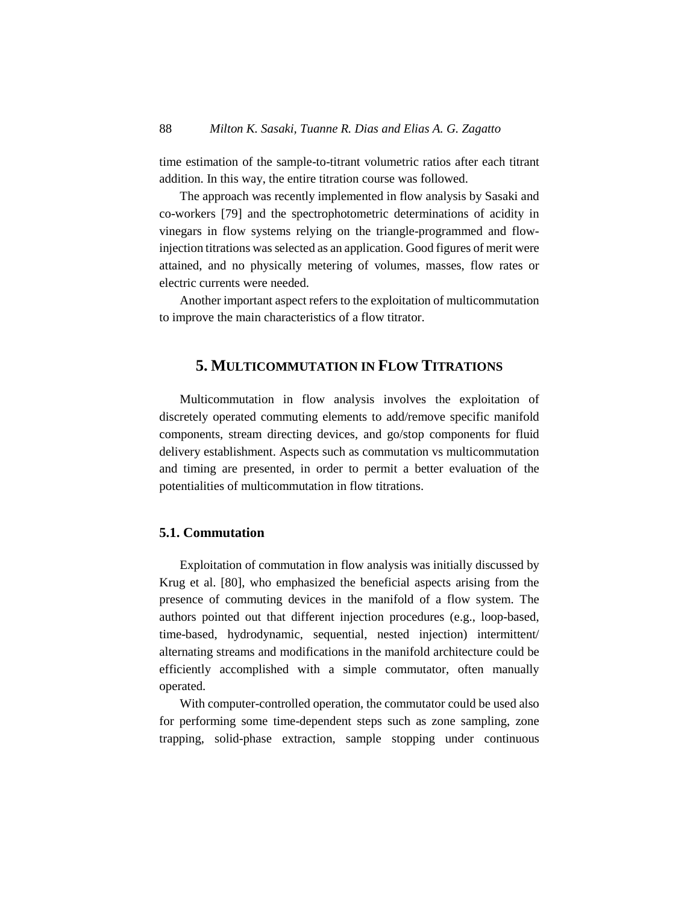time estimation of the sample-to-titrant volumetric ratios after each titrant addition. In this way, the entire titration course was followed.

The approach was recently implemented in flow analysis by Sasaki and co-workers [79] and the spectrophotometric determinations of acidity in vinegars in flow systems relying on the triangle-programmed and flow-injection titrations was selected as an application. Good figures of merit were attained, and no physically metering of volumes, masses, flow rates or electric currents were needed.

Another important aspect refers to the exploitation of multicommutation to improve the main characteristics of a flow titrator.

## 5. Multicommutation in Flow Titrations

Multicommutation in flow analysis involves the exploitation of discretely operated commuting elements to add/remove specific manifold components, stream directing devices, and go/stop components for fluid delivery establishment. Aspects such as commutation vs multicommutation and timing are presented, in order to permit a better evaluation of the potentialities of multicommutation in flow titrations.

### 5.1. Commutation

Exploitation of commutation in flow analysis was initially discussed by Krug et al. [80], who emphasized the beneficial aspects arising from the presence of commuting devices in the manifold of a flow system. The authors pointed out that different injection procedures (e.g., loop-based, time-based, hydrodynamic, sequential, nested injection) intermittent/alternating streams and modifications in the manifold architecture could be efficiently accomplished with a simple commutator, often manually operated.

With computer-controlled operation, the commutator could be used also for performing some time-dependent steps such as zone sampling, zone trapping, solid-phase extraction, sample stopping under continuous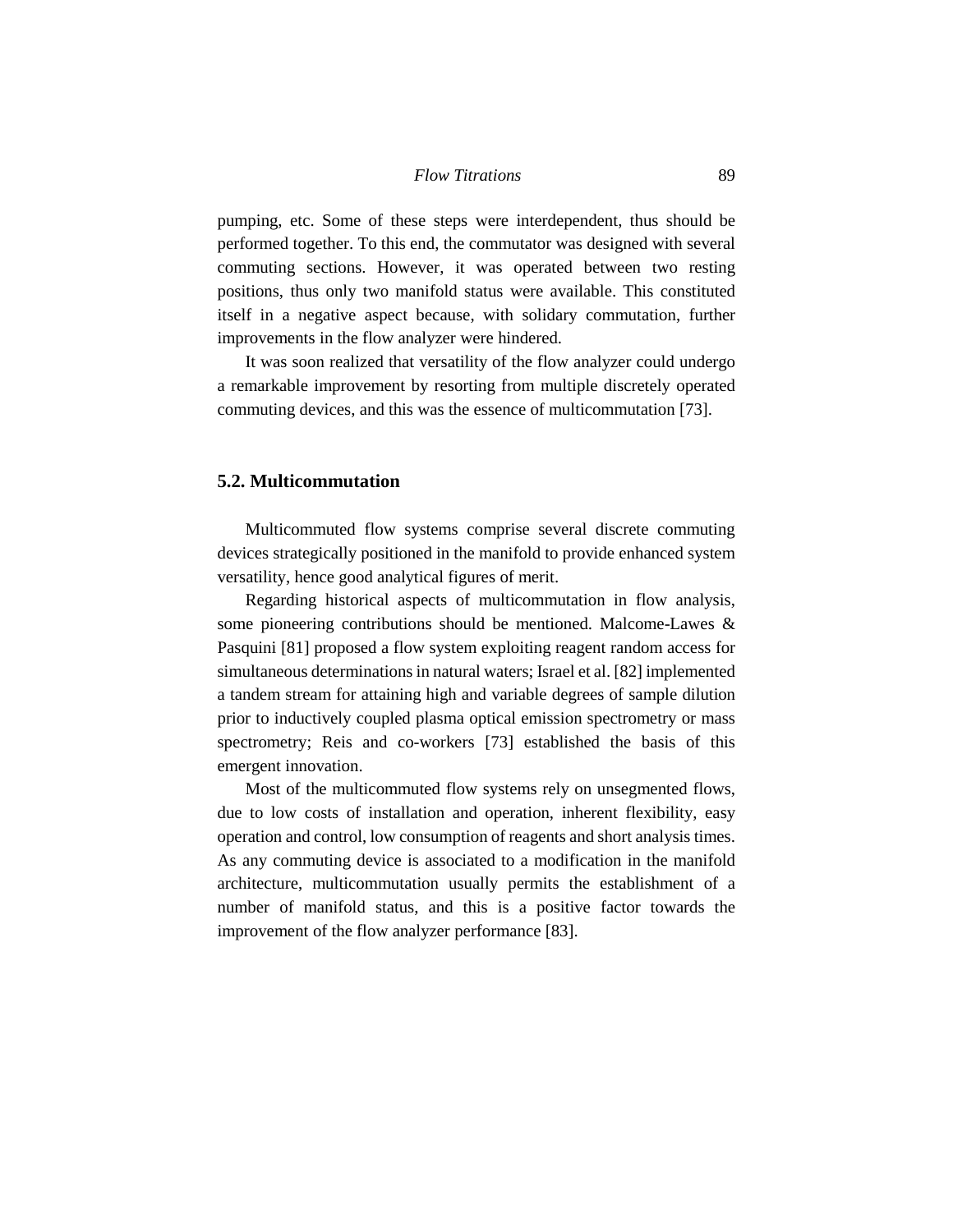pumping, etc. Some of these steps were interdependent, thus should be performed together. To this end, the commutator was designed with several commuting sections. However, it was operated between two resting positions, thus only two manifold status were available. This constituted itself in a negative aspect because, with solidary commutation, further improvements in the flow analyzer were hindered.

It was soon realized that versatility of the flow analyzer could undergo a remarkable improvement by resorting from multiple discretely operated commuting devices, and this was the essence of multicommutation [73].

## 5.2. Multicommutation

Multicommuted flow systems comprise several discrete commuting devices strategically positioned in the manifold to provide enhanced system versatility, hence good analytical figures of merit.

Regarding historical aspects of multicommutation in flow analysis, some pioneering contributions should be mentioned. Malcome-Lawes & Pasquini [81] proposed a flow system exploiting reagent random access for simultaneous determinations in natural waters; Israel et al. [82] implemented a tandem stream for attaining high and variable degrees of sample dilution prior to inductively coupled plasma optical emission spectrometry or mass spectrometry; Reis and co-workers [73] established the basis of this emergent innovation.

Most of the multicommuted flow systems rely on unsegmented flows, due to low costs of installation and operation, inherent flexibility, easy operation and control, low consumption of reagents and short analysis times. As any commuting device is associated to a modification in the manifold architecture, multicommutation usually permits the establishment of a number of manifold status, and this is a positive factor towards the improvement of the flow analyzer performance [83].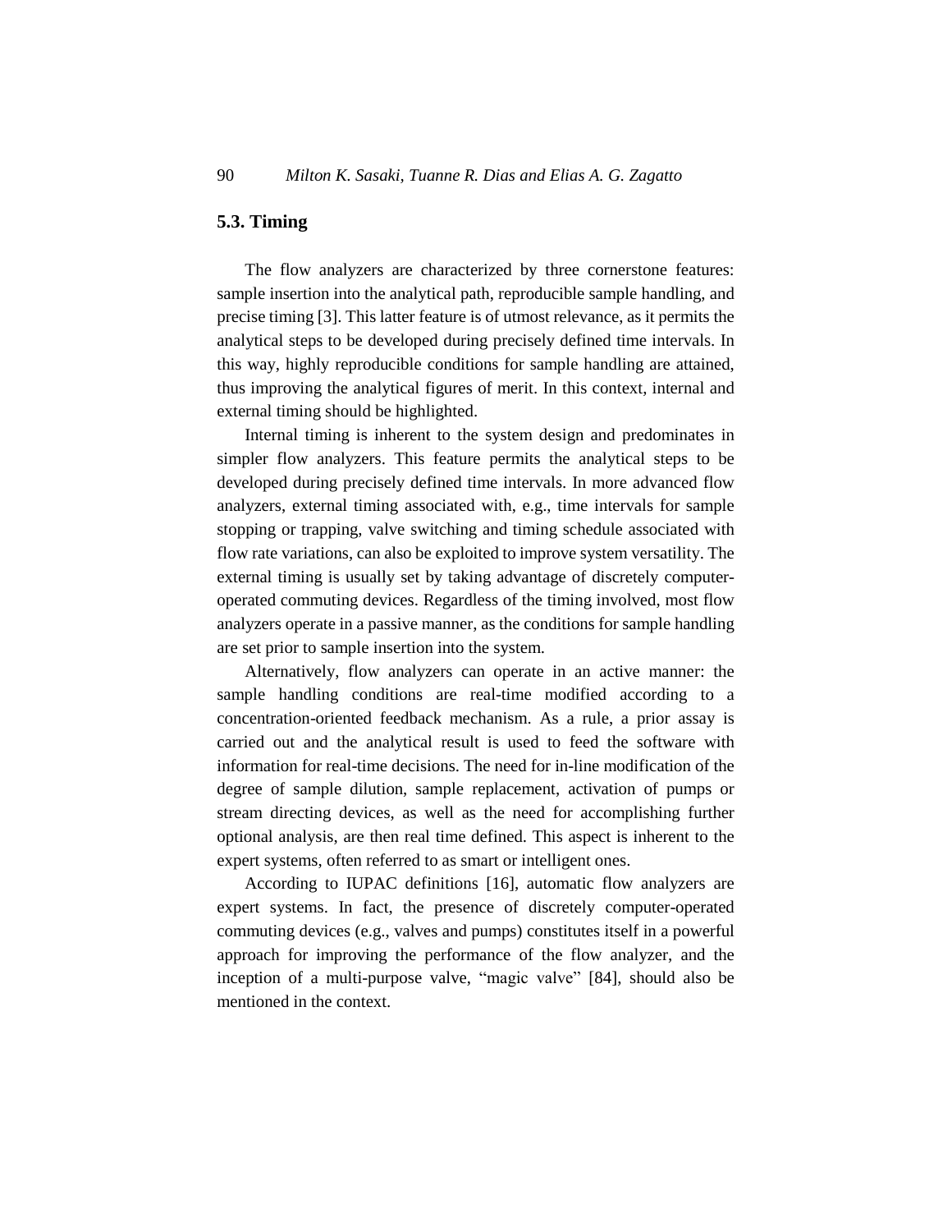## 5.3. Timing

The flow analyzers are characterized by three cornerstone features: sample insertion into the analytical path, reproducible sample handling, and precise timing [3]. This latter feature is of utmost relevance, as it permits the analytical steps to be developed during precisely defined time intervals. In this way, highly reproducible conditions for sample handling are attained, thus improving the analytical figures of merit. In this context, internal and external timing should be highlighted.

Internal timing is inherent to the system design and predominates in simpler flow analyzers. This feature permits the analytical steps to be developed during precisely defined time intervals. In more advanced flow analyzers, external timing associated with, e.g., time intervals for sample stopping or trapping, valve switching and timing schedule associated with flow rate variations, can also be exploited to improve system versatility. The external timing is usually set by taking advantage of discretely computer-operated commuting devices. Regardless of the timing involved, most flow analyzers operate in a passive manner, as the conditions for sample handling are set prior to sample insertion into the system.

Alternatively, flow analyzers can operate in an active manner: the sample handling conditions are real-time modified according to a concentration-oriented feedback mechanism. As a rule, a prior assay is carried out and the analytical result is used to feed the software with information for real-time decisions. The need for in-line modification of the degree of sample dilution, sample replacement, activation of pumps or stream directing devices, as well as the need for accomplishing further optional analysis, are then real time defined. This aspect is inherent to the expert systems, often referred to as smart or intelligent ones.

According to IUPAC definitions [16], automatic flow analyzers are expert systems. In fact, the presence of discretely computer-operated commuting devices (e.g., valves and pumps) constitutes itself in a powerful approach for improving the performance of the flow analyzer, and the inception of a multi-purpose valve, "magic valve" [84], should also be mentioned in the context.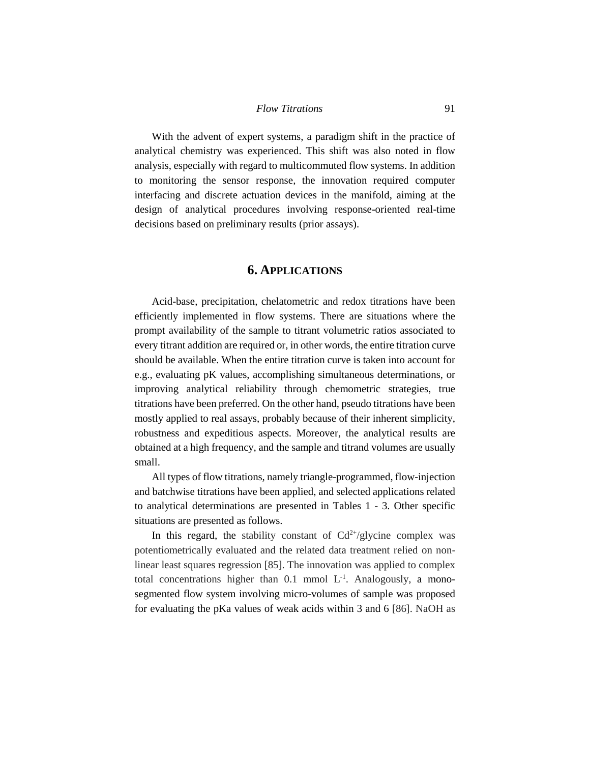With the advent of expert systems, a paradigm shift in the practice of analytical chemistry was experienced. This shift was also noted in flow analysis, especially with regard to multicommuted flow systems. In addition to monitoring the sensor response, the innovation required computer interfacing and discrete actuation devices in the manifold, aiming at the design of analytical procedures involving response-oriented real-time decisions based on preliminary results (prior assays).

## 6. Applications

Acid-base, precipitation, chelatometric and redox titrations have been efficiently implemented in flow systems. There are situations where the prompt availability of the sample to titrant volumetric ratios associated to every titrant addition are required or, in other words, the entire titration curve should be available. When the entire titration curve is taken into account for e.g., evaluating pK values, accomplishing simultaneous determinations, or improving analytical reliability through chemometric strategies, true titrations have been preferred. On the other hand, pseudo titrations have been mostly applied to real assays, probably because of their inherent simplicity, robustness and expeditious aspects. Moreover, the analytical results are obtained at a high frequency, and the sample and titrand volumes are usually small.

All types of flow titrations, namely triangle-programmed, flow-injection and batchwise titrations have been applied, and selected applications related to analytical determinations are presented in Tables 1 - 3. Other specific situations are presented as follows.

In this regard, the stability constant of $Cd^{2+}$/glycine complex was potentiometrically evaluated and the related data treatment relied on non-linear least squares regression [85]. The innovation was applied to complex total concentrations higher than 0.1 mmol $L^{-1}$. Analogously, a mono-segmented flow system involving micro-volumes of sample was proposed for evaluating the pKa values of weak acids within 3 and 6 [86]. NaOH as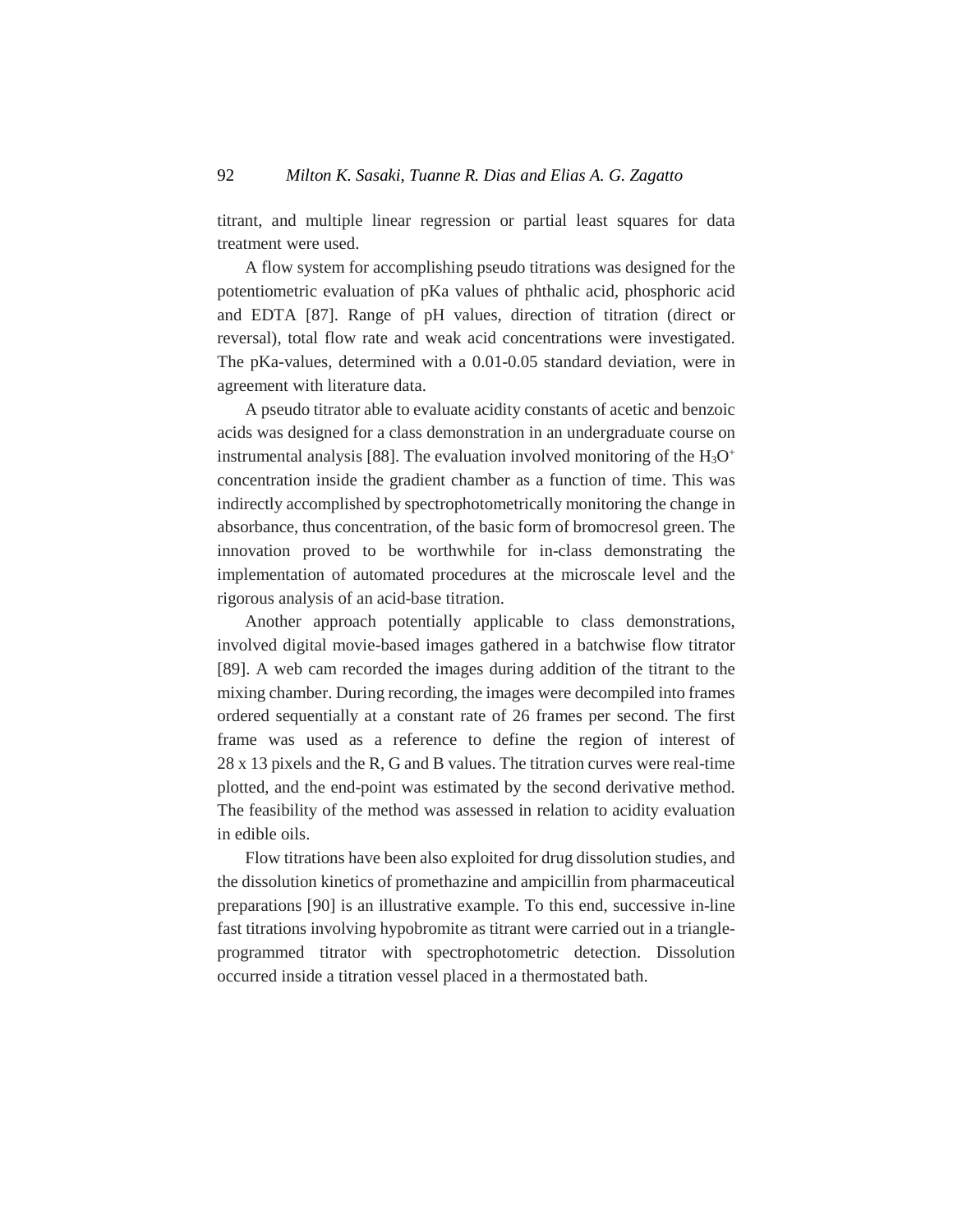titrant, and multiple linear regression or partial least squares for data treatment were used.

A flow system for accomplishing pseudo titrations was designed for the potentiometric evaluation of pKa values of phthalic acid, phosphoric acid and EDTA [87]. Range of pH values, direction of titration (direct or reversal), total flow rate and weak acid concentrations were investigated. The pKa-values, determined with a 0.01-0.05 standard deviation, were in agreement with literature data.

A pseudo titrator able to evaluate acidity constants of acetic and benzoic acids was designed for a class demonstration in an undergraduate course on instrumental analysis [88]. The evaluation involved monitoring of the $H_3O^+$ concentration inside the gradient chamber as a function of time. This was indirectly accomplished by spectrophotometrically monitoring the change in absorbance, thus concentration, of the basic form of bromocresol green. The innovation proved to be worthwhile for in-class demonstrating the implementation of automated procedures at the microscale level and the rigorous analysis of an acid-base titration.

Another approach potentially applicable to class demonstrations, involved digital movie-based images gathered in a batchwise flow titrator [89]. A web cam recorded the images during addition of the titrant to the mixing chamber. During recording, the images were decompiled into frames ordered sequentially at a constant rate of 26 frames per second. The first frame was used as a reference to define the region of interest of 28 x 13 pixels and the R, G and B values. The titration curves were real-time plotted, and the end-point was estimated by the second derivative method. The feasibility of the method was assessed in relation to acidity evaluation in edible oils.

Flow titrations have been also exploited for drug dissolution studies, and the dissolution kinetics of promethazine and ampicillin from pharmaceutical preparations [90] is an illustrative example. To this end, successive in-line fast titrations involving hypobromite as titrant were carried out in a triangle-programmed titrator with spectrophotometric detection. Dissolution occurred inside a titration vessel placed in a thermostated bath.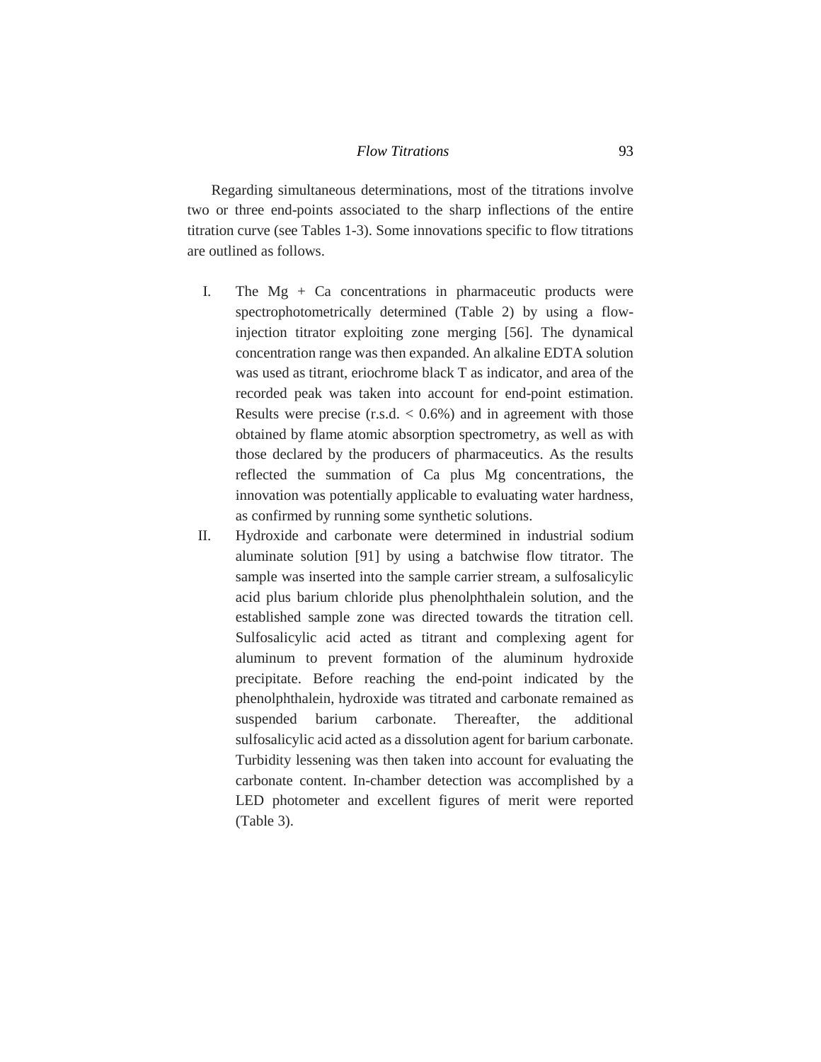Regarding simultaneous determinations, most of the titrations involve two or three end-points associated to the sharp inflections of the entire titration curve (see Tables 1-3). Some innovations specific to flow titrations are outlined as follows.

I. The Mg + Ca concentrations in pharmaceutic products were spectrophotometrically determined (Table 2) by using a flow-injection titrator exploiting zone merging [56]. The dynamical concentration range was then expanded. An alkaline EDTA solution was used as titrant, eriochrome black T as indicator, and area of the recorded peak was taken into account for end-point estimation. Results were precise (r.s.d. $< 0.6\%$) and in agreement with those obtained by flame atomic absorption spectrometry, as well as with those declared by the producers of pharmaceutics. As the results reflected the summation of Ca plus Mg concentrations, the innovation was potentially applicable to evaluating water hardness, as confirmed by running some synthetic solutions.

II. Hydroxide and carbonate were determined in industrial sodium aluminate solution [91] by using a batchwise flow titrator. The sample was inserted into the sample carrier stream, a sulfosalicylic acid plus barium chloride plus phenolphthalein solution, and the established sample zone was directed towards the titration cell. Sulfosalicylic acid acted as titrant and complexing agent for aluminum to prevent formation of the aluminum hydroxide precipitate. Before reaching the end-point indicated by the phenolphthalein, hydroxide was titrated and carbonate remained as suspended barium carbonate. Thereafter, the additional sulfosalicylic acid acted as a dissolution agent for barium carbonate. Turbidity lessening was then taken into account for evaluating the carbonate content. In-chamber detection was accomplished by a LED photometer and excellent figures of merit were reported (Table 3).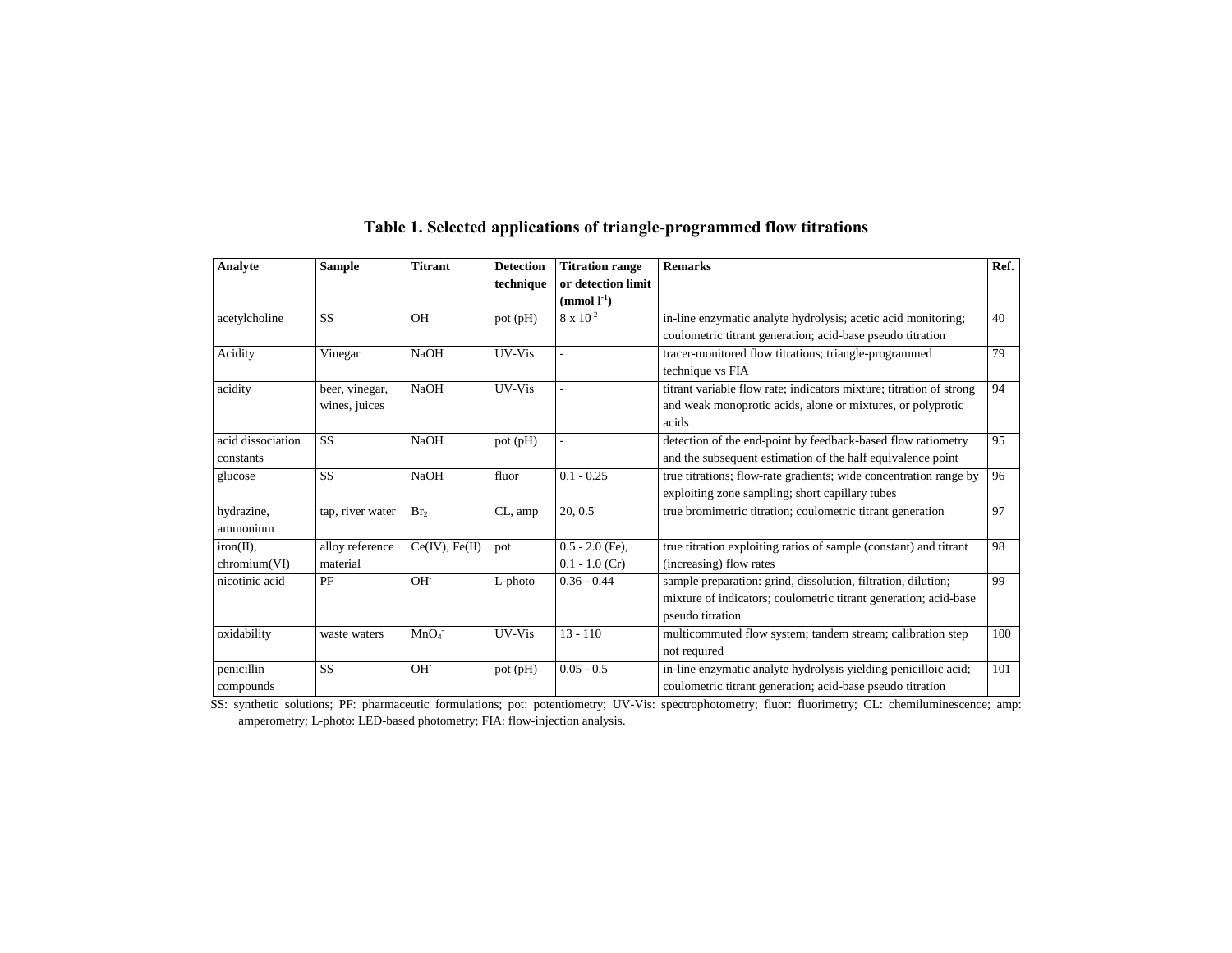**Table 1. Selected applications of triangle-programmed flow titrations**

| Analyte | Sample | Titrant | Detection technique | Titration range or detection limit (mmol $l^{-1}$) | Remarks | Ref. |
|---|---|---|---|---|---|---|
| acetylcholine | SS | $OH^-$ | pot (pH) | $8 \times 10^{-2}$ | in-line enzymatic analyte hydrolysis; acetic acid monitoring; coulometric titrant generation; acid-base pseudo titration | 40 |
| Acidity | Vinegar | NaOH | UV-Vis | - | tracer-monitored flow titrations; triangle-programmed technique vs FIA | 79 |
| acidity | beer, vinegar, wines, juices | NaOH | UV-Vis | - | titrant variable flow rate; indicators mixture; titration of strong and weak monoprotic acids, alone or mixtures, or polyprotic acids | 94 |
| acid dissociation constants | SS | NaOH | pot (pH) | - | detection of the end-point by feedback-based flow ratiometry and the subsequent estimation of the half equivalence point | 95 |
| glucose | SS | NaOH | fluor | 0.1 - 0.25 | true titrations; flow-rate gradients; wide concentration range by exploiting zone sampling; short capillary tubes | 96 |
| hydrazine, ammonium | tap, river water | $Br_2$ | CL, amp | 20, 0.5 | true bromimetric titration; coulometric titrant generation | 97 |
| iron(II), chromium(VI) | alloy reference material | Ce(IV), Fe(II) | pot | 0.5 - 2.0 (Fe), 0.1 - 1.0 (Cr) | true titration exploiting ratios of sample (constant) and titrant (increasing) flow rates | 98 |
| nicotinic acid | PF | $OH^-$ | L-photo | 0.36 - 0.44 | sample preparation: grind, dissolution, filtration, dilution; mixture of indicators; coulometric titrant generation; acid-base pseudo titration | 99 |
| oxidability | waste waters | $MnO_4^-$ | UV-Vis | 13 - 110 | multicommuted flow system; tandem stream; calibration step not required | 100 |
| penicillin compounds | SS | $OH^-$ | pot (pH) | 0.05 - 0.5 | in-line enzymatic analyte hydrolysis yielding penicilloic acid; coulometric titrant generation; acid-base pseudo titration | 101 |

SS: synthetic solutions; PF: pharmaceutic formulations; pot: potentiometry; UV-Vis: spectrophotometry; fluor: fluorimetry; CL: chemiluminescence; amp: amperometry; L-photo: LED-based photometry; FIA: flow-injection analysis.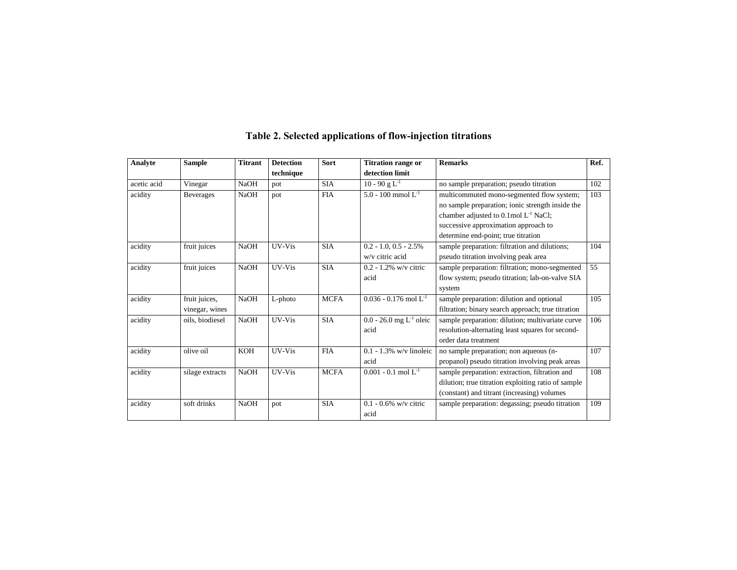# Table 2. Selected applications of flow-injection titrations

| Analyte | Sample | Titrant | Detection technique | Sort | Titration range or detection limit | Remarks | Ref. |
|---|---|---|---|---|---|---|---|
| acetic acid | Vinegar | NaOH | pot | SIA | 10 - 90 g $L^{-1}$ | no sample preparation; pseudo titration | 102 |
| acidity | Beverages | NaOH | pot | FIA | 5.0 - 100 mmol $L^{-1}$ | multicommuted mono-segmented flow system; no sample preparation; ionic strength inside the chamber adjusted to 0.1mol $L^{-1}$ NaCl; successive approximation approach to determine end-point; true titration | 103 |
| acidity | fruit juices | NaOH | UV-Vis | SIA | 0.2 - 1.0, 0.5 - 2.5% w/v citric acid | sample preparation: filtration and dilutions; pseudo titration involving peak area | 104 |
| acidity | fruit juices | NaOH | UV-Vis | SIA | 0.2 - 1.2% w/v citric acid | sample preparation: filtration; mono-segmented flow system; pseudo titration; lab-on-valve SIA system | 55 |
| acidity | fruit juices, vinegar, wines | NaOH | L-photo | MCFA | 0.036 - 0.176 mol $L^{-1}$ | sample preparation: dilution and optional filtration; binary search approach; true titration | 105 |
| acidity | oils, biodiesel | NaOH | UV-Vis | SIA | 0.0 - 26.0 mg $L^{-1}$ oleic acid | sample preparation: dilution; multivariate curve resolution-alternating least squares for second-order data treatment | 106 |
| acidity | olive oil | KOH | UV-Vis | FIA | 0.1 - 1.3% w/v linoleic acid | no sample preparation; non aqueous (n-propanol) pseudo titration involving peak areas | 107 |
| acidity | silage extracts | NaOH | UV-Vis | MCFA | 0.001 - 0.1 mol $L^{-1}$ | sample preparation: extraction, filtration and dilution; true titration exploiting ratio of sample (constant) and titrant (increasing) volumes | 108 |
| acidity | soft drinks | NaOH | pot | SIA | 0.1 - 0.6% w/v citric acid | sample preparation: degassing; pseudo titration | 109 |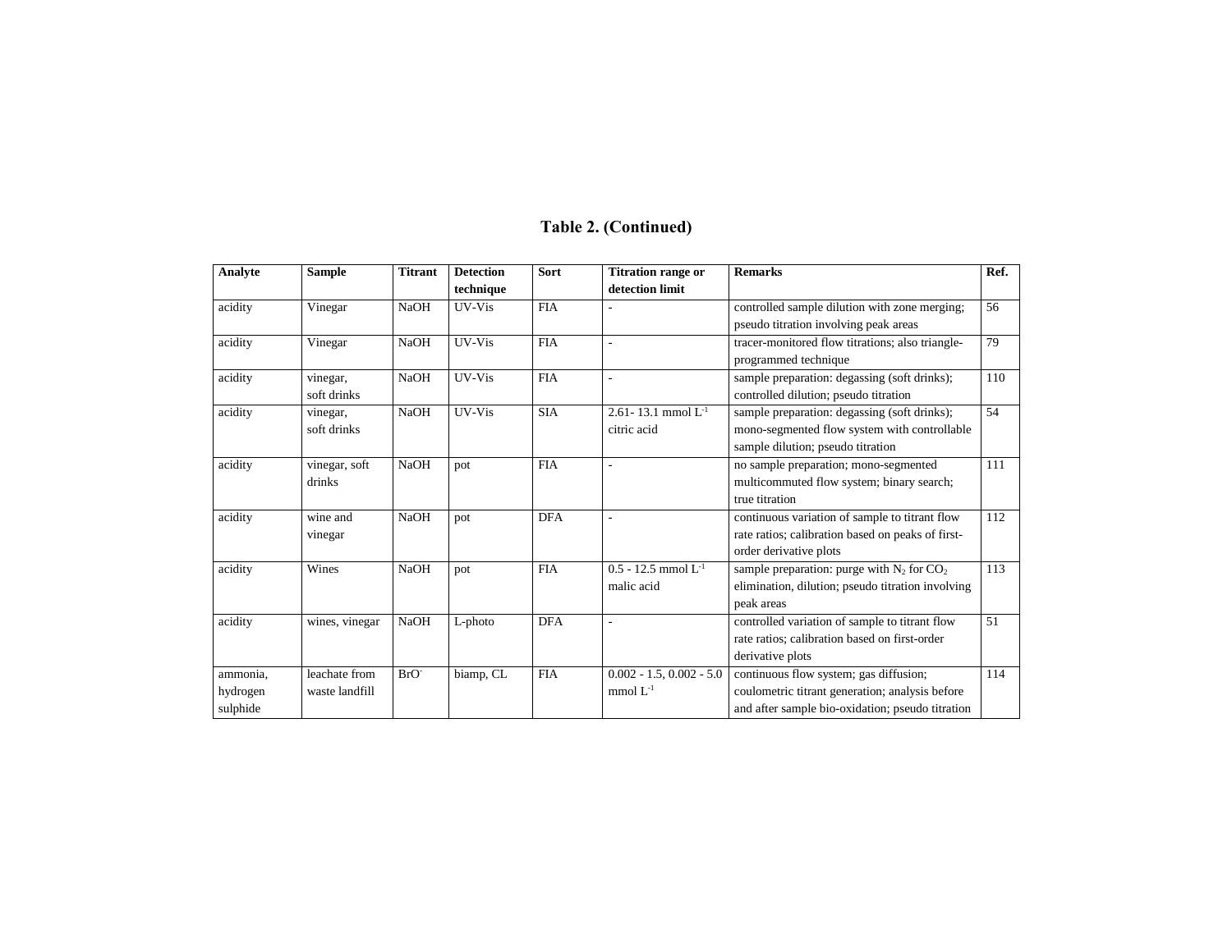**Table 2. (Continued)**

| Analyte | Sample | Titrant | Detection technique | Sort | Titration range or detection limit | Remarks | Ref. |
|---|---|---|---|---|---|---|---|
| acidity | Vinegar | NaOH | UV-Vis | FIA | - | controlled sample dilution with zone merging; pseudo titration involving peak areas | 56 |
| acidity | Vinegar | NaOH | UV-Vis | FIA | - | tracer-monitored flow titrations; also triangle-programmed technique | 79 |
| acidity | vinegar, soft drinks | NaOH | UV-Vis | FIA | - | sample preparation: degassing (soft drinks); controlled dilution; pseudo titration | 110 |
| acidity | vinegar, soft drinks | NaOH | UV-Vis | SIA | 2.61- 13.1 mmol $L^{-1}$ citric acid | sample preparation: degassing (soft drinks); mono-segmented flow system with controllable sample dilution; pseudo titration | 54 |
| acidity | vinegar, soft drinks | NaOH | pot | FIA | - | no sample preparation; mono-segmented multicommuted flow system; binary search; true titration | 111 |
| acidity | wine and vinegar | NaOH | pot | DFA | - | continuous variation of sample to titrant flow rate ratios; calibration based on peaks of first-order derivative plots | 112 |
| acidity | Wines | NaOH | pot | FIA | 0.5 - 12.5 mmol $L^{-1}$ malic acid | sample preparation: purge with $N_2$ for $CO_2$ elimination, dilution; pseudo titration involving peak areas | 113 |
| acidity | wines, vinegar | NaOH | L-photo | DFA | - | controlled variation of sample to titrant flow rate ratios; calibration based on first-order derivative plots | 51 |
| ammonia, hydrogen sulphide | leachate from waste landfill | $BrO^-$ | biamp, CL | FIA | 0.002 - 1.5, 0.002 - 5.0 mmol $L^{-1}$ | continuous flow system; gas diffusion; coulometric titrant generation; analysis before and after sample bio-oxidation; pseudo titration | 114 |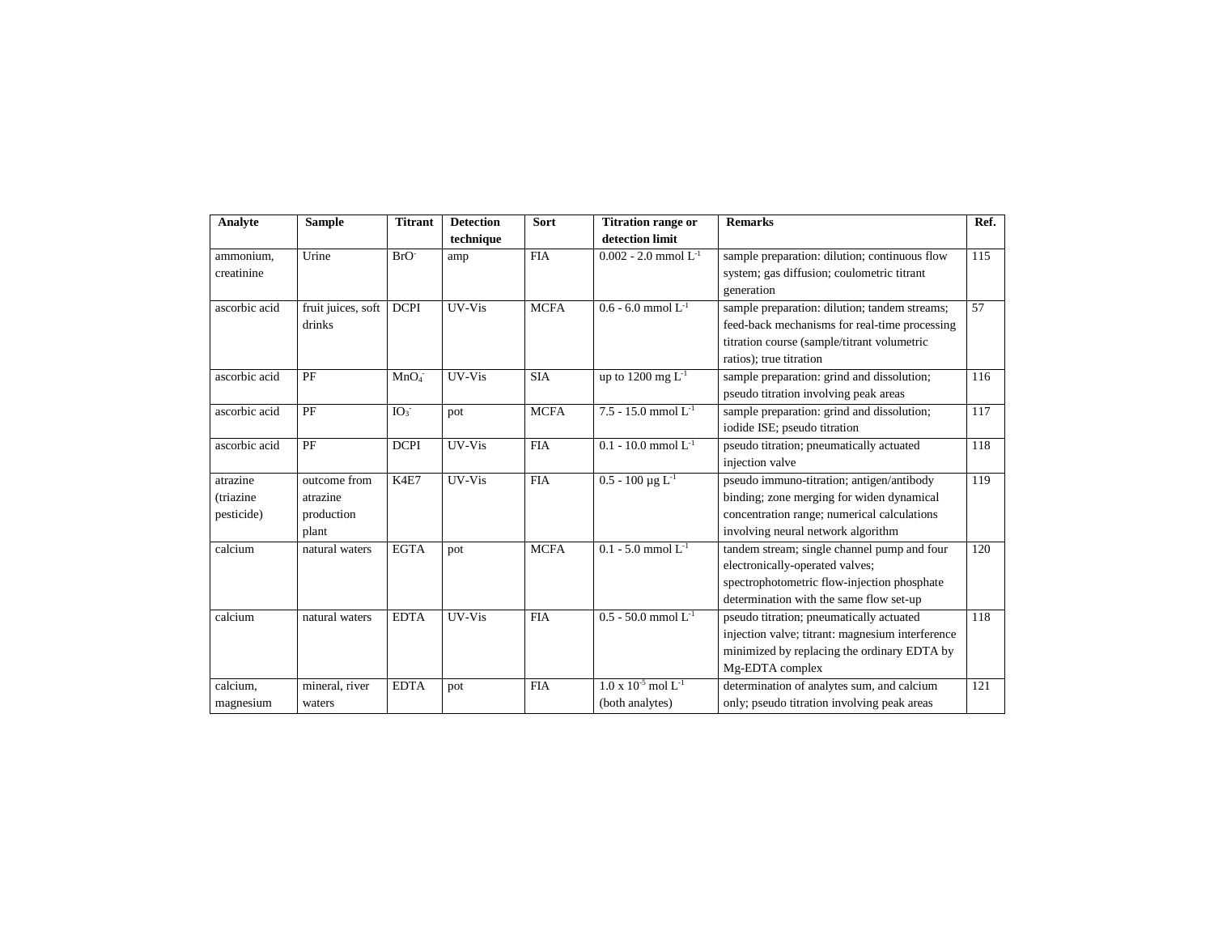| Analyte | Sample | Titrant | Detection technique | Sort | Titration range or detection limit | Remarks | Ref. |
| --- | --- | --- | --- | --- | --- | --- | --- |
| ammonium, creatinine | Urine | $BrO^-$ | amp | FIA | 0.002 - 2.0 mmol $L^{-1}$ | sample preparation: dilution; continuous flow system; gas diffusion; coulometric titrant generation | 115 |
| ascorbic acid | fruit juices, soft drinks | DCPI | UV-Vis | MCFA | 0.6 - 6.0 mmol $L^{-1}$ | sample preparation: dilution; tandem streams; feed-back mechanisms for real-time processing titration course (sample/titrant volumetric ratios); true titration | 57 |
| ascorbic acid | PF | $MnO_4^-$ | UV-Vis | SIA | up to 1200 mg $L^{-1}$ | sample preparation: grind and dissolution; pseudo titration involving peak areas | 116 |
| ascorbic acid | PF | $IO_3^-$ | pot | MCFA | 7.5 - 15.0 mmol $L^{-1}$ | sample preparation: grind and dissolution; iodide ISE; pseudo titration | 117 |
| ascorbic acid | PF | DCPI | UV-Vis | FIA | 0.1 - 10.0 mmol $L^{-1}$ | pseudo titration; pneumatically actuated injection valve | 118 |
| atrazine (triazine pesticide) | outcome from atrazine production plant | K4E7 | UV-Vis | FIA | 0.5 - 100 µg $L^{-1}$ | pseudo immuno-titration; antigen/antibody binding; zone merging for widen dynamical concentration range; numerical calculations involving neural network algorithm | 119 |
| calcium | natural waters | EGTA | pot | MCFA | 0.1 - 5.0 mmol $L^{-1}$ | tandem stream; single channel pump and four electronically-operated valves; spectrophotometric flow-injection phosphate determination with the same flow set-up | 120 |
| calcium | natural waters | EDTA | UV-Vis | FIA | 0.5 - 50.0 mmol $L^{-1}$ | pseudo titration; pneumatically actuated injection valve; titrant: magnesium interference minimized by replacing the ordinary EDTA by Mg-EDTA complex | 118 |
| calcium, magnesium | mineral, river waters | EDTA | pot | FIA | $1.0 \times 10^{-5}$ mol $L^{-1}$ (both analytes) | determination of analytes sum, and calcium only; pseudo titration involving peak areas | 121 |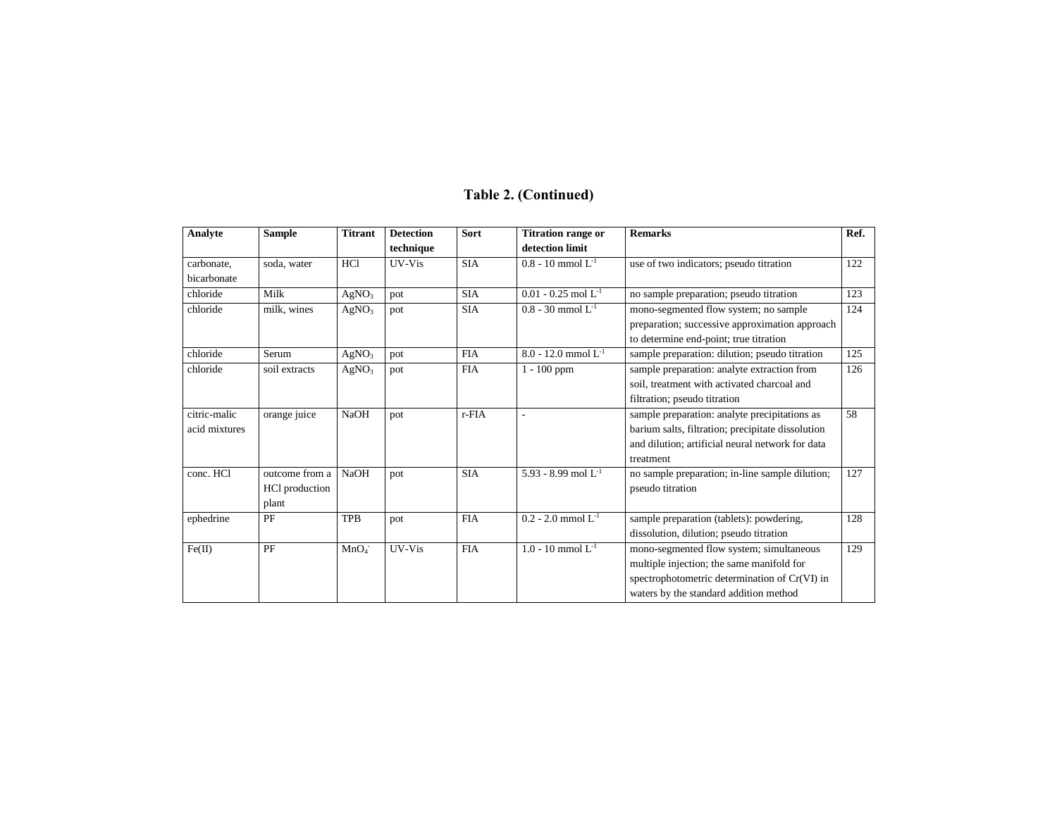**Table 2. (Continued)**

| Analyte | Sample | Titrant | Detection technique | Sort | Titration range or detection limit | Remarks | Ref. |
|---|---|---|---|---|---|---|---|
| carbonate, bicarbonate | soda, water | HCl | UV-Vis | SIA | 0.8 - 10 mmol $L^{-1}$ | use of two indicators; pseudo titration | 122 |
| chloride | Milk | $AgNO_3$ | pot | SIA | 0.01 - 0.25 mol $L^{-1}$ | no sample preparation; pseudo titration | 123 |
| chloride | milk, wines | $AgNO_3$ | pot | SIA | 0.8 - 30 mmol $L^{-1}$ | mono-segmented flow system; no sample preparation; successive approximation approach to determine end-point; true titration | 124 |
| chloride | Serum | $AgNO_3$ | pot | FIA | 8.0 - 12.0 mmol $L^{-1}$ | sample preparation: dilution; pseudo titration | 125 |
| chloride | soil extracts | $AgNO_3$ | pot | FIA | 1 - 100 ppm | sample preparation: analyte extraction from soil, treatment with activated charcoal and filtration; pseudo titration | 126 |
| citric-malic acid mixtures | orange juice | NaOH | pot | r-FIA | - | sample preparation: analyte precipitations as barium salts, filtration; precipitate dissolution and dilution; artificial neural network for data treatment | 58 |
| conc. HCl | outcome from a HCl production plant | NaOH | pot | SIA | 5.93 - 8.99 mol $L^{-1}$ | no sample preparation; in-line sample dilution; pseudo titration | 127 |
| ephedrine | PF | TPB | pot | FIA | 0.2 - 2.0 mmol $L^{-1}$ | sample preparation (tablets): powdering, dissolution, dilution; pseudo titration | 128 |
| Fe(II) | PF | $MnO_4^-$ | UV-Vis | FIA | 1.0 - 10 mmol $L^{-1}$ | mono-segmented flow system; simultaneous multiple injection; the same manifold for spectrophotometric determination of Cr(VI) in waters by the standard addition method | 129 |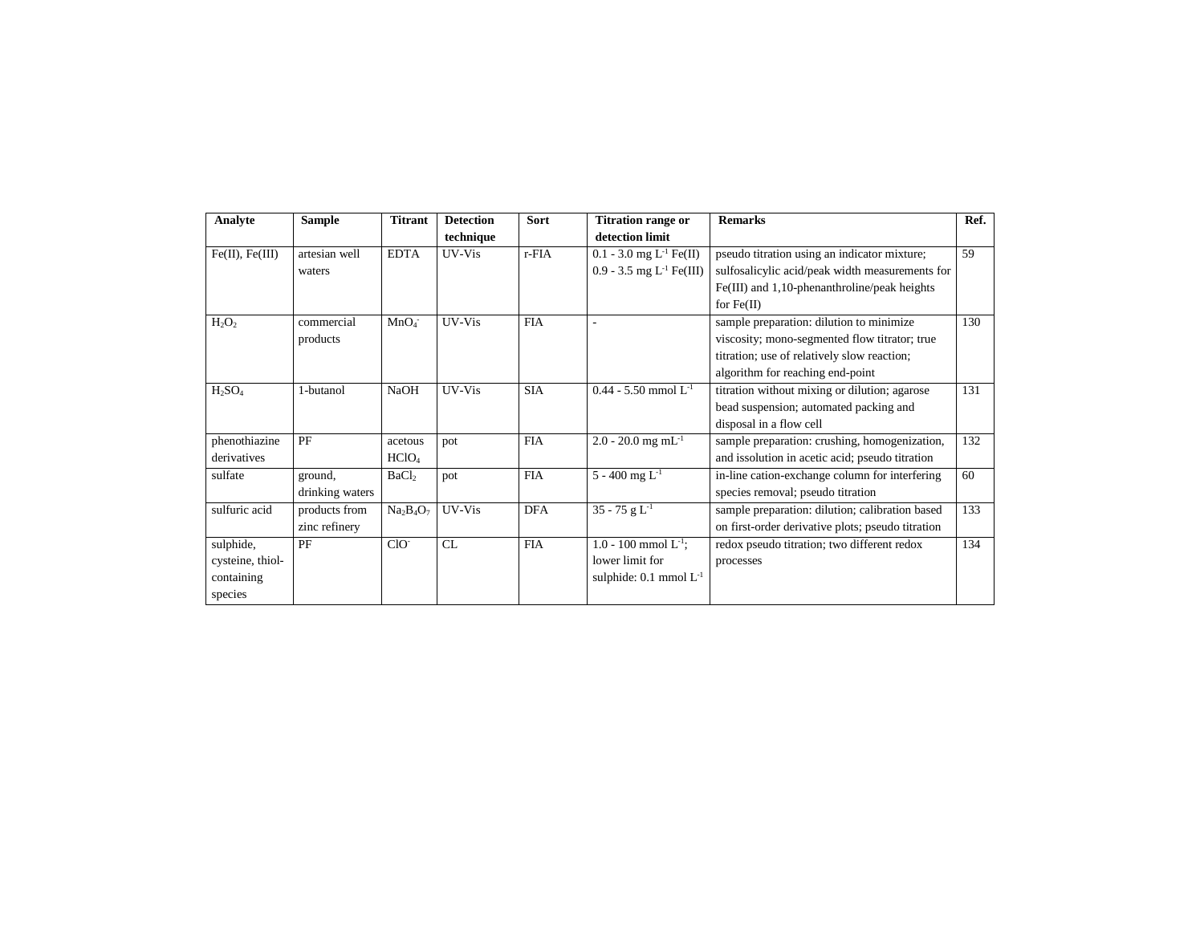| Analyte | Sample | Titrant | Detection technique | Sort | Titration range or detection limit | Remarks | Ref. |
|---|---|---|---|---|---|---|---|
| Fe(II), Fe(III) | artesian well waters | EDTA | UV-Vis | r-FIA | 0.1 - 3.0 mg $L^{-1}$ Fe(II) 0.9 - 3.5 mg $L^{-1}$ Fe(III) | pseudo titration using an indicator mixture; sulfosalicylic acid/peak width measurements for Fe(III) and 1,10-phenanthroline/peak heights for Fe(II) | 59 |
| $H_2O_2$ | commercial products | $MnO_4^-$ | UV-Vis | FIA | - | sample preparation: dilution to minimize viscosity; mono-segmented flow titrator; true titration; use of relatively slow reaction; algorithm for reaching end-point | 130 |
| $H_2SO_4$ | 1-butanol | NaOH | UV-Vis | SIA | 0.44 - 5.50 mmol $L^{-1}$ | titration without mixing or dilution; agarose bead suspension; automated packing and disposal in a flow cell | 131 |
| phenothiazine derivatives | PF | acetous $HClO_4$ | pot | FIA | 2.0 - 20.0 mg $mL^{-1}$ | sample preparation: crushing, homogenization, and issolution in acetic acid; pseudo titration | 132 |
| sulfate | ground, drinking waters | $BaCl_2$ | pot | FIA | 5 - 400 mg $L^{-1}$ | in-line cation-exchange column for interfering species removal; pseudo titration | 60 |
| sulfuric acid | products from zinc refinery | $Na_2B_4O_7$ | UV-Vis | DFA | 35 - 75 g $L^{-1}$ | sample preparation: dilution; calibration based on first-order derivative plots; pseudo titration | 133 |
| sulphide, cysteine, thiol-containing species | PF | $ClO^-$ | CL | FIA | 1.0 - 100 mmol $L^{-1}$; lower limit for sulphide: 0.1 mmol $L^{-1}$ | redox pseudo titration; two different redox processes | 134 |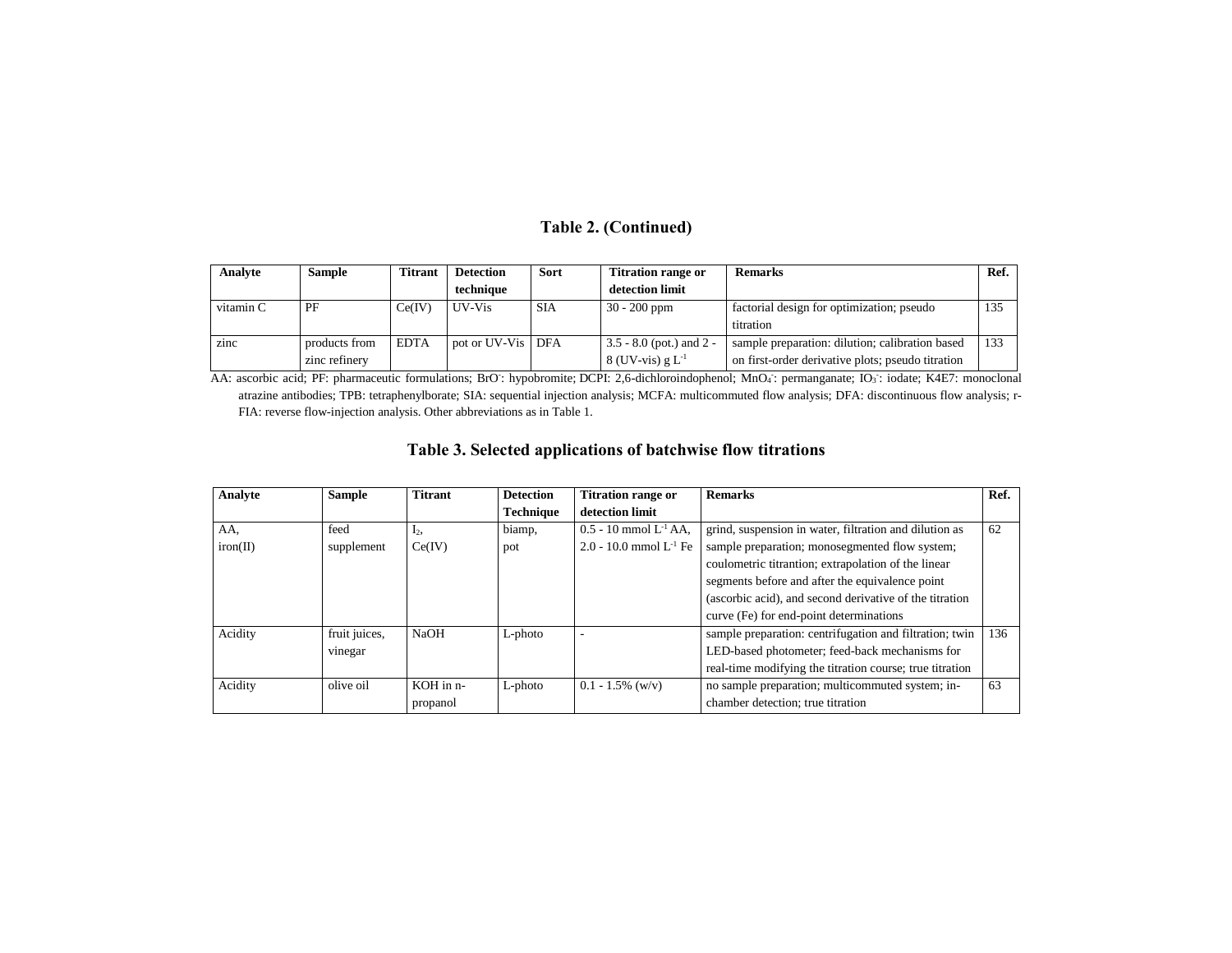**Table 2. (Continued)**

| Analyte | Sample | Titrant | Detection technique | Sort | Titration range or detection limit | Remarks | Ref. |
|---|---|---|---|---|---|---|---|
| vitamin C | PF | Ce(IV) | UV-Vis | SIA | 30 - 200 ppm | factorial design for optimization; pseudo titration | 135 |
| zinc | products from zinc refinery | EDTA | pot or UV-Vis | DFA | 3.5 - 8.0 (pot.) and 2 - 8 (UV-vis) g $L^{-1}$ | sample preparation: dilution; calibration based on first-order derivative plots; pseudo titration | 133 |

AA: ascorbic acid; PF: pharmaceutic formulations; $BrO^-$: hypobromite; DCPI: 2,6-dichloroindophenol; $MnO_4^-$: permanganate; $IO_3^-$: iodate; K4E7: monoclonal atrazine antibodies; TPB: tetraphenylborate; SIA: sequential injection analysis; MCFA: multicommuted flow analysis; DFA: discontinuous flow analysis; r-FIA: reverse flow-injection analysis. Other abbreviations as in Table 1.

**Table 3. Selected applications of batchwise flow titrations**

| Analyte | Sample | Titrant | Detection Technique | Titration range or detection limit | Remarks | Ref. |
|---|---|---|---|---|---|---|
| AA, iron(II) | feed supplement | $I_2$, Ce(IV) | biamp, pot | 0.5 - 10 mmol $L^{-1}$ AA, 2.0 - 10.0 mmol $L^{-1}$ Fe | grind, suspension in water, filtration and dilution as sample preparation; monosegmented flow system; coulometric titrantion; extrapolation of the linear segments before and after the equivalence point (ascorbic acid), and second derivative of the titration curve (Fe) for end-point determinations | 62 |
| Acidity | fruit juices, vinegar | NaOH | L-photo | - | sample preparation: centrifugation and filtration; twin LED-based photometer; feed-back mechanisms for real-time modifying the titration course; true titration | 136 |
| Acidity | olive oil | KOH in n-propanol | L-photo | 0.1 - 1.5% (w/v) | no sample preparation; multicommuted system; in-chamber detection; true titration | 63 |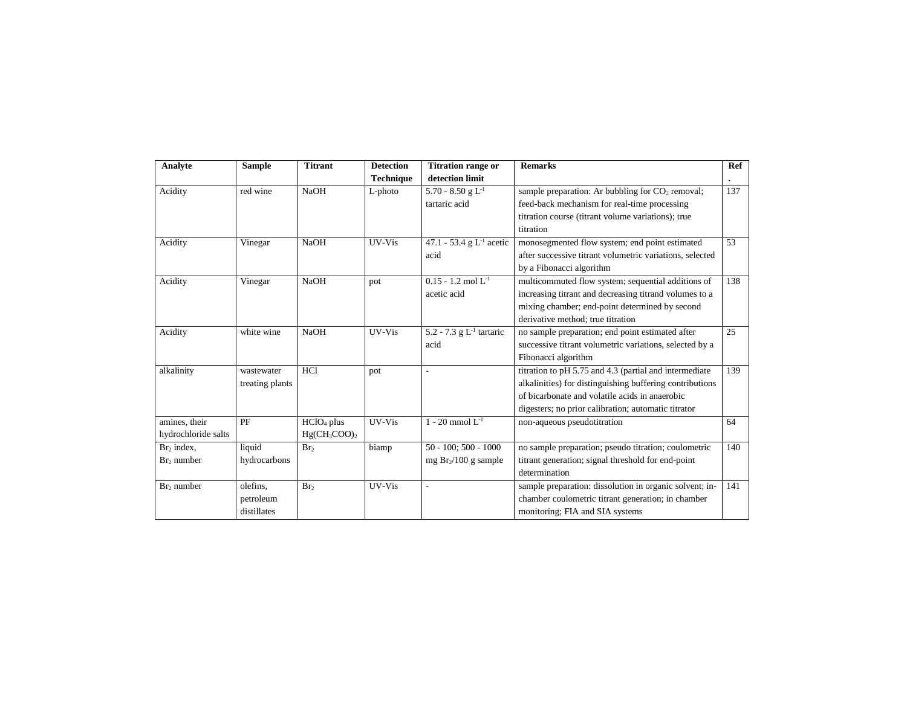| Analyte | Sample | Titrant | Detection Technique | Titration range or detection limit | Remarks | Ref. |
|---|---|---|---|---|---|---|
| Acidity | red wine | NaOH | L-photo | 5.70 - 8.50 g $L^{-1}$ tartaric acid | sample preparation: Ar bubbling for $CO_2$ removal; feed-back mechanism for real-time processing titration course (titrant volume variations); true titration | 137 |
| Acidity | Vinegar | NaOH | UV-Vis | 47.1 - 53.4 g $L^{-1}$ acetic acid | monosegmented flow system; end point estimated after successive titrant volumetric variations, selected by a Fibonacci algorithm | 53 |
| Acidity | Vinegar | NaOH | pot | 0.15 - 1.2 mol $L^{-1}$ acetic acid | multicommuted flow system; sequential additions of increasing titrant and decreasing titrand volumes to a mixing chamber; end-point determined by second derivative method; true titration | 138 |
| Acidity | white wine | NaOH | UV-Vis | 5.2 - 7.3 g $L^{-1}$ tartaric acid | no sample preparation; end point estimated after successive titrant volumetric variations, selected by a Fibonacci algorithm | 25 |
| alkalinity | wastewater treating plants | HCl | pot | - | titration to pH 5.75 and 4.3 (partial and intermediate alkalinities) for distinguishing buffering contributions of bicarbonate and volatile acids in anaerobic digesters; no prior calibration; automatic titrator | 139 |
| amines, their hydrochloride salts | PF | $HClO_4$ plus $Hg(CH_3COO)_2$ | UV-Vis | 1 - 20 mmol $L^{-1}$ | non-aqueous pseudotitration | 64 |
| $Br_2$ index, $Br_2$ number | liquid hydrocarbons | $Br_2$ | biamp | 50 - 100; 500 - 1000 mg $Br_2$/100 g sample | no sample preparation; pseudo titration; coulometric titrant generation; signal threshold for end-point determination | 140 |
| $Br_2$ number | olefins, petroleum distillates | $Br_2$ | UV-Vis | - | sample preparation: dissolution in organic solvent; in-chamber coulometric titrant generation; in chamber monitoring; FIA and SIA systems | 141 |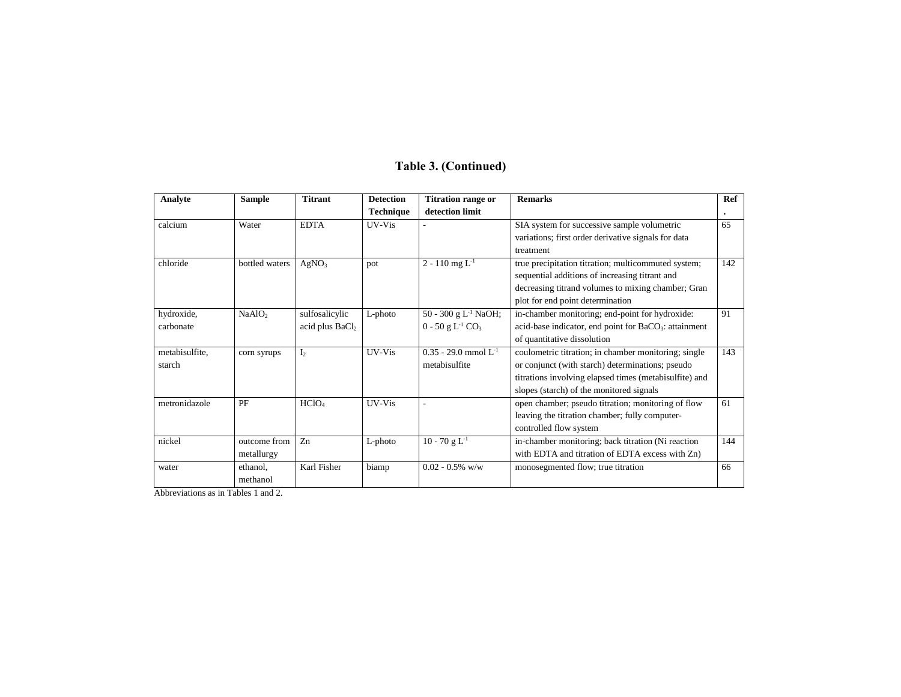**Table 3. (Continued)**

| Analyte | Sample | Titrant | Detection Technique | Titration range or detection limit | Remarks | Ref. |
|---|---|---|---|---|---|---|
| calcium | Water | EDTA | UV-Vis | - | SIA system for successive sample volumetric variations; first order derivative signals for data treatment | 65 |
| chloride | bottled waters | $AgNO_3$ | pot | 2 - 110 mg $L^{-1}$ | true precipitation titration; multicommuted system; sequential additions of increasing titrant and decreasing titrand volumes to mixing chamber; Gran plot for end point determination | 142 |
| hydroxide, carbonate | $NaAlO_2$ | sulfosalicylic acid plus $BaCl_2$ | L-photo | 50 - 300 g $L^{-1}$ NaOH; 0 - 50 g $L^{-1}$ $CO_3$ | in-chamber monitoring; end-point for hydroxide: acid-base indicator, end point for $BaCO_3$: attainment of quantitative dissolution | 91 |
| metabisulfite, starch | corn syrups | $I_2$ | UV-Vis | 0.35 - 29.0 mmol $L^{-1}$ metabisulfite | coulometric titration; in chamber monitoring; single or conjunct (with starch) determinations; pseudo titrations involving elapsed times (metabisulfite) and slopes (starch) of the monitored signals | 143 |
| metronidazole | PF | $HClO_4$ | UV-Vis | - | open chamber; pseudo titration; monitoring of flow leaving the titration chamber; fully computer-controlled flow system | 61 |
| nickel | outcome from metallurgy | Zn | L-photo | 10 - 70 g $L^{-1}$ | in-chamber monitoring; back titration (Ni reaction with EDTA and titration of EDTA excess with Zn) | 144 |
| water | ethanol, methanol | Karl Fisher | biamp | 0.02 - 0.5% w/w | monosegmented flow; true titration | 66 |

Abbreviations as in Tables 1 and 2.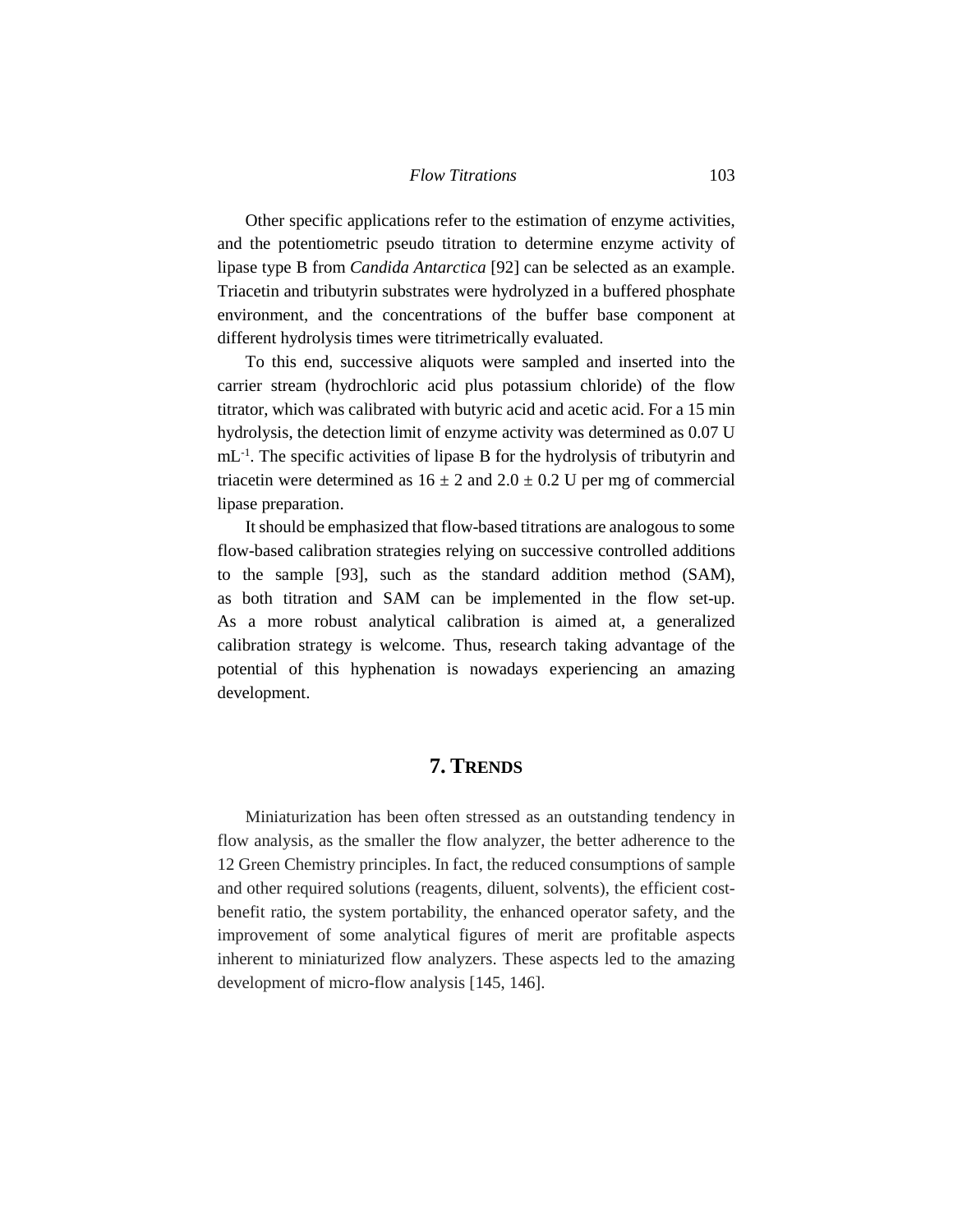Other specific applications refer to the estimation of enzyme activities, and the potentiometric pseudo titration to determine enzyme activity of lipase type B from *Candida Antarctica* [92] can be selected as an example. Triacetin and tributyrin substrates were hydrolyzed in a buffered phosphate environment, and the concentrations of the buffer base component at different hydrolysis times were titrimetrically evaluated.

To this end, successive aliquots were sampled and inserted into the carrier stream (hydrochloric acid plus potassium chloride) of the flow titrator, which was calibrated with butyric acid and acetic acid. For a 15 min hydrolysis, the detection limit of enzyme activity was determined as 0.07 U $mL^{-1}$. The specific activities of lipase B for the hydrolysis of tributyrin and triacetin were determined as $16 \pm 2$ and $2.0 \pm 0.2$ U per mg of commercial lipase preparation.

It should be emphasized that flow-based titrations are analogous to some flow-based calibration strategies relying on successive controlled additions to the sample [93], such as the standard addition method (SAM), as both titration and SAM can be implemented in the flow set-up. As a more robust analytical calibration is aimed at, a generalized calibration strategy is welcome. Thus, research taking advantage of the potential of this hyphenation is nowadays experiencing an amazing development.

## 7. TRENDS

Miniaturization has been often stressed as an outstanding tendency in flow analysis, as the smaller the flow analyzer, the better adherence to the 12 Green Chemistry principles. In fact, the reduced consumptions of sample and other required solutions (reagents, diluent, solvents), the efficient cost-benefit ratio, the system portability, the enhanced operator safety, and the improvement of some analytical figures of merit are profitable aspects inherent to miniaturized flow analyzers. These aspects led to the amazing development of micro-flow analysis [145, 146].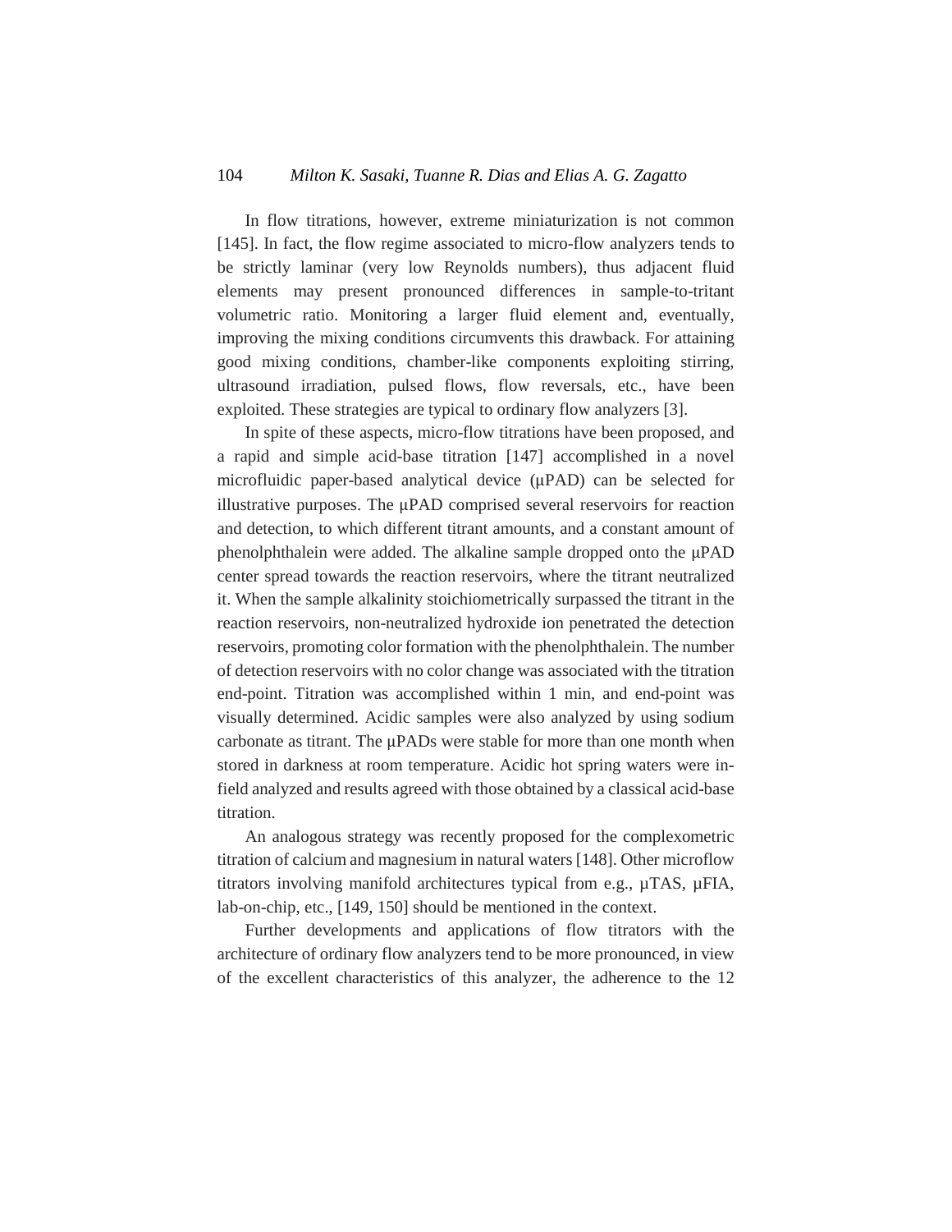In flow titrations, however, extreme miniaturization is not common [145]. In fact, the flow regime associated to micro-flow analyzers tends to be strictly laminar (very low Reynolds numbers), thus adjacent fluid elements may present pronounced differences in sample-to-tritant volumetric ratio. Monitoring a larger fluid element and, eventually, improving the mixing conditions circumvents this drawback. For attaining good mixing conditions, chamber-like components exploiting stirring, ultrasound irradiation, pulsed flows, flow reversals, etc., have been exploited. These strategies are typical to ordinary flow analyzers [3].

In spite of these aspects, micro-flow titrations have been proposed, and a rapid and simple acid-base titration [147] accomplished in a novel microfluidic paper-based analytical device (µPAD) can be selected for illustrative purposes. The µPAD comprised several reservoirs for reaction and detection, to which different titrant amounts, and a constant amount of phenolphthalein were added. The alkaline sample dropped onto the µPAD center spread towards the reaction reservoirs, where the titrant neutralized it. When the sample alkalinity stoichiometrically surpassed the titrant in the reaction reservoirs, non-neutralized hydroxide ion penetrated the detection reservoirs, promoting color formation with the phenolphthalein. The number of detection reservoirs with no color change was associated with the titration end-point. Titration was accomplished within 1 min, and end-point was visually determined. Acidic samples were also analyzed by using sodium carbonate as titrant. The µPADs were stable for more than one month when stored in darkness at room temperature. Acidic hot spring waters were in-field analyzed and results agreed with those obtained by a classical acid-base titration.

An analogous strategy was recently proposed for the complexometric titration of calcium and magnesium in natural waters [148]. Other microflow titrators involving manifold architectures typical from e.g., µTAS, µFIA, lab-on-chip, etc., [149, 150] should be mentioned in the context.

Further developments and applications of flow titrators with the architecture of ordinary flow analyzers tend to be more pronounced, in view of the excellent characteristics of this analyzer, the adherence to the 12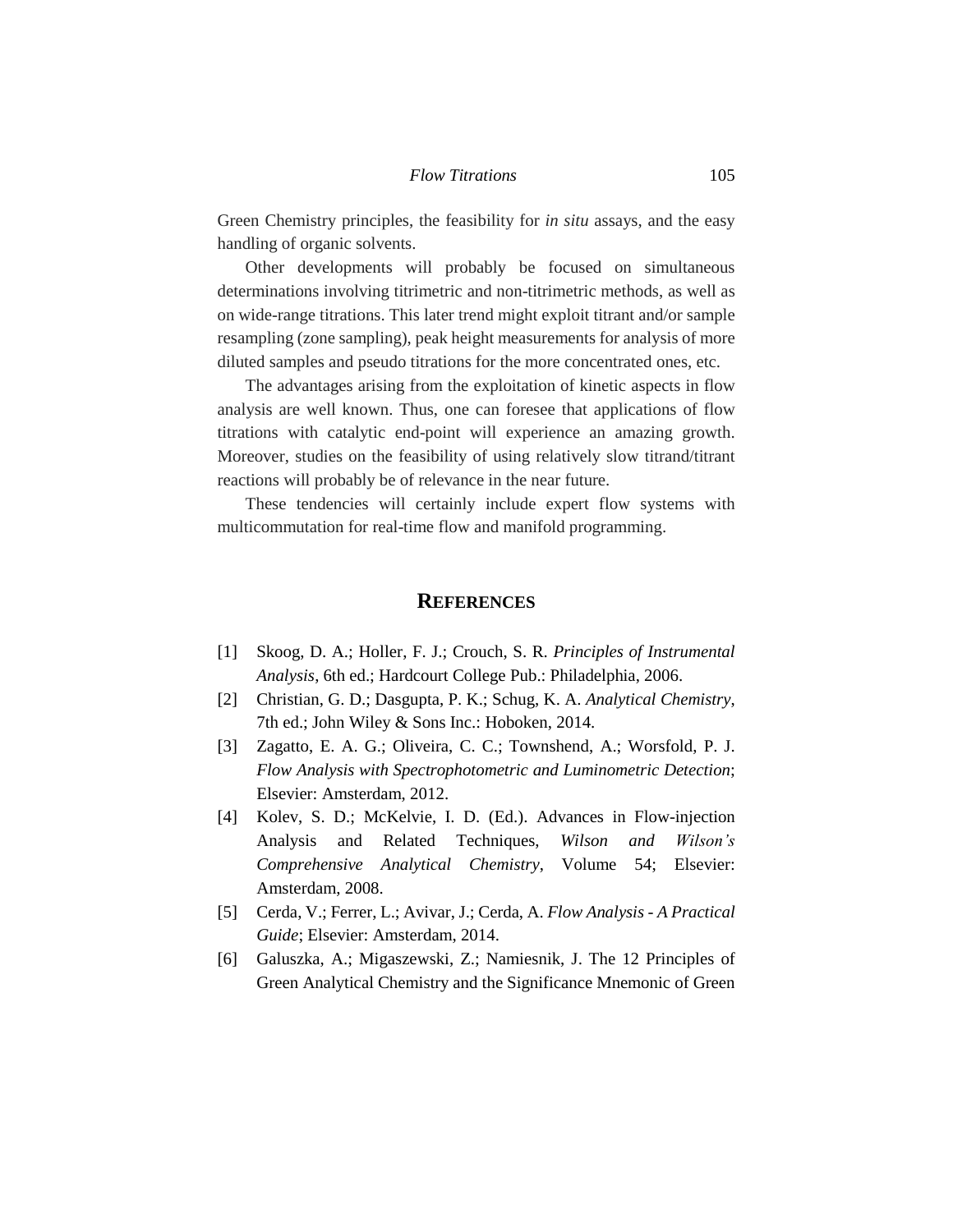Green Chemistry principles, the feasibility for *in situ* assays, and the easy handling of organic solvents.

Other developments will probably be focused on simultaneous determinations involving titrimetric and non-titrimetric methods, as well as on wide-range titrations. This later trend might exploit titrant and/or sample resampling (zone sampling), peak height measurements for analysis of more diluted samples and pseudo titrations for the more concentrated ones, etc.

The advantages arising from the exploitation of kinetic aspects in flow analysis are well known. Thus, one can foresee that applications of flow titrations with catalytic end-point will experience an amazing growth. Moreover, studies on the feasibility of using relatively slow titrand/titrant reactions will probably be of relevance in the near future.

These tendencies will certainly include expert flow systems with multicommutation for real-time flow and manifold programming.

## REFERENCES

[1] Skoog, D. A.; Holler, F. J.; Crouch, S. R. *Principles of Instrumental Analysis*, 6th ed.; Hardcourt College Pub.: Philadelphia, 2006.

[2] Christian, G. D.; Dasgupta, P. K.; Schug, K. A. *Analytical Chemistry*, 7th ed.; John Wiley & Sons Inc.: Hoboken, 2014.

[3] Zagatto, E. A. G.; Oliveira, C. C.; Townshend, A.; Worsfold, P. J. *Flow Analysis with Spectrophotometric and Luminometric Detection*; Elsevier: Amsterdam, 2012.

[4] Kolev, S. D.; McKelvie, I. D. (Ed.). Advances in Flow-injection Analysis and Related Techniques, *Wilson and Wilson's Comprehensive Analytical Chemistry*, Volume 54; Elsevier: Amsterdam, 2008.

[5] Cerda, V.; Ferrer, L.; Avivar, J.; Cerda, A. *Flow Analysis - A Practical Guide*; Elsevier: Amsterdam, 2014.

[6] Galuszka, A.; Migaszewski, Z.; Namiesnik, J. The 12 Principles of Green Analytical Chemistry and the Significance Mnemonic of Green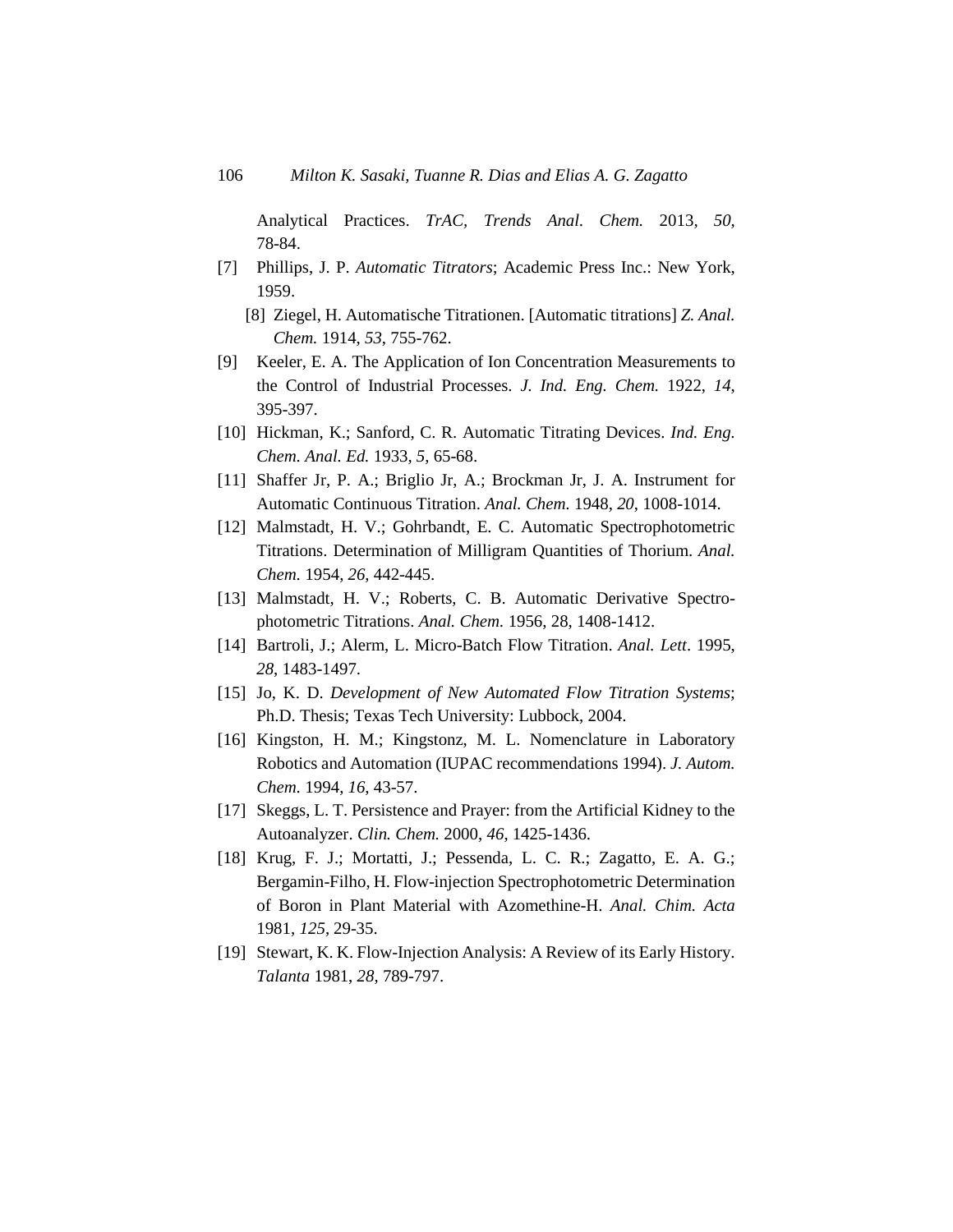Analytical Practices. *TrAC, Trends Anal. Chem.* 2013, *50*, 78-84.

[7] Phillips, J. P. *Automatic Titrators*; Academic Press Inc.: New York, 1959.

[8] Ziegel, H. Automatische Titrationen. [Automatic titrations] *Z. Anal. Chem.* 1914, *53*, 755-762.

[9] Keeler, E. A. The Application of Ion Concentration Measurements to the Control of Industrial Processes. *J. Ind. Eng. Chem.* 1922, *14*, 395-397.

[10] Hickman, K.; Sanford, C. R. Automatic Titrating Devices. *Ind. Eng. Chem. Anal. Ed.* 1933, *5*, 65-68.

[11] Shaffer Jr, P. A.; Briglio Jr, A.; Brockman Jr, J. A. Instrument for Automatic Continuous Titration. *Anal. Chem.* 1948, *20*, 1008-1014.

[12] Malmstadt, H. V.; Gohrbandt, E. C. Automatic Spectrophotometric Titrations. Determination of Milligram Quantities of Thorium. *Anal. Chem.* 1954, *26*, 442-445.

[13] Malmstadt, H. V.; Roberts, C. B. Automatic Derivative Spectrophotometric Titrations. *Anal. Chem.* 1956, 28, 1408-1412.

[14] Bartroli, J.; Alerm, L. Micro-Batch Flow Titration. *Anal. Lett*. 1995, *28*, 1483-1497.

[15] Jo, K. D. *Development of New Automated Flow Titration Systems*; Ph.D. Thesis; Texas Tech University: Lubbock, 2004.

[16] Kingston, H. M.; Kingstonz, M. L. Nomenclature in Laboratory Robotics and Automation (IUPAC recommendations 1994). *J. Autom. Chem.* 1994, *16*, 43-57.

[17] Skeggs, L. T. Persistence and Prayer: from the Artificial Kidney to the Autoanalyzer. *Clin. Chem.* 2000, *46*, 1425-1436.

[18] Krug, F. J.; Mortatti, J.; Pessenda, L. C. R.; Zagatto, E. A. G.; Bergamin-Filho, H. Flow-injection Spectrophotometric Determination of Boron in Plant Material with Azomethine-H. *Anal. Chim. Acta* 1981, *125*, 29-35.

[19] Stewart, K. K. Flow-Injection Analysis: A Review of its Early History. *Talanta* 1981, *28*, 789-797.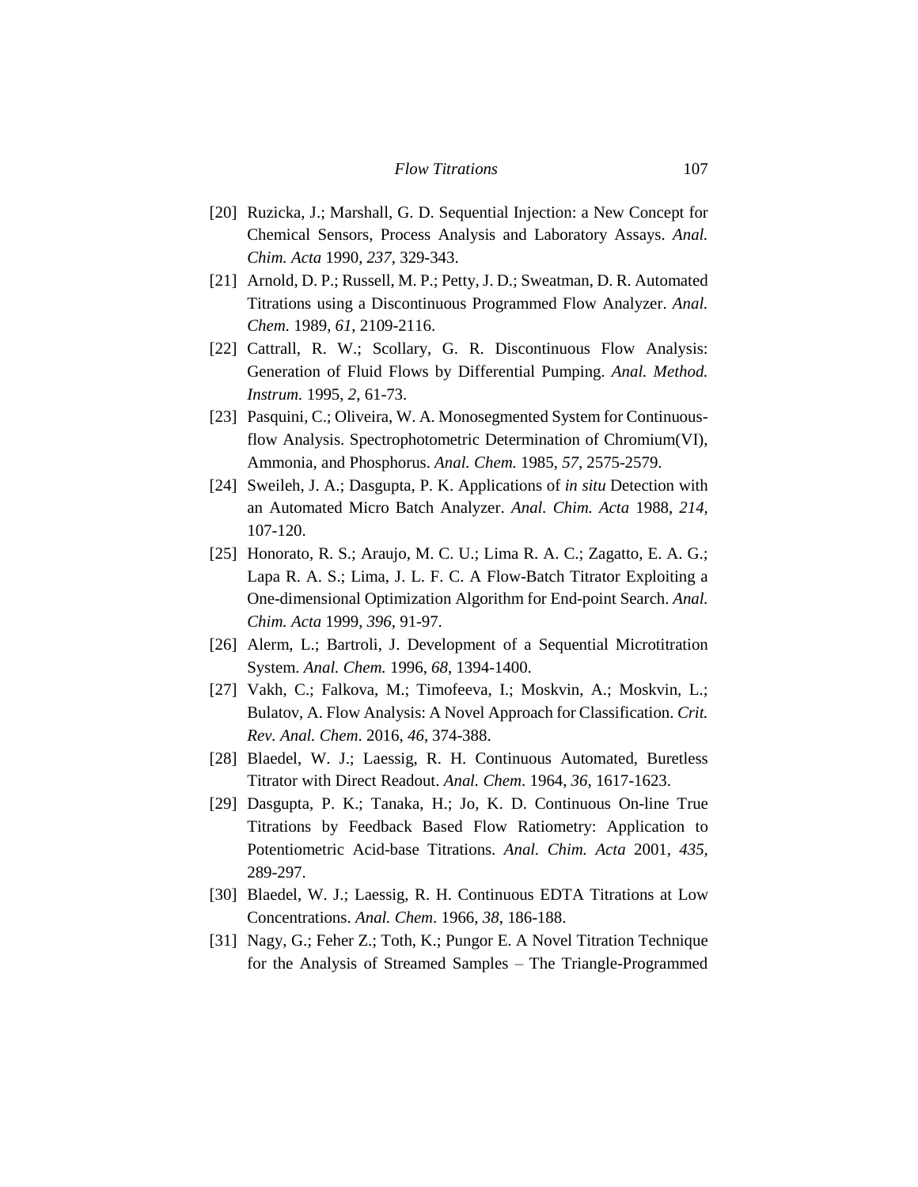[20] Ruzicka, J.; Marshall, G. D. Sequential Injection: a New Concept for Chemical Sensors, Process Analysis and Laboratory Assays. *Anal. Chim. Acta* 1990, *237*, 329-343.

[21] Arnold, D. P.; Russell, M. P.; Petty, J. D.; Sweatman, D. R. Automated Titrations using a Discontinuous Programmed Flow Analyzer. *Anal. Chem.* 1989, *61*, 2109-2116.

[22] Cattrall, R. W.; Scollary, G. R. Discontinuous Flow Analysis: Generation of Fluid Flows by Differential Pumping. *Anal. Method. Instrum.* 1995, *2*, 61-73.

[23] Pasquini, C.; Oliveira, W. A. Monosegmented System for Continuous-flow Analysis. Spectrophotometric Determination of Chromium(VI), Ammonia, and Phosphorus. *Anal. Chem.* 1985, *57*, 2575-2579.

[24] Sweileh, J. A.; Dasgupta, P. K. Applications of *in situ* Detection with an Automated Micro Batch Analyzer. *Anal. Chim. Acta* 1988, *214*, 107-120.

[25] Honorato, R. S.; Araujo, M. C. U.; Lima R. A. C.; Zagatto, E. A. G.; Lapa R. A. S.; Lima, J. L. F. C. A Flow-Batch Titrator Exploiting a One-dimensional Optimization Algorithm for End-point Search. *Anal. Chim. Acta* 1999, *396*, 91-97.

[26] Alerm, L.; Bartroli, J. Development of a Sequential Microtitration System. *Anal. Chem.* 1996, *68*, 1394-1400.

[27] Vakh, C.; Falkova, M.; Timofeeva, I.; Moskvin, A.; Moskvin, L.; Bulatov, A. Flow Analysis: A Novel Approach for Classification. *Crit. Rev. Anal. Chem*. 2016, *46*, 374-388.

[28] Blaedel, W. J.; Laessig, R. H. Continuous Automated, Buretless Titrator with Direct Readout. *Anal. Chem*. 1964, *36*, 1617-1623.

[29] Dasgupta, P. K.; Tanaka, H.; Jo, K. D. Continuous On-line True Titrations by Feedback Based Flow Ratiometry: Application to Potentiometric Acid-base Titrations. *Anal. Chim. Acta* 2001, *435*, 289-297.

[30] Blaedel, W. J.; Laessig, R. H. Continuous EDTA Titrations at Low Concentrations. *Anal. Chem*. 1966, *38*, 186-188.

[31] Nagy, G.; Feher Z.; Toth, K.; Pungor E. A Novel Titration Technique for the Analysis of Streamed Samples – The Triangle-Programmed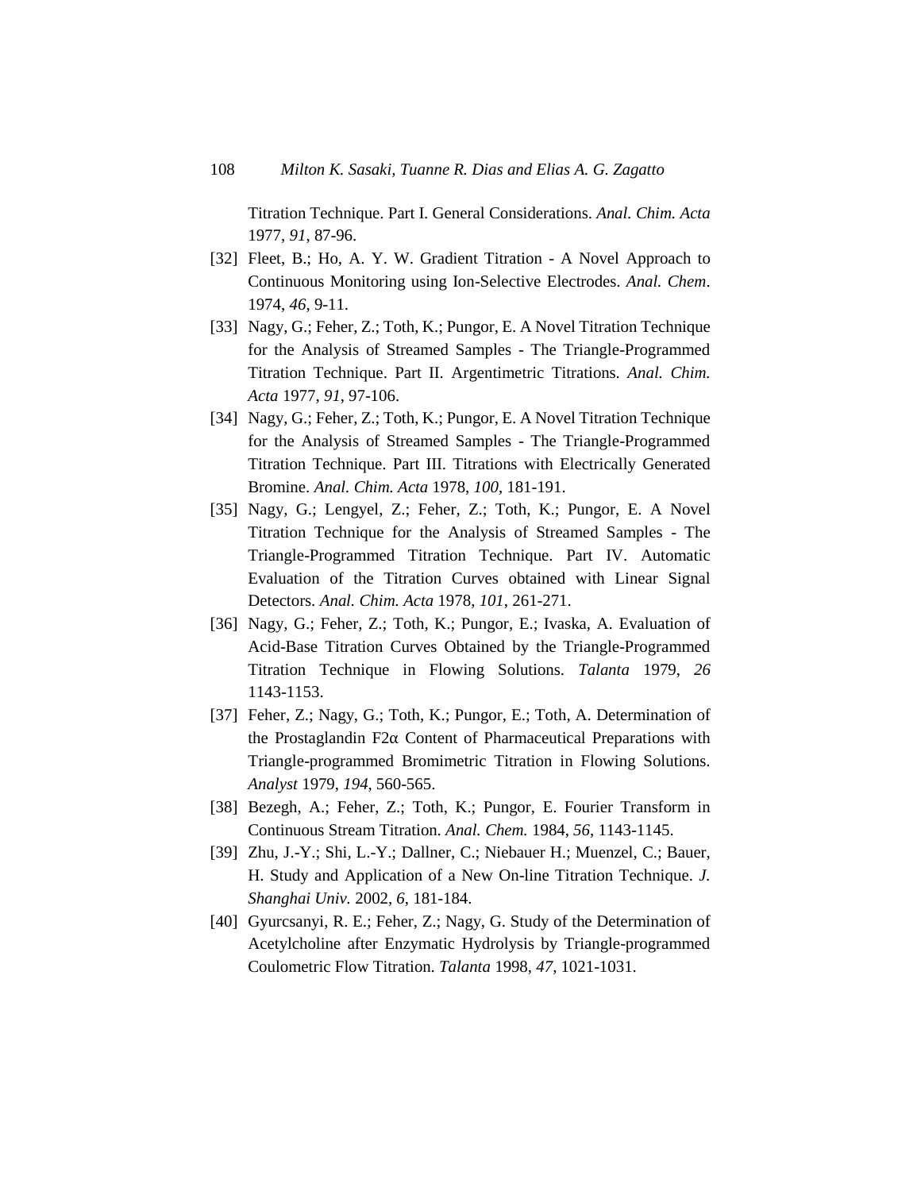Titration Technique. Part I. General Considerations. *Anal. Chim. Acta* 1977, *91*, 87-96.

[32] Fleet, B.; Ho, A. Y. W. Gradient Titration - A Novel Approach to Continuous Monitoring using Ion-Selective Electrodes. *Anal. Chem*. 1974, *46*, 9-11.

[33] Nagy, G.; Feher, Z.; Toth, K.; Pungor, E. A Novel Titration Technique for the Analysis of Streamed Samples - The Triangle-Programmed Titration Technique. Part II. Argentimetric Titrations. *Anal. Chim. Acta* 1977, *91*, 97-106.

[34] Nagy, G.; Feher, Z.; Toth, K.; Pungor, E. A Novel Titration Technique for the Analysis of Streamed Samples - The Triangle-Programmed Titration Technique. Part III. Titrations with Electrically Generated Bromine. *Anal. Chim. Acta* 1978, *100*, 181-191.

[35] Nagy, G.; Lengyel, Z.; Feher, Z.; Toth, K.; Pungor, E. A Novel Titration Technique for the Analysis of Streamed Samples - The Triangle-Programmed Titration Technique. Part IV. Automatic Evaluation of the Titration Curves obtained with Linear Signal Detectors. *Anal. Chim. Acta* 1978, *101*, 261-271.

[36] Nagy, G.; Feher, Z.; Toth, K.; Pungor, E.; Ivaska, A. Evaluation of Acid-Base Titration Curves Obtained by the Triangle-Programmed Titration Technique in Flowing Solutions. *Talanta* 1979, *26* 1143-1153.

[37] Feher, Z.; Nagy, G.; Toth, K.; Pungor, E.; Toth, A. Determination of the Prostaglandin F2α Content of Pharmaceutical Preparations with Triangle-programmed Bromimetric Titration in Flowing Solutions. *Analyst* 1979, *194*, 560-565.

[38] Bezegh, A.; Feher, Z.; Toth, K.; Pungor, E. Fourier Transform in Continuous Stream Titration. *Anal. Chem.* 1984, *56*, 1143-1145.

[39] Zhu, J.-Y.; Shi, L.-Y.; Dallner, C.; Niebauer H.; Muenzel, C.; Bauer, H. Study and Application of a New On-line Titration Technique. *J. Shanghai Univ.* 2002, *6*, 181-184.

[40] Gyurcsanyi, R. E.; Feher, Z.; Nagy, G. Study of the Determination of Acetylcholine after Enzymatic Hydrolysis by Triangle-programmed Coulometric Flow Titration. *Talanta* 1998, *47*, 1021-1031.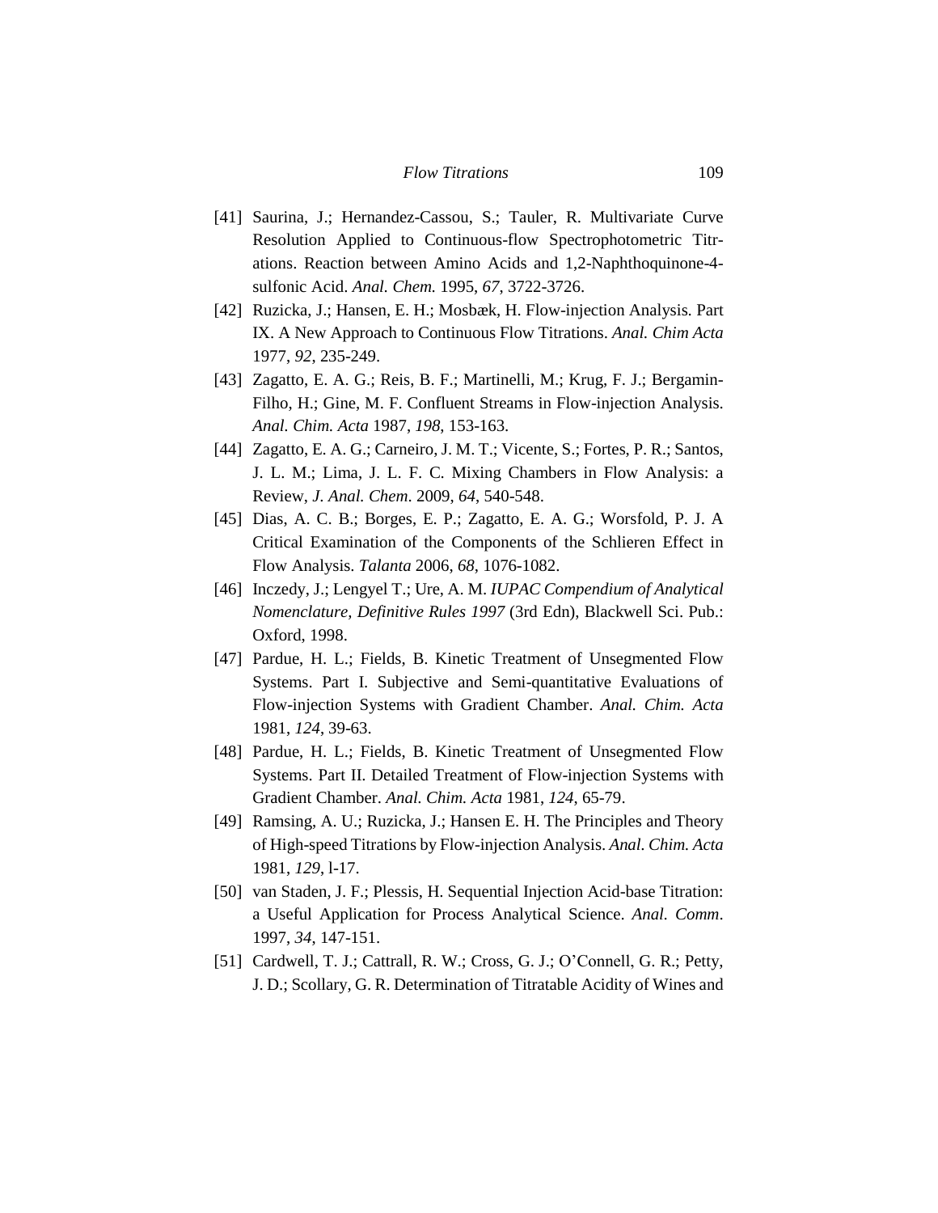[41] Saurina, J.; Hernandez-Cassou, S.; Tauler, R. Multivariate Curve Resolution Applied to Continuous-flow Spectrophotometric Titrations. Reaction between Amino Acids and 1,2-Naphthoquinone-4-sulfonic Acid. *Anal. Chem.* 1995, *67*, 3722-3726.

[42] Ruzicka, J.; Hansen, E. H.; Mosbæk, H. Flow-injection Analysis. Part IX. A New Approach to Continuous Flow Titrations. *Anal. Chim Acta* 1977, *92*, 235-249.

[43] Zagatto, E. A. G.; Reis, B. F.; Martinelli, M.; Krug, F. J.; Bergamin-Filho, H.; Gine, M. F. Confluent Streams in Flow-injection Analysis. *Anal. Chim. Acta* 1987, *198*, 153-163.

[44] Zagatto, E. A. G.; Carneiro, J. M. T.; Vicente, S.; Fortes, P. R.; Santos, J. L. M.; Lima, J. L. F. C. Mixing Chambers in Flow Analysis: a Review, *J. Anal. Chem*. 2009, *64*, 540-548.

[45] Dias, A. C. B.; Borges, E. P.; Zagatto, E. A. G.; Worsfold, P. J. A Critical Examination of the Components of the Schlieren Effect in Flow Analysis. *Talanta* 2006, *68*, 1076-1082.

[46] Inczedy, J.; Lengyel T.; Ure, A. M. *IUPAC Compendium of Analytical Nomenclature, Definitive Rules 1997* (3rd Edn), Blackwell Sci. Pub.: Oxford, 1998.

[47] Pardue, H. L.; Fields, B. Kinetic Treatment of Unsegmented Flow Systems. Part I. Subjective and Semi-quantitative Evaluations of Flow-injection Systems with Gradient Chamber. *Anal. Chim. Acta* 1981, *124*, 39-63.

[48] Pardue, H. L.; Fields, B. Kinetic Treatment of Unsegmented Flow Systems. Part II. Detailed Treatment of Flow-injection Systems with Gradient Chamber. *Anal. Chim. Acta* 1981, *124*, 65-79.

[49] Ramsing, A. U.; Ruzicka, J.; Hansen E. H. The Principles and Theory of High-speed Titrations by Flow-injection Analysis. *Anal. Chim. Acta* 1981, *129*, l-17.

[50] van Staden, J. F.; Plessis, H. Sequential Injection Acid-base Titration: a Useful Application for Process Analytical Science. *Anal. Comm*. 1997, *34*, 147-151.

[51] Cardwell, T. J.; Cattrall, R. W.; Cross, G. J.; O'Connell, G. R.; Petty, J. D.; Scollary, G. R. Determination of Titratable Acidity of Wines and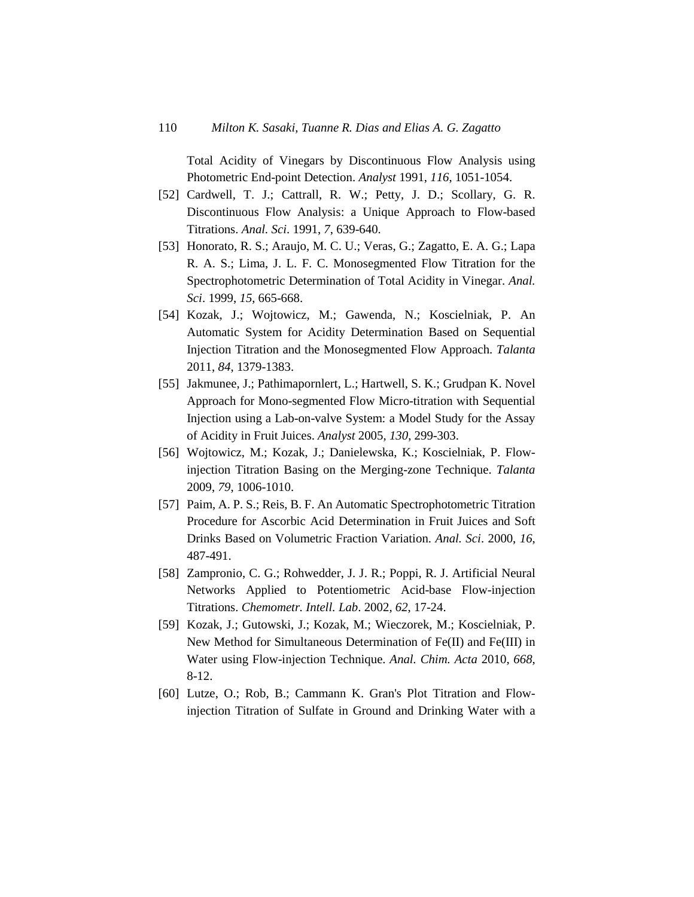Total Acidity of Vinegars by Discontinuous Flow Analysis using Photometric End-point Detection. *Analyst* 1991, *116*, 1051-1054.

[52] Cardwell, T. J.; Cattrall, R. W.; Petty, J. D.; Scollary, G. R. Discontinuous Flow Analysis: a Unique Approach to Flow-based Titrations. *Anal. Sci*. 1991, *7*, 639-640.

[53] Honorato, R. S.; Araujo, M. C. U.; Veras, G.; Zagatto, E. A. G.; Lapa R. A. S.; Lima, J. L. F. C. Monosegmented Flow Titration for the Spectrophotometric Determination of Total Acidity in Vinegar. *Anal. Sci*. 1999, *15*, 665-668.

[54] Kozak, J.; Wojtowicz, M.; Gawenda, N.; Koscielniak, P. An Automatic System for Acidity Determination Based on Sequential Injection Titration and the Monosegmented Flow Approach. *Talanta* 2011, *84*, 1379-1383.

[55] Jakmunee, J.; Pathimapornlert, L.; Hartwell, S. K.; Grudpan K. Novel Approach for Mono-segmented Flow Micro-titration with Sequential Injection using a Lab-on-valve System: a Model Study for the Assay of Acidity in Fruit Juices. *Analyst* 2005, *130*, 299-303.

[56] Wojtowicz, M.; Kozak, J.; Danielewska, K.; Koscielniak, P. Flow-injection Titration Basing on the Merging-zone Technique. *Talanta* 2009, *79*, 1006-1010.

[57] Paim, A. P. S.; Reis, B. F. An Automatic Spectrophotometric Titration Procedure for Ascorbic Acid Determination in Fruit Juices and Soft Drinks Based on Volumetric Fraction Variation. *Anal. Sci*. 2000, *16*, 487-491.

[58] Zampronio, C. G.; Rohwedder, J. J. R.; Poppi, R. J. Artificial Neural Networks Applied to Potentiometric Acid-base Flow-injection Titrations. *Chemometr. Intell. Lab*. 2002, *62*, 17-24.

[59] Kozak, J.; Gutowski, J.; Kozak, M.; Wieczorek, M.; Koscielniak, P. New Method for Simultaneous Determination of Fe(II) and Fe(III) in Water using Flow-injection Technique. *Anal. Chim. Acta* 2010, *668*, 8-12.

[60] Lutze, O.; Rob, B.; Cammann K. Gran's Plot Titration and Flow-injection Titration of Sulfate in Ground and Drinking Water with a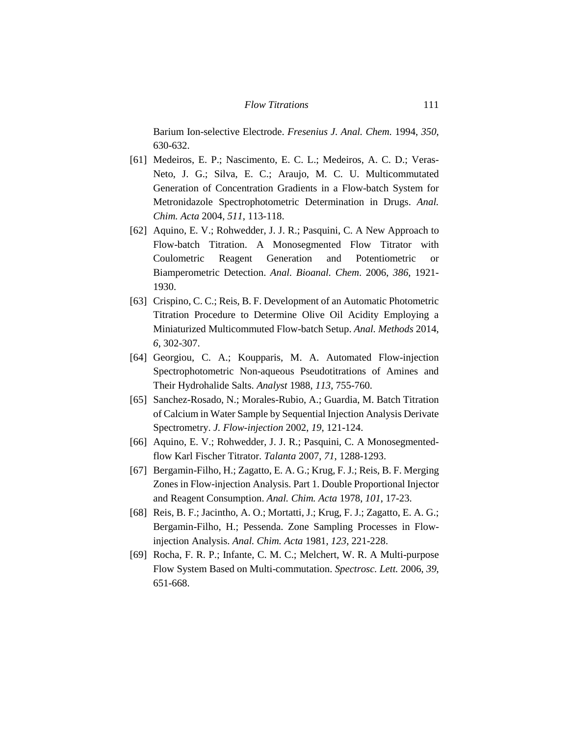Barium Ion-selective Electrode. *Fresenius J. Anal. Chem.* 1994, *350*, 630-632.

[61] Medeiros, E. P.; Nascimento, E. C. L.; Medeiros, A. C. D.; Veras-Neto, J. G.; Silva, E. C.; Araujo, M. C. U. Multicommutated Generation of Concentration Gradients in a Flow-batch System for Metronidazole Spectrophotometric Determination in Drugs. *Anal. Chim. Acta* 2004, *511*, 113-118.

[62] Aquino, E. V.; Rohwedder, J. J. R.; Pasquini, C. A New Approach to Flow-batch Titration. A Monosegmented Flow Titrator with Coulometric Reagent Generation and Potentiometric or Biamperometric Detection. *Anal. Bioanal. Chem*. 2006, *386*, 1921-1930.

[63] Crispino, C. C.; Reis, B. F. Development of an Automatic Photometric Titration Procedure to Determine Olive Oil Acidity Employing a Miniaturized Multicommuted Flow-batch Setup. *Anal. Methods* 2014, *6*, 302-307.

[64] Georgiou, C. A.; Koupparis, M. A. Automated Flow-injection Spectrophotometric Non-aqueous Pseudotitrations of Amines and Their Hydrohalide Salts. *Analyst* 1988, *113*, 755-760.

[65] Sanchez-Rosado, N.; Morales-Rubio, A.; Guardia, M. Batch Titration of Calcium in Water Sample by Sequential Injection Analysis Derivate Spectrometry. *J. Flow-injection* 2002, *19*, 121-124.

[66] Aquino, E. V.; Rohwedder, J. J. R.; Pasquini, C. A Monosegmented-flow Karl Fischer Titrator. *Talanta* 2007, *71*, 1288-1293.

[67] Bergamin-Filho, H.; Zagatto, E. A. G.; Krug, F. J.; Reis, B. F. Merging Zones in Flow-injection Analysis. Part 1. Double Proportional Injector and Reagent Consumption. *Anal. Chim. Acta* 1978, *101*, 17-23.

[68] Reis, B. F.; Jacintho, A. O.; Mortatti, J.; Krug, F. J.; Zagatto, E. A. G.; Bergamin-Filho, H.; Pessenda. Zone Sampling Processes in Flow-injection Analysis. *Anal. Chim. Acta* 1981, *123*, 221-228.

[69] Rocha, F. R. P.; Infante, C. M. C.; Melchert, W. R. A Multi-purpose Flow System Based on Multi-commutation. *Spectrosc. Lett.* 2006, *39*, 651-668.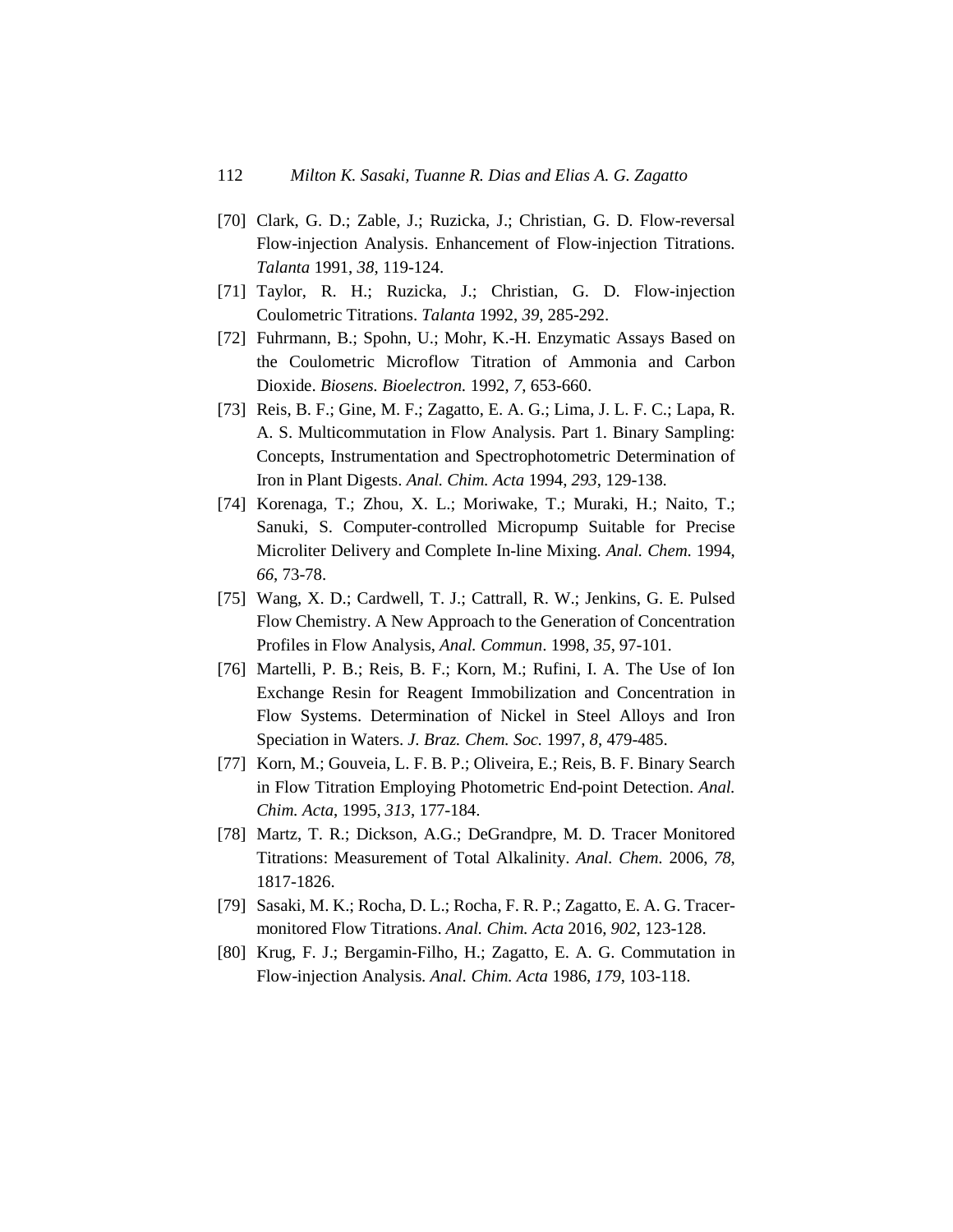[70] Clark, G. D.; Zable, J.; Ruzicka, J.; Christian, G. D. Flow-reversal Flow-injection Analysis. Enhancement of Flow-injection Titrations. *Talanta* 1991, *38*, 119-124.

[71] Taylor, R. H.; Ruzicka, J.; Christian, G. D. Flow-injection Coulometric Titrations. *Talanta* 1992, *39*, 285-292.

[72] Fuhrmann, B.; Spohn, U.; Mohr, K.-H. Enzymatic Assays Based on the Coulometric Microflow Titration of Ammonia and Carbon Dioxide. *Biosens. Bioelectron.* 1992, *7*, 653-660.

[73] Reis, B. F.; Gine, M. F.; Zagatto, E. A. G.; Lima, J. L. F. C.; Lapa, R. A. S. Multicommutation in Flow Analysis. Part 1. Binary Sampling: Concepts, Instrumentation and Spectrophotometric Determination of Iron in Plant Digests. *Anal. Chim. Acta* 1994, *293*, 129-138.

[74] Korenaga, T.; Zhou, X. L.; Moriwake, T.; Muraki, H.; Naito, T.; Sanuki, S. Computer-controlled Micropump Suitable for Precise Microliter Delivery and Complete In-line Mixing. *Anal. Chem.* 1994, *66*, 73-78.

[75] Wang, X. D.; Cardwell, T. J.; Cattrall, R. W.; Jenkins, G. E. Pulsed Flow Chemistry. A New Approach to the Generation of Concentration Profiles in Flow Analysis, *Anal. Commun*. 1998, *35*, 97-101.

[76] Martelli, P. B.; Reis, B. F.; Korn, M.; Rufini, I. A. The Use of Ion Exchange Resin for Reagent Immobilization and Concentration in Flow Systems. Determination of Nickel in Steel Alloys and Iron Speciation in Waters. *J. Braz. Chem. Soc.* 1997, *8*, 479-485.

[77] Korn, M.; Gouveia, L. F. B. P.; Oliveira, E.; Reis, B. F. Binary Search in Flow Titration Employing Photometric End-point Detection. *Anal. Chim. Acta*, 1995, *313*, 177-184.

[78] Martz, T. R.; Dickson, A.G.; DeGrandpre, M. D. Tracer Monitored Titrations: Measurement of Total Alkalinity. *Anal. Chem.* 2006, *78*, 1817-1826.

[79] Sasaki, M. K.; Rocha, D. L.; Rocha, F. R. P.; Zagatto, E. A. G. Tracer-monitored Flow Titrations. *Anal. Chim. Acta* 2016, *902*, 123-128.

[80] Krug, F. J.; Bergamin-Filho, H.; Zagatto, E. A. G. Commutation in Flow-injection Analysis. *Anal. Chim. Acta* 1986, *179*, 103-118.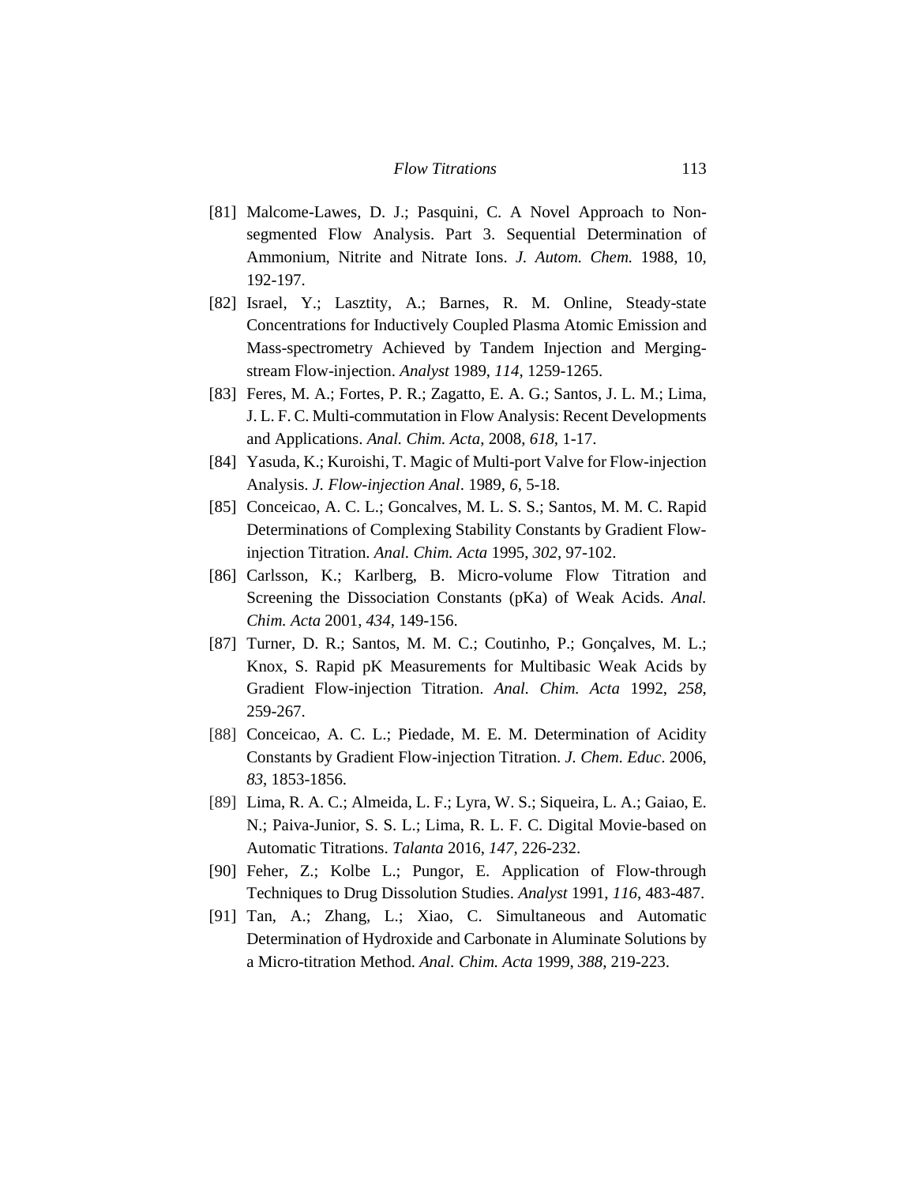[81] Malcome-Lawes, D. J.; Pasquini, C. A Novel Approach to Non-segmented Flow Analysis. Part 3. Sequential Determination of Ammonium, Nitrite and Nitrate Ions. *J. Autom. Chem.* 1988, 10, 192-197.

[82] Israel, Y.; Lasztity, A.; Barnes, R. M. Online, Steady-state Concentrations for Inductively Coupled Plasma Atomic Emission and Mass-spectrometry Achieved by Tandem Injection and Merging-stream Flow-injection. *Analyst* 1989, *114*, 1259-1265.

[83] Feres, M. A.; Fortes, P. R.; Zagatto, E. A. G.; Santos, J. L. M.; Lima, J. L. F. C. Multi-commutation in Flow Analysis: Recent Developments and Applications. *Anal. Chim. Acta*, 2008, *618*, 1-17.

[84] Yasuda, K.; Kuroishi, T. Magic of Multi-port Valve for Flow-injection Analysis. *J. Flow-injection Anal*. 1989, *6*, 5-18.

[85] Conceicao, A. C. L.; Goncalves, M. L. S. S.; Santos, M. M. C. Rapid Determinations of Complexing Stability Constants by Gradient Flow-injection Titration. *Anal. Chim. Acta* 1995, *302*, 97-102.

[86] Carlsson, K.; Karlberg, B. Micro-volume Flow Titration and Screening the Dissociation Constants (pKa) of Weak Acids. *Anal. Chim. Acta* 2001, *434*, 149-156.

[87] Turner, D. R.; Santos, M. M. C.; Coutinho, P.; Gonçalves, M. L.; Knox, S. Rapid pK Measurements for Multibasic Weak Acids by Gradient Flow-injection Titration. *Anal. Chim. Acta* 1992, *258*, 259-267.

[88] Conceicao, A. C. L.; Piedade, M. E. M. Determination of Acidity Constants by Gradient Flow-injection Titration. *J. Chem. Educ*. 2006, *83*, 1853-1856.

[89] Lima, R. A. C.; Almeida, L. F.; Lyra, W. S.; Siqueira, L. A.; Gaiao, E. N.; Paiva-Junior, S. S. L.; Lima, R. L. F. C. Digital Movie-based on Automatic Titrations. *Talanta* 2016, *147*, 226-232.

[90] Feher, Z.; Kolbe L.; Pungor, E. Application of Flow-through Techniques to Drug Dissolution Studies. *Analyst* 1991, *116*, 483-487.

[91] Tan, A.; Zhang, L.; Xiao, C. Simultaneous and Automatic Determination of Hydroxide and Carbonate in Aluminate Solutions by a Micro-titration Method. *Anal. Chim. Acta* 1999, *388*, 219-223.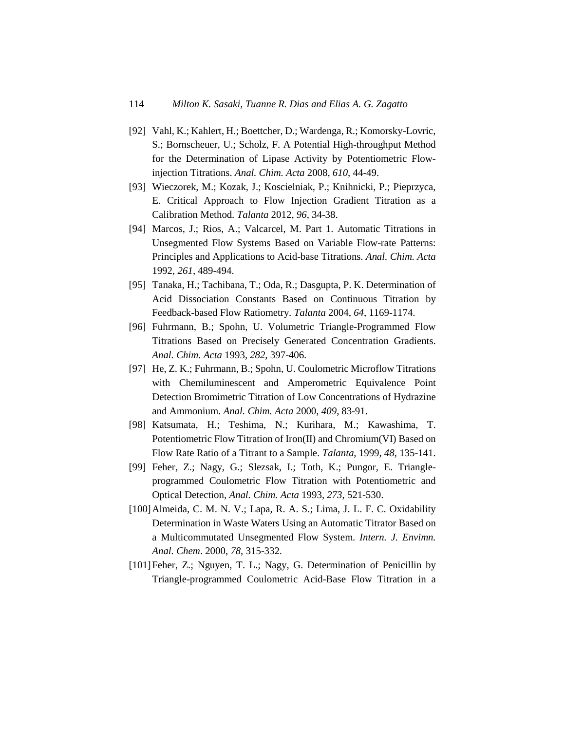[92] Vahl, K.; Kahlert, H.; Boettcher, D.; Wardenga, R.; Komorsky-Lovric, S.; Bornscheuer, U.; Scholz, F. A Potential High-throughput Method for the Determination of Lipase Activity by Potentiometric Flow-injection Titrations. *Anal. Chim. Acta* 2008, *610*, 44-49.

[93] Wieczorek, M.; Kozak, J.; Koscielniak, P.; Knihnicki, P.; Pieprzyca, E. Critical Approach to Flow Injection Gradient Titration as a Calibration Method. *Talanta* 2012, *96*, 34-38.

[94] Marcos, J.; Rios, A.; Valcarcel, M. Part 1. Automatic Titrations in Unsegmented Flow Systems Based on Variable Flow-rate Patterns: Principles and Applications to Acid-base Titrations. *Anal. Chim. Acta* 1992, *261*, 489-494.

[95] Tanaka, H.; Tachibana, T.; Oda, R.; Dasgupta, P. K. Determination of Acid Dissociation Constants Based on Continuous Titration by Feedback-based Flow Ratiometry. *Talanta* 2004, *64*, 1169-1174.

[96] Fuhrmann, B.; Spohn, U. Volumetric Triangle-Programmed Flow Titrations Based on Precisely Generated Concentration Gradients. *Anal. Chim. Acta* 1993, *282*, 397-406.

[97] He, Z. K.; Fuhrmann, B.; Spohn, U. Coulometric Microflow Titrations with Chemiluminescent and Amperometric Equivalence Point Detection Bromimetric Titration of Low Concentrations of Hydrazine and Ammonium. *Anal. Chim. Acta* 2000, *409*, 83-91.

[98] Katsumata, H.; Teshima, N.; Kurihara, M.; Kawashima, T. Potentiometric Flow Titration of Iron(II) and Chromium(VI) Based on Flow Rate Ratio of a Titrant to a Sample. *Talanta*, 1999, *48*, 135-141.

[99] Feher, Z.; Nagy, G.; Slezsak, I.; Toth, K.; Pungor, E. Triangle-programmed Coulometric Flow Titration with Potentiometric and Optical Detection, *Anal. Chim. Acta* 1993, *273*, 521-530.

[100] Almeida, C. M. N. V.; Lapa, R. A. S.; Lima, J. L. F. C. Oxidability Determination in Waste Waters Using an Automatic Titrator Based on a Multicommutated Unsegmented Flow System. *Intern. J. Envimn. Anal. Chem*. 2000, *78*, 315-332.

[101] Feher, Z.; Nguyen, T. L.; Nagy, G. Determination of Penicillin by Triangle-programmed Coulometric Acid-Base Flow Titration in a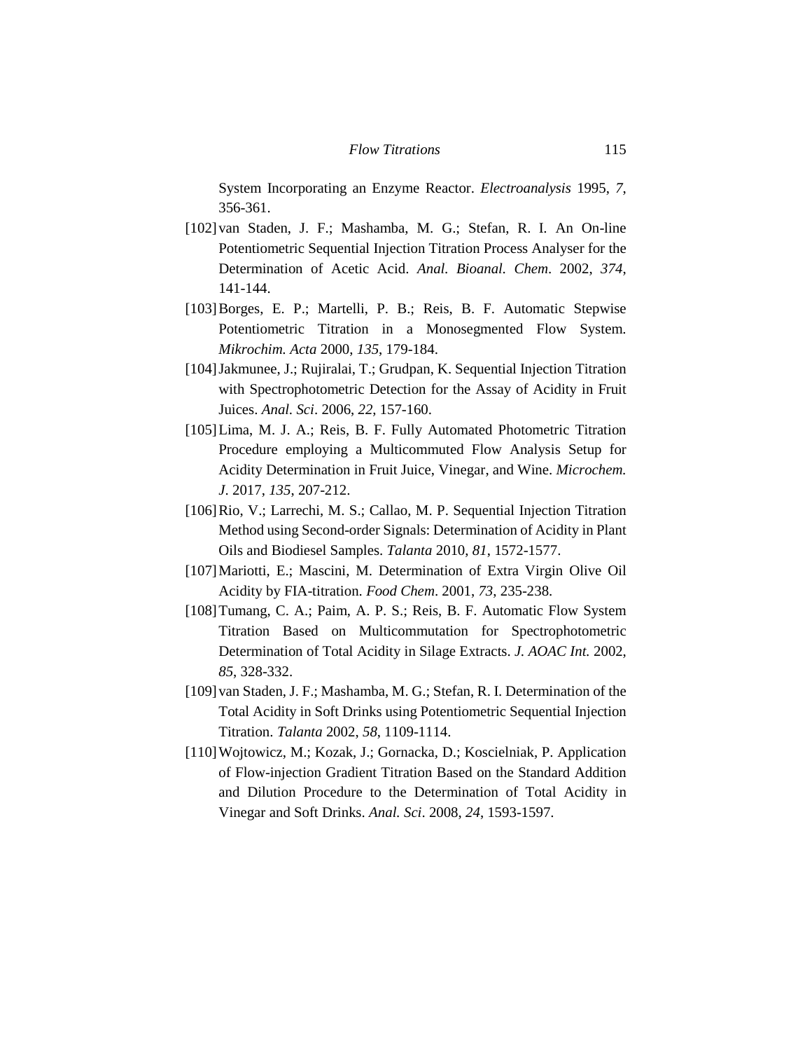System Incorporating an Enzyme Reactor. *Electroanalysis* 1995, *7*, 356-361.

[102] van Staden, J. F.; Mashamba, M. G.; Stefan, R. I. An On-line Potentiometric Sequential Injection Titration Process Analyser for the Determination of Acetic Acid. *Anal. Bioanal. Chem*. 2002, *374*, 141-144.

[103] Borges, E. P.; Martelli, P. B.; Reis, B. F. Automatic Stepwise Potentiometric Titration in a Monosegmented Flow System. *Mikrochim. Acta* 2000, *135*, 179-184.

[104] Jakmunee, J.; Rujiralai, T.; Grudpan, K. Sequential Injection Titration with Spectrophotometric Detection for the Assay of Acidity in Fruit Juices. *Anal. Sci*. 2006, *22*, 157-160.

[105] Lima, M. J. A.; Reis, B. F. Fully Automated Photometric Titration Procedure employing a Multicommuted Flow Analysis Setup for Acidity Determination in Fruit Juice, Vinegar, and Wine. *Microchem. J*. 2017, *135*, 207-212.

[106] Rio, V.; Larrechi, M. S.; Callao, M. P. Sequential Injection Titration Method using Second-order Signals: Determination of Acidity in Plant Oils and Biodiesel Samples. *Talanta* 2010, *81*, 1572-1577.

[107] Mariotti, E.; Mascini, M. Determination of Extra Virgin Olive Oil Acidity by FIA-titration. *Food Chem*. 2001, *73*, 235-238.

[108] Tumang, C. A.; Paim, A. P. S.; Reis, B. F. Automatic Flow System Titration Based on Multicommutation for Spectrophotometric Determination of Total Acidity in Silage Extracts. *J. AOAC Int.* 2002, *85*, 328-332.

[109] van Staden, J. F.; Mashamba, M. G.; Stefan, R. I. Determination of the Total Acidity in Soft Drinks using Potentiometric Sequential Injection Titration. *Talanta* 2002, *58*, 1109-1114.

[110] Wojtowicz, M.; Kozak, J.; Gornacka, D.; Koscielniak, P. Application of Flow-injection Gradient Titration Based on the Standard Addition and Dilution Procedure to the Determination of Total Acidity in Vinegar and Soft Drinks. *Anal. Sci*. 2008, *24*, 1593-1597.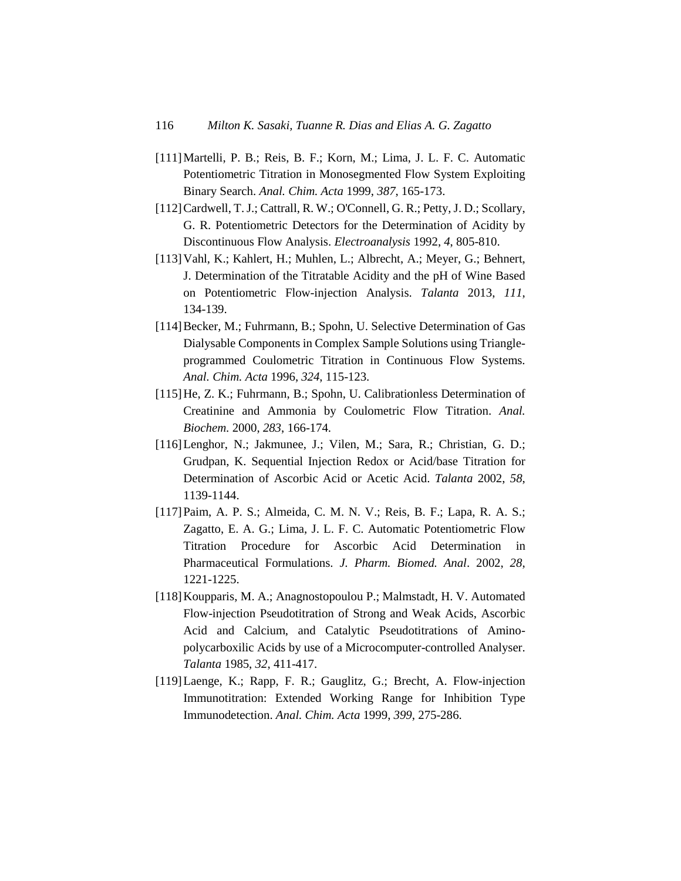[111] Martelli, P. B.; Reis, B. F.; Korn, M.; Lima, J. L. F. C. Automatic Potentiometric Titration in Monosegmented Flow System Exploiting Binary Search. *Anal. Chim. Acta* 1999, *387*, 165-173.

[112] Cardwell, T. J.; Cattrall, R. W.; O'Connell, G. R.; Petty, J. D.; Scollary, G. R. Potentiometric Detectors for the Determination of Acidity by Discontinuous Flow Analysis. *Electroanalysis* 1992, *4*, 805-810.

[113] Vahl, K.; Kahlert, H.; Muhlen, L.; Albrecht, A.; Meyer, G.; Behnert, J. Determination of the Titratable Acidity and the pH of Wine Based on Potentiometric Flow-injection Analysis. *Talanta* 2013, *111*, 134-139.

[114] Becker, M.; Fuhrmann, B.; Spohn, U. Selective Determination of Gas Dialysable Components in Complex Sample Solutions using Triangle-programmed Coulometric Titration in Continuous Flow Systems. *Anal. Chim. Acta* 1996, *324*, 115-123.

[115] He, Z. K.; Fuhrmann, B.; Spohn, U. Calibrationless Determination of Creatinine and Ammonia by Coulometric Flow Titration. *Anal. Biochem.* 2000, *283*, 166-174.

[116] Lenghor, N.; Jakmunee, J.; Vilen, M.; Sara, R.; Christian, G. D.; Grudpan, K. Sequential Injection Redox or Acid/base Titration for Determination of Ascorbic Acid or Acetic Acid. *Talanta* 2002, *58*, 1139-1144.

[117] Paim, A. P. S.; Almeida, C. M. N. V.; Reis, B. F.; Lapa, R. A. S.; Zagatto, E. A. G.; Lima, J. L. F. C. Automatic Potentiometric Flow Titration Procedure for Ascorbic Acid Determination in Pharmaceutical Formulations. *J. Pharm. Biomed. Anal*. 2002, *28*, 1221-1225.

[118] Koupparis, M. A.; Anagnostopoulou P.; Malmstadt, H. V. Automated Flow-injection Pseudotitration of Strong and Weak Acids, Ascorbic Acid and Calcium, and Catalytic Pseudotitrations of Amino-polycarboxilic Acids by use of a Microcomputer-controlled Analyser. *Talanta* 1985, *32*, 411-417.

[119] Laenge, K.; Rapp, F. R.; Gauglitz, G.; Brecht, A. Flow-injection Immunotitration: Extended Working Range for Inhibition Type Immunodetection. *Anal. Chim. Acta* 1999, *399*, 275-286.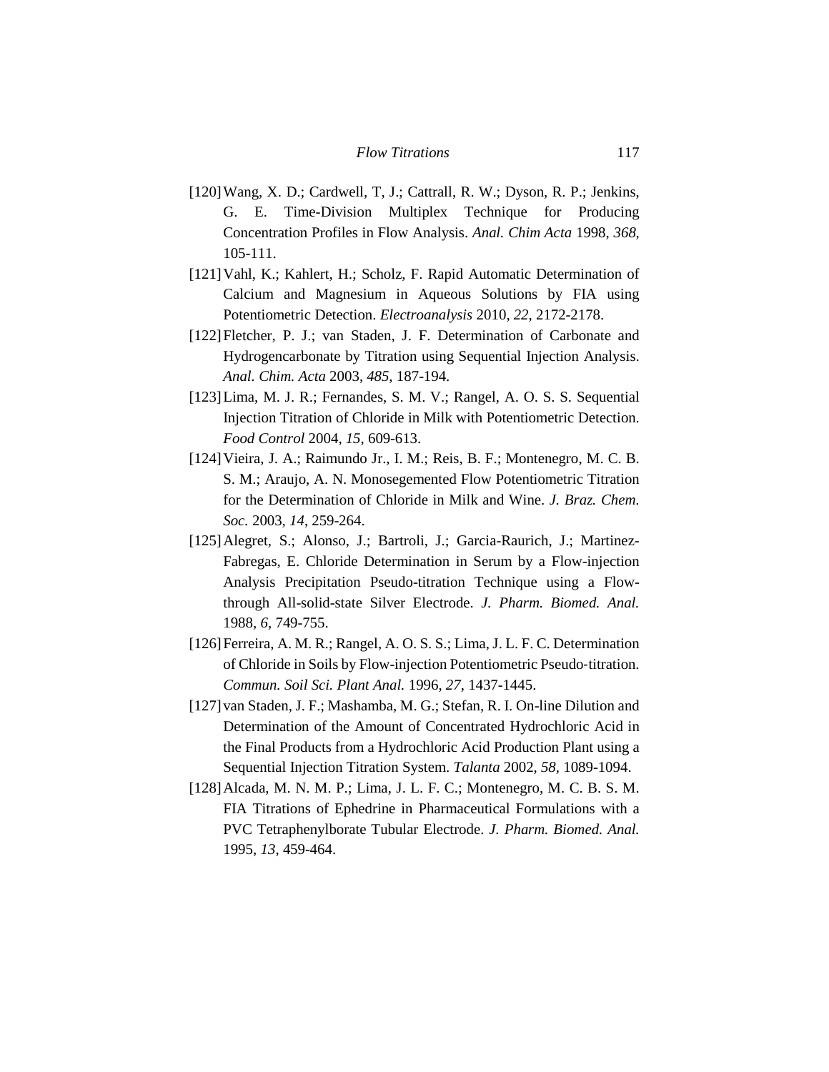[120] Wang, X. D.; Cardwell, T, J.; Cattrall, R. W.; Dyson, R. P.; Jenkins, G. E. Time-Division Multiplex Technique for Producing Concentration Profiles in Flow Analysis. *Anal. Chim Acta* 1998, *368*, 105-111.

[121] Vahl, K.; Kahlert, H.; Scholz, F. Rapid Automatic Determination of Calcium and Magnesium in Aqueous Solutions by FIA using Potentiometric Detection. *Electroanalysis* 2010, *22*, 2172-2178.

[122] Fletcher, P. J.; van Staden, J. F. Determination of Carbonate and Hydrogencarbonate by Titration using Sequential Injection Analysis. *Anal. Chim. Acta* 2003, *485*, 187-194.

[123] Lima, M. J. R.; Fernandes, S. M. V.; Rangel, A. O. S. S. Sequential Injection Titration of Chloride in Milk with Potentiometric Detection. *Food Control* 2004, *15*, 609-613.

[124] Vieira, J. A.; Raimundo Jr., I. M.; Reis, B. F.; Montenegro, M. C. B. S. M.; Araujo, A. N. Monosegemented Flow Potentiometric Titration for the Determination of Chloride in Milk and Wine. *J. Braz. Chem. Soc.* 2003, *14*, 259-264.

[125] Alegret, S.; Alonso, J.; Bartroli, J.; Garcia-Raurich, J.; Martinez-Fabregas, E. Chloride Determination in Serum by a Flow-injection Analysis Precipitation Pseudo-titration Technique using a Flow-through All-solid-state Silver Electrode. *J. Pharm. Biomed. Anal.* 1988, *6*, 749-755.

[126] Ferreira, A. M. R.; Rangel, A. O. S. S.; Lima, J. L. F. C. Determination of Chloride in Soils by Flow-injection Potentiometric Pseudo-titration. *Commun. Soil Sci. Plant Anal.* 1996, *27*, 1437-1445.

[127] van Staden, J. F.; Mashamba, M. G.; Stefan, R. I. On-line Dilution and Determination of the Amount of Concentrated Hydrochloric Acid in the Final Products from a Hydrochloric Acid Production Plant using a Sequential Injection Titration System. *Talanta* 2002, *58*, 1089-1094.

[128] Alcada, M. N. M. P.; Lima, J. L. F. C.; Montenegro, M. C. B. S. M. FIA Titrations of Ephedrine in Pharmaceutical Formulations with a PVC Tetraphenylborate Tubular Electrode. *J. Pharm. Biomed. Anal.* 1995, *13*, 459-464.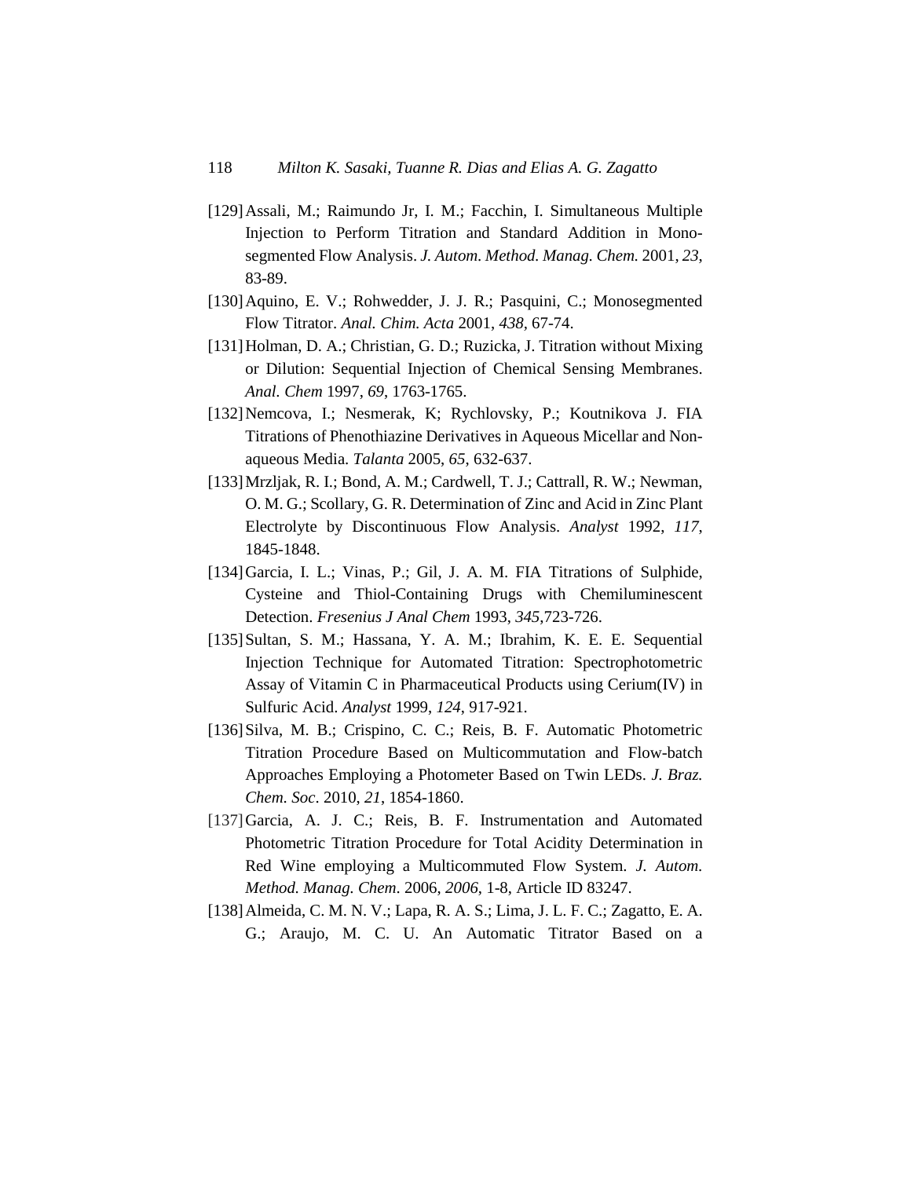[129] Assali, M.; Raimundo Jr, I. M.; Facchin, I. Simultaneous Multiple Injection to Perform Titration and Standard Addition in Monosegmented Flow Analysis. *J. Autom. Method. Manag. Chem.* 2001, *23*, 83-89.

[130] Aquino, E. V.; Rohwedder, J. J. R.; Pasquini, C.; Monosegmented Flow Titrator. *Anal. Chim. Acta* 2001, *438*, 67-74.

[131] Holman, D. A.; Christian, G. D.; Ruzicka, J. Titration without Mixing or Dilution: Sequential Injection of Chemical Sensing Membranes. *Anal. Chem* 1997, *69*, 1763-1765.

[132] Nemcova, I.; Nesmerak, K; Rychlovsky, P.; Koutnikova J. FIA Titrations of Phenothiazine Derivatives in Aqueous Micellar and Non-aqueous Media. *Talanta* 2005, *65*, 632-637.

[133] Mrzljak, R. I.; Bond, A. M.; Cardwell, T. J.; Cattrall, R. W.; Newman, O. M. G.; Scollary, G. R. Determination of Zinc and Acid in Zinc Plant Electrolyte by Discontinuous Flow Analysis. *Analyst* 1992, *117*, 1845-1848.

[134] Garcia, I. L.; Vinas, P.; Gil, J. A. M. FIA Titrations of Sulphide, Cysteine and Thiol-Containing Drugs with Chemiluminescent Detection. *Fresenius J Anal Chem* 1993, *345*,723-726.

[135] Sultan, S. M.; Hassana, Y. A. M.; Ibrahim, K. E. E. Sequential Injection Technique for Automated Titration: Spectrophotometric Assay of Vitamin C in Pharmaceutical Products using Cerium(IV) in Sulfuric Acid. *Analyst* 1999, *124*, 917-921.

[136] Silva, M. B.; Crispino, C. C.; Reis, B. F. Automatic Photometric Titration Procedure Based on Multicommutation and Flow-batch Approaches Employing a Photometer Based on Twin LEDs. *J. Braz. Chem. Soc*. 2010, *21*, 1854-1860.

[137] Garcia, A. J. C.; Reis, B. F. Instrumentation and Automated Photometric Titration Procedure for Total Acidity Determination in Red Wine employing a Multicommuted Flow System. *J. Autom. Method. Manag. Chem*. 2006, *2006*, 1-8, Article ID 83247.

[138] Almeida, C. M. N. V.; Lapa, R. A. S.; Lima, J. L. F. C.; Zagatto, E. A. G.; Araujo, M. C. U. An Automatic Titrator Based on a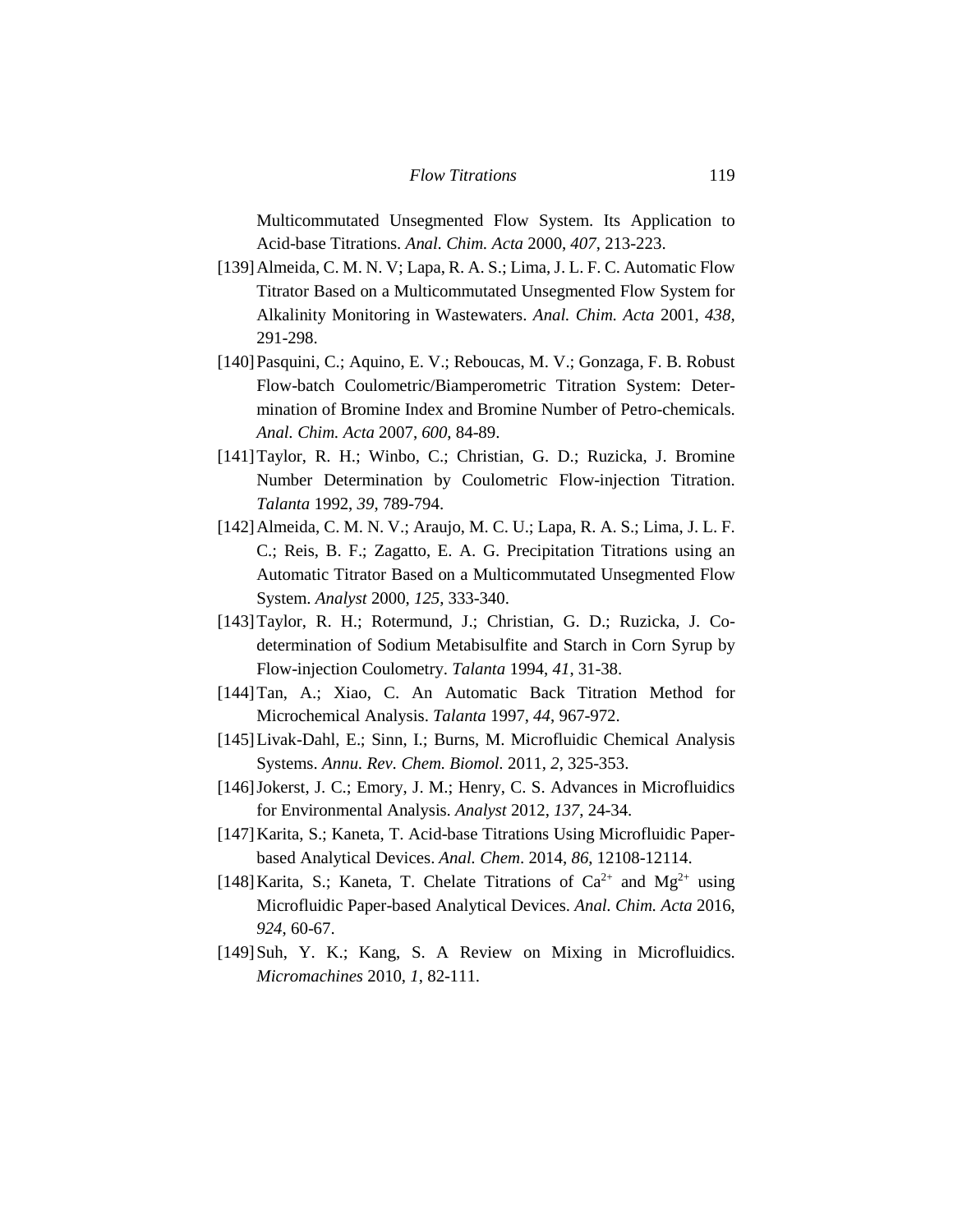Multicommutated Unsegmented Flow System. Its Application to Acid-base Titrations. *Anal. Chim. Acta* 2000, *407*, 213-223.

[139] Almeida, C. M. N. V; Lapa, R. A. S.; Lima, J. L. F. C. Automatic Flow Titrator Based on a Multicommutated Unsegmented Flow System for Alkalinity Monitoring in Wastewaters. *Anal. Chim. Acta* 2001, *438*, 291-298.

[140] Pasquini, C.; Aquino, E. V.; Reboucas, M. V.; Gonzaga, F. B. Robust Flow-batch Coulometric/Biamperometric Titration System: Determination of Bromine Index and Bromine Number of Petro-chemicals. *Anal. Chim. Acta* 2007, *600*, 84-89.

[141] Taylor, R. H.; Winbo, C.; Christian, G. D.; Ruzicka, J. Bromine Number Determination by Coulometric Flow-injection Titration. *Talanta* 1992, *39*, 789-794.

[142] Almeida, C. M. N. V.; Araujo, M. C. U.; Lapa, R. A. S.; Lima, J. L. F. C.; Reis, B. F.; Zagatto, E. A. G. Precipitation Titrations using an Automatic Titrator Based on a Multicommutated Unsegmented Flow System. *Analyst* 2000, *125*, 333-340.

[143] Taylor, R. H.; Rotermund, J.; Christian, G. D.; Ruzicka, J. Co-determination of Sodium Metabisulfite and Starch in Corn Syrup by Flow-injection Coulometry. *Talanta* 1994, *41*, 31-38.

[144] Tan, A.; Xiao, C. An Automatic Back Titration Method for Microchemical Analysis. *Talanta* 1997, *44*, 967-972.

[145] Livak-Dahl, E.; Sinn, I.; Burns, M. Microfluidic Chemical Analysis Systems. *Annu. Rev. Chem. Biomol.* 2011, *2*, 325-353.

[146] Jokerst, J. C.; Emory, J. M.; Henry, C. S. Advances in Microfluidics for Environmental Analysis. *Analyst* 2012, *137*, 24-34.

[147] Karita, S.; Kaneta, T. Acid-base Titrations Using Microfluidic Paper-based Analytical Devices. *Anal. Chem.* 2014, *86*, 12108-12114.

[148] Karita, S.; Kaneta, T. Chelate Titrations of $Ca^{2+}$ and $Mg^{2+}$ using Microfluidic Paper-based Analytical Devices. *Anal. Chim. Acta* 2016, *924*, 60-67.

[149] Suh, Y. K.; Kang, S. A Review on Mixing in Microfluidics. *Micromachines* 2010, *1*, 82-111.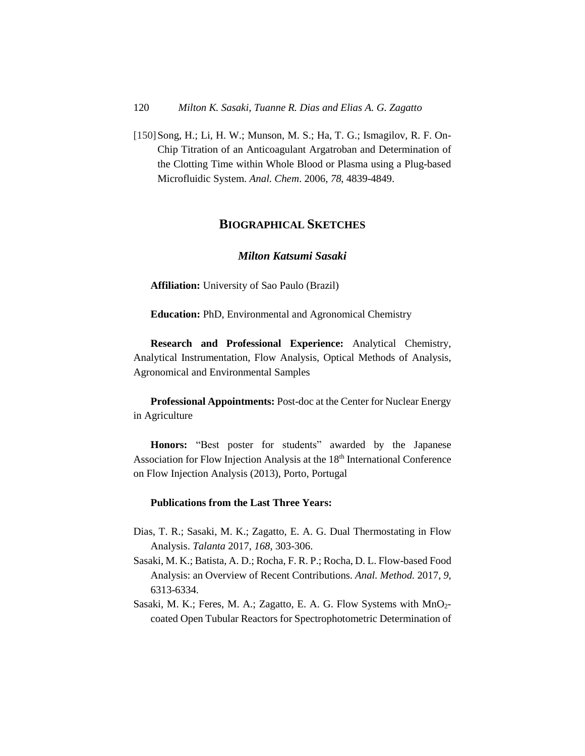[150] Song, H.; Li, H. W.; Munson, M. S.; Ha, T. G.; Ismagilov, R. F. On-Chip Titration of an Anticoagulant Argatroban and Determination of the Clotting Time within Whole Blood or Plasma using a Plug-based Microfluidic System. *Anal. Chem*. 2006, *78*, 4839-4849.

## BIOGRAPHICAL SKETCHES

### *Milton Katsumi Sasaki*

**Affiliation:** University of Sao Paulo (Brazil)

**Education:** PhD, Environmental and Agronomical Chemistry

**Research and Professional Experience:** Analytical Chemistry, Analytical Instrumentation, Flow Analysis, Optical Methods of Analysis, Agronomical and Environmental Samples

**Professional Appointments:** Post-doc at the Center for Nuclear Energy in Agriculture

**Honors:** "Best poster for students" awarded by the Japanese Association for Flow Injection Analysis at the 18th International Conference on Flow Injection Analysis (2013), Porto, Portugal

**Publications from the Last Three Years:**

Dias, T. R.; Sasaki, M. K.; Zagatto, E. A. G. Dual Thermostating in Flow Analysis. *Talanta* 2017, *168*, 303-306.

Sasaki, M. K.; Batista, A. D.; Rocha, F. R. P.; Rocha, D. L. Flow-based Food Analysis: an Overview of Recent Contributions. *Anal. Method.* 2017, *9*, 6313-6334.

Sasaki, M. K.; Feres, M. A.; Zagatto, E. A. G. Flow Systems with $MnO_2$-coated Open Tubular Reactors for Spectrophotometric Determination of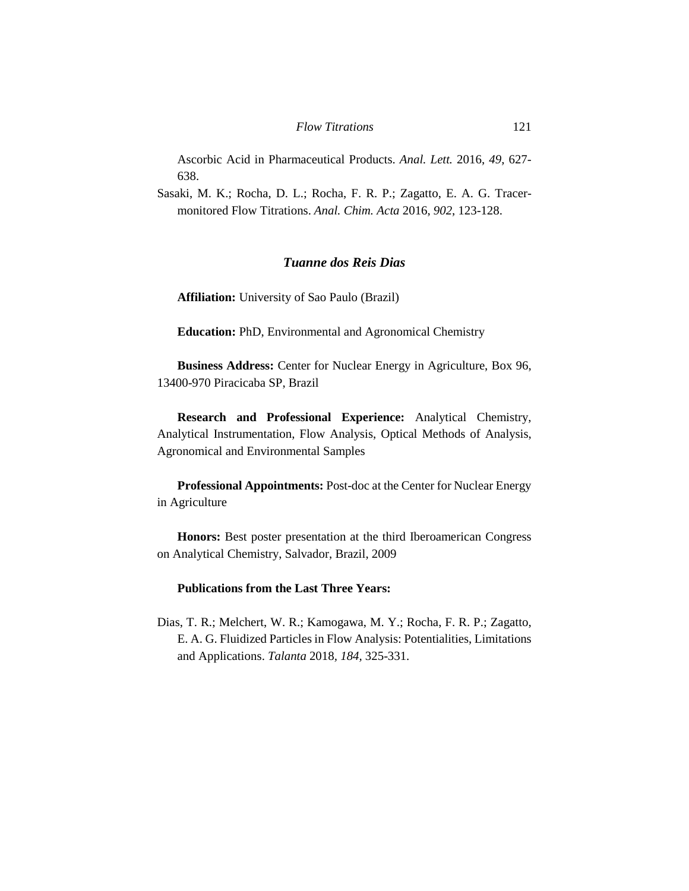Ascorbic Acid in Pharmaceutical Products. *Anal. Lett.* 2016, *49*, 627-638.

Sasaki, M. K.; Rocha, D. L.; Rocha, F. R. P.; Zagatto, E. A. G. Tracer-monitored Flow Titrations. *Anal. Chim. Acta* 2016, *902*, 123-128.

## *Tuanne dos Reis Dias*

**Affiliation:** University of Sao Paulo (Brazil)

**Education:** PhD, Environmental and Agronomical Chemistry

**Business Address:** Center for Nuclear Energy in Agriculture, Box 96, 13400-970 Piracicaba SP, Brazil

**Research and Professional Experience:** Analytical Chemistry, Analytical Instrumentation, Flow Analysis, Optical Methods of Analysis, Agronomical and Environmental Samples

**Professional Appointments:** Post-doc at the Center for Nuclear Energy in Agriculture

**Honors:** Best poster presentation at the third Iberoamerican Congress on Analytical Chemistry, Salvador, Brazil, 2009

**Publications from the Last Three Years:**

Dias, T. R.; Melchert, W. R.; Kamogawa, M. Y.; Rocha, F. R. P.; Zagatto, E. A. G. Fluidized Particles in Flow Analysis: Potentialities, Limitations and Applications. *Talanta* 2018, *184,* 325-331.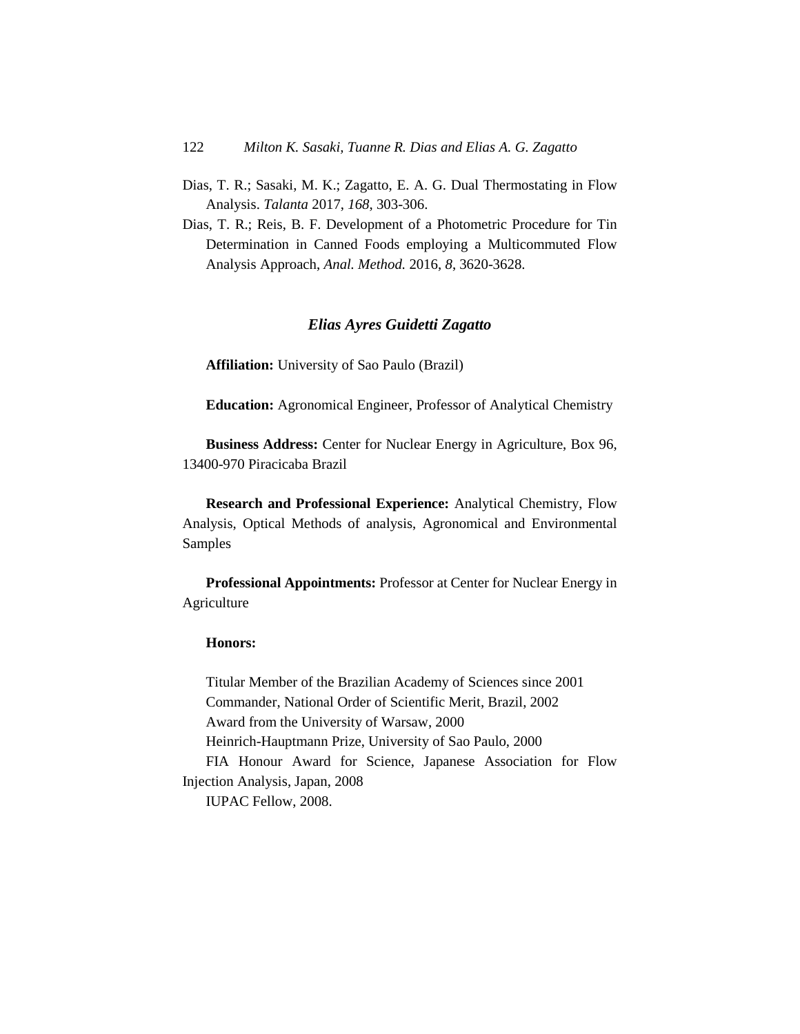Dias, T. R.; Sasaki, M. K.; Zagatto, E. A. G. Dual Thermostating in Flow Analysis. *Talanta* 2017, *168*, 303-306.

Dias, T. R.; Reis, B. F. Development of a Photometric Procedure for Tin Determination in Canned Foods employing a Multicommuted Flow Analysis Approach, *Anal. Method.* 2016, *8*, 3620-3628.

### *Elias Ayres Guidetti Zagatto*

**Affiliation:** University of Sao Paulo (Brazil)

**Education:** Agronomical Engineer, Professor of Analytical Chemistry

**Business Address:** Center for Nuclear Energy in Agriculture, Box 96, 13400-970 Piracicaba Brazil

**Research and Professional Experience:** Analytical Chemistry, Flow Analysis, Optical Methods of analysis, Agronomical and Environmental Samples

**Professional Appointments:** Professor at Center for Nuclear Energy in Agriculture

**Honors:**

Titular Member of the Brazilian Academy of Sciences since 2001
Commander, National Order of Scientific Merit, Brazil, 2002
Award from the University of Warsaw, 2000
Heinrich-Hauptmann Prize, University of Sao Paulo, 2000
FIA Honour Award for Science, Japanese Association for Flow Injection Analysis, Japan, 2008
IUPAC Fellow, 2008.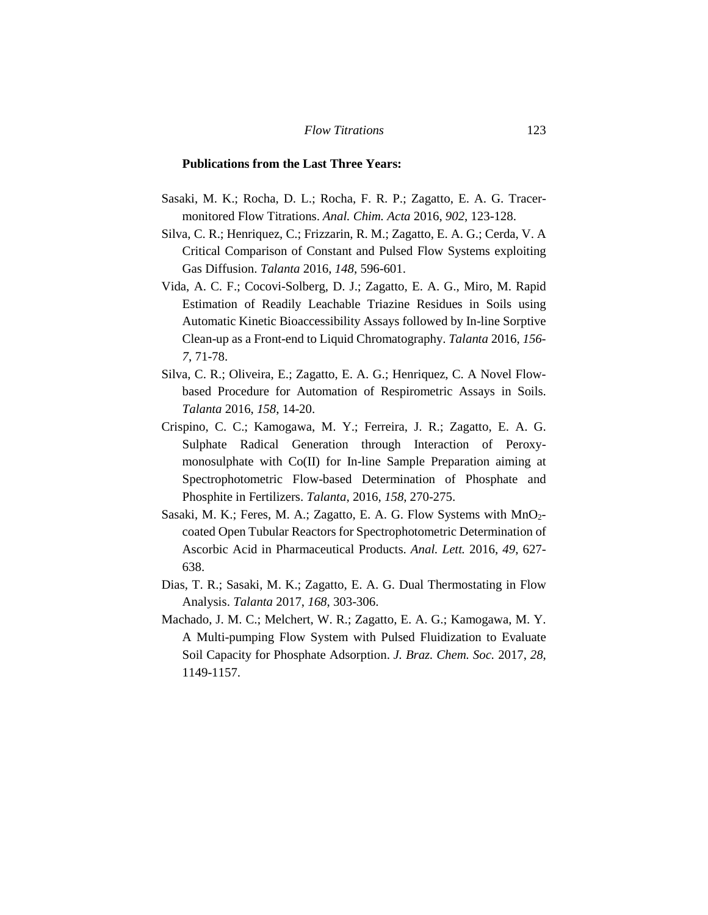**Publications from the Last Three Years:**

Sasaki, M. K.; Rocha, D. L.; Rocha, F. R. P.; Zagatto, E. A. G. Tracer-monitored Flow Titrations. *Anal. Chim. Acta* 2016, *902*, 123-128.

Silva, C. R.; Henriquez, C.; Frizzarin, R. M.; Zagatto, E. A. G.; Cerda, V. A Critical Comparison of Constant and Pulsed Flow Systems exploiting Gas Diffusion. *Talanta* 2016, *148*, 596-601.

Vida, A. C. F.; Cocovi-Solberg, D. J.; Zagatto, E. A. G., Miro, M. Rapid Estimation of Readily Leachable Triazine Residues in Soils using Automatic Kinetic Bioaccessibility Assays followed by In-line Sorptive Clean-up as a Front-end to Liquid Chromatography. *Talanta* 2016, *156-7*, 71-78.

Silva, C. R.; Oliveira, E.; Zagatto, E. A. G.; Henriquez, C. A Novel Flow-based Procedure for Automation of Respirometric Assays in Soils. *Talanta* 2016, *158*, 14-20.

Crispino, C. C.; Kamogawa, M. Y.; Ferreira, J. R.; Zagatto, E. A. G. Sulphate Radical Generation through Interaction of Peroxy-monosulphate with Co(II) for In-line Sample Preparation aiming at Spectrophotometric Flow-based Determination of Phosphate and Phosphite in Fertilizers. *Talanta*, 2016, *158*, 270-275.

Sasaki, M. K.; Feres, M. A.; Zagatto, E. A. G. Flow Systems with $MnO_2$-coated Open Tubular Reactors for Spectrophotometric Determination of Ascorbic Acid in Pharmaceutical Products. *Anal. Lett.* 2016, *49*, 627-638.

Dias, T. R.; Sasaki, M. K.; Zagatto, E. A. G. Dual Thermostating in Flow Analysis. *Talanta* 2017, *168*, 303-306.

Machado, J. M. C.; Melchert, W. R.; Zagatto, E. A. G.; Kamogawa, M. Y. A Multi-pumping Flow System with Pulsed Fluidization to Evaluate Soil Capacity for Phosphate Adsorption. *J. Braz. Chem. Soc.* 2017, *28*, 1149-1157.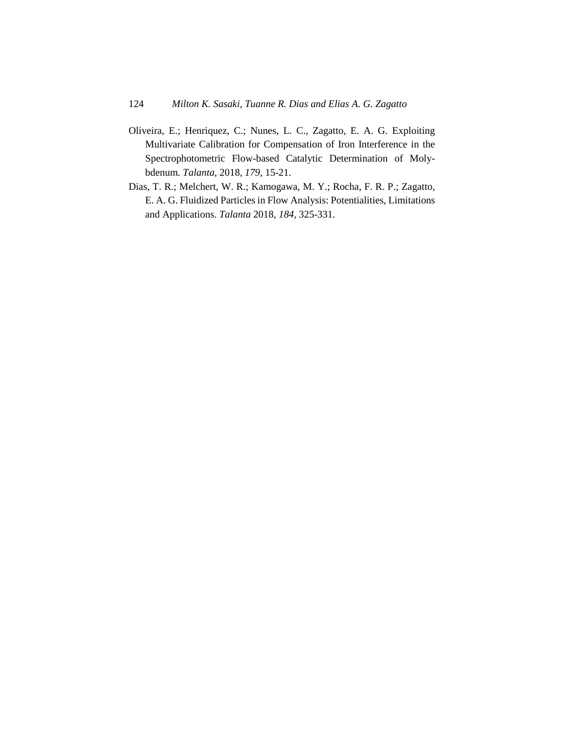Oliveira, E.; Henriquez, C.; Nunes, L. C., Zagatto, E. A. G. Exploiting Multivariate Calibration for Compensation of Iron Interference in the Spectrophotometric Flow-based Catalytic Determination of Molybdenum. *Talanta*, 2018, *179*, 15-21.

Dias, T. R.; Melchert, W. R.; Kamogawa, M. Y.; Rocha, F. R. P.; Zagatto, E. A. G. Fluidized Particles in Flow Analysis: Potentialities, Limitations and Applications. *Talanta* 2018, *184*, 325-331.